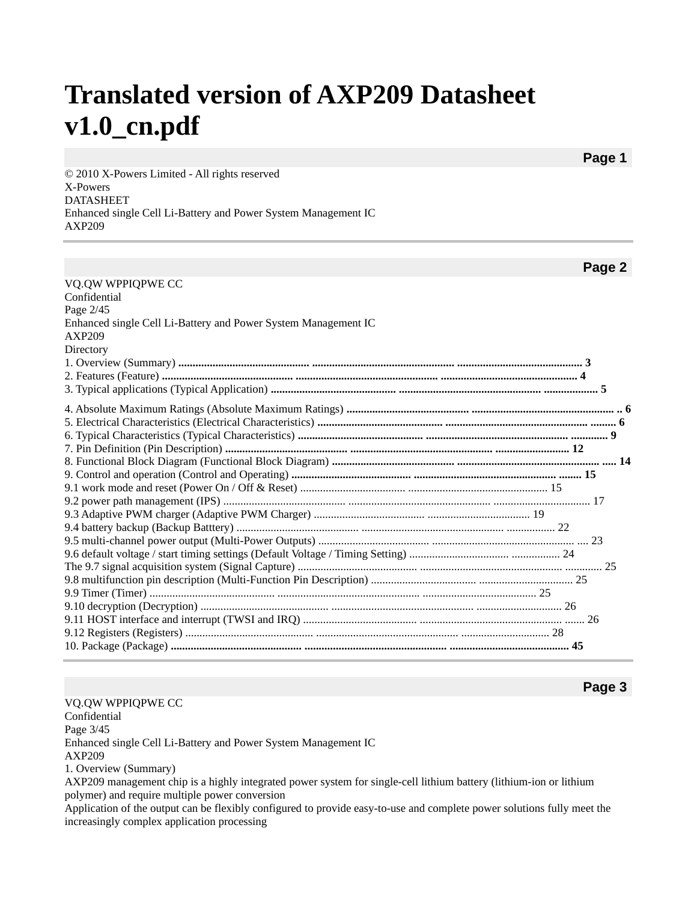# Translated version of AXP209 Datasheet v1.0_cn.pdf

**Page 1**

© 2010 X-Powers Limited - All rights reserved
X-Powers
DATASHEET
Enhanced single Cell Li-Battery and Power System Management IC
AXP209

---

**Page 2**

VQ.QW WPPIQPWE CC
Confidential
Page 2/45
Enhanced single Cell Li-Battery and Power System Management IC
AXP209
Directory

1. Overview (Summary) .............................................. ............................................... ........................................... **3**
2. Features (Feature) .............................................. ................................................ ............................................... **4**
3. Typical applications (Typical Application) ............................................. ................................................... ................... **5**
4. Absolute Maximum Ratings (Absolute Maximum Ratings) ............................................ .................................................. .. **6**
5. Electrical Characteristics (Electrical Characteristics) ............................................ ................................................ ......... **6**
6. Typical Characteristics (Typical Characteristics) ............................................ ................................................ ............. **9**
7. Pin Definition (Pin Description) ........................................... ................................................ .......................... **12**
8. Functional Block Diagram (Functional Block Diagram) ............................................ .................................................. ..... **14**
9. Control and operation (Control and Operating) ........................................... ................................................ ........ **15**

9.1 work mode and reset (Power On / Off & Reset) ..................................... ................................................ 15
9.2 power path management (IPS) ............................................ .................................................. .................................. 17
9.3 Adaptive PWM charger (Adaptive PWM Charger) ......................................... .................................... 19
9.4 battery backup (Backup Batttery) ............................................ .................................................. ................. 22
9.5 multi-channel power output (Multi-Power Outputs) ....................................... .................................................. .... 23
9.6 default voltage / start timing settings (Default Voltage / Timing Setting) ................................... ................. 24
The 9.7 signal acquisition system (Signal Capture) .......................................... ................................................ ............. 25
9.8 multifunction pin description (Multi-Function Pin Description) ..................................... ................................. 25
9.9 Timer (Timer) ............................................. ....................................................... ....................................... 25
9.10 decryption (Decryption) ............................................. ................................................ ............................. 26
9.11 HOST interface and interrupt (TWSI and IRQ) ........................................ .................................................. ....... 26
9.12 Registers (Registers) ............................................. ................................................ ............................... 28

10. Package (Package) .............................................. ............................................... .......................................... **45**

---

**Page 3**

VQ.QW WPPIQPWE CC
Confidential
Page 3/45
Enhanced single Cell Li-Battery and Power System Management IC
AXP209

1. Overview (Summary)

AXP209 management chip is a highly integrated power system for single-cell lithium battery (lithium-ion or lithium polymer) and require multiple power conversion

Application of the output can be flexibly configured to provide easy-to-use and complete power solutions fully meet the increasingly complex application processing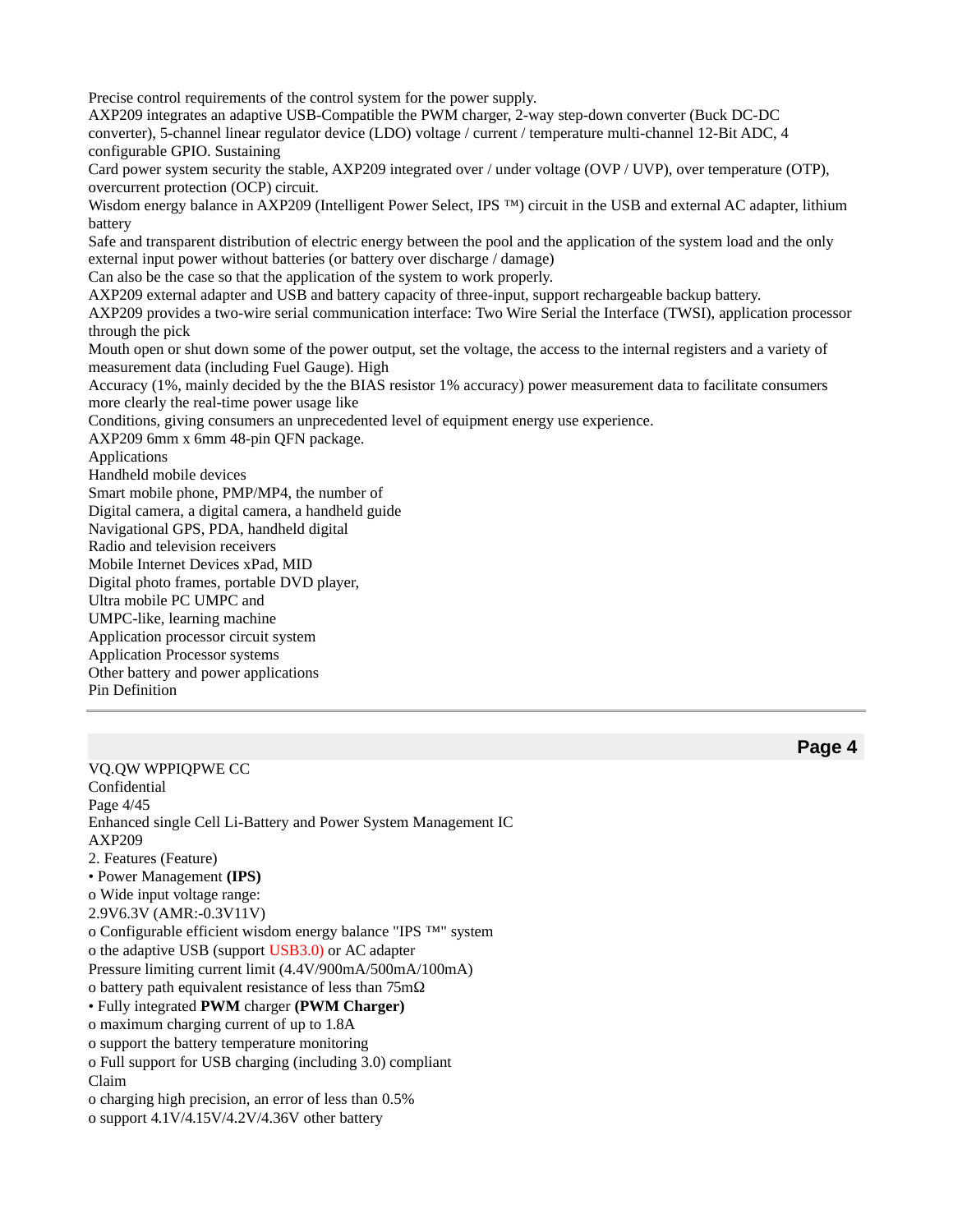Precise control requirements of the control system for the power supply.

AXP209 integrates an adaptive USB-Compatible the PWM charger, 2-way step-down converter (Buck DC-DC converter), 5-channel linear regulator device (LDO) voltage / current / temperature multi-channel 12-Bit ADC, 4 configurable GPIO. Sustaining

Card power system security the stable, AXP209 integrated over / under voltage (OVP / UVP), over temperature (OTP), overcurrent protection (OCP) circuit.

Wisdom energy balance in AXP209 (Intelligent Power Select, IPS ™) circuit in the USB and external AC adapter, lithium battery

Safe and transparent distribution of electric energy between the pool and the application of the system load and the only external input power without batteries (or battery over discharge / damage)

Can also be the case so that the application of the system to work properly.

AXP209 external adapter and USB and battery capacity of three-input, support rechargeable backup battery.

AXP209 provides a two-wire serial communication interface: Two Wire Serial the Interface (TWSI), application processor through the pick

Mouth open or shut down some of the power output, set the voltage, the access to the internal registers and a variety of measurement data (including Fuel Gauge). High

Accuracy (1%, mainly decided by the the BIAS resistor 1% accuracy) power measurement data to facilitate consumers more clearly the real-time power usage like

Conditions, giving consumers an unprecedented level of equipment energy use experience.

AXP209 6mm x 6mm 48-pin QFN package.

Applications

Handheld mobile devices

Smart mobile phone, PMP/MP4, the number of

Digital camera, a digital camera, a handheld guide

Navigational GPS, PDA, handheld digital

Radio and television receivers

Mobile Internet Devices xPad, MID

Digital photo frames, portable DVD player,

Ultra mobile PC UMPC and

UMPC-like, learning machine

Application processor circuit system

Application Processor systems

Other battery and power applications

Pin Definition

---

VQ.QW WPPIQPWE CC

Confidential

Enhanced single Cell Li-Battery and Power System Management IC

AXP209

2. Features (Feature)

• Power Management **(IPS)**

o Wide input voltage range:

2.9V6.3V (AMR:-0.3V11V)

o Configurable efficient wisdom energy balance "IPS ™" system

o the adaptive USB (support USB3.0) or AC adapter

Pressure limiting current limit (4.4V/900mA/500mA/100mA)

o battery path equivalent resistance of less than 75mΩ

• Fully integrated **PWM** charger **(PWM Charger)**

o maximum charging current of up to 1.8A

o support the battery temperature monitoring

o Full support for USB charging (including 3.0) compliant

Claim

o charging high precision, an error of less than 0.5%

o support 4.1V/4.15V/4.2V/4.36V other battery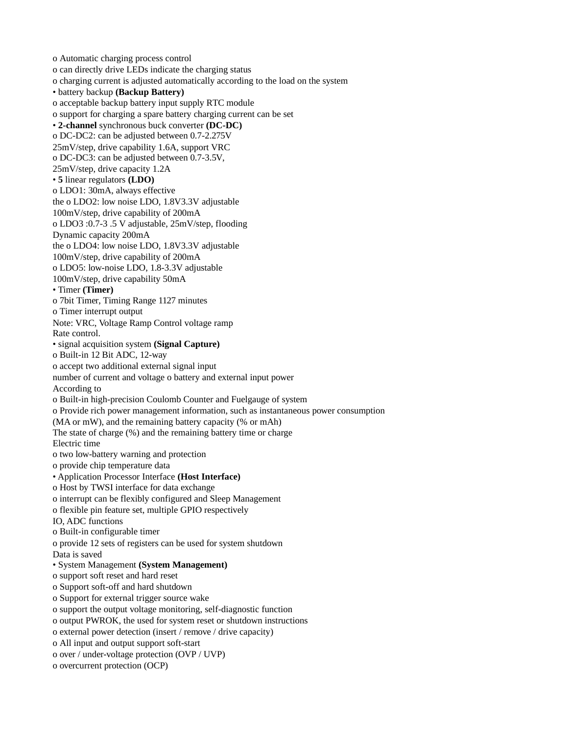o Automatic charging process control
o can directly drive LEDs indicate the charging status
o charging current is adjusted automatically according to the load on the system
• battery backup **(Backup Battery)**
o acceptable backup battery input supply RTC module
o support for charging a spare battery charging current can be set
• **2-channel** synchronous buck converter **(DC-DC)**
o DC-DC2: can be adjusted between 0.7-2.275V
25mV/step, drive capability 1.6A, support VRC
o DC-DC3: can be adjusted between 0.7-3.5V,
25mV/step, drive capacity 1.2A
• **5** linear regulators **(LDO)**
o LDO1: 30mA, always effective
the o LDO2: low noise LDO, 1.8V3.3V adjustable
100mV/step, drive capability of 200mA
o LDO3 :0.7-3 .5 V adjustable, 25mV/step, flooding
Dynamic capacity 200mA
the o LDO4: low noise LDO, 1.8V3.3V adjustable
100mV/step, drive capability of 200mA
o LDO5: low-noise LDO, 1.8-3.3V adjustable
100mV/step, drive capability 50mA
• Timer **(Timer)**
o 7bit Timer, Timing Range 1127 minutes
o Timer interrupt output
Note: VRC, Voltage Ramp Control voltage ramp
Rate control.
• signal acquisition system **(Signal Capture)**
o Built-in 12 Bit ADC, 12-way
o accept two additional external signal input
number of current and voltage o battery and external input power
According to
o Built-in high-precision Coulomb Counter and Fuelgauge of system
o Provide rich power management information, such as instantaneous power consumption
(MA or mW), and the remaining battery capacity (% or mAh)
The state of charge (%) and the remaining battery time or charge
Electric time
o two low-battery warning and protection
o provide chip temperature data
• Application Processor Interface **(Host Interface)**
o Host by TWSI interface for data exchange
o interrupt can be flexibly configured and Sleep Management
o flexible pin feature set, multiple GPIO respectively
IO, ADC functions
o Built-in configurable timer
o provide 12 sets of registers can be used for system shutdown
Data is saved
• System Management **(System Management)**
o support soft reset and hard reset
o Support soft-off and hard shutdown
o Support for external trigger source wake
o support the output voltage monitoring, self-diagnostic function
o output PWROK, the used for system reset or shutdown instructions
o external power detection (insert / remove / drive capacity)
o All input and output support soft-start
o over / under-voltage protection (OVP / UVP)
o overcurrent protection (OCP)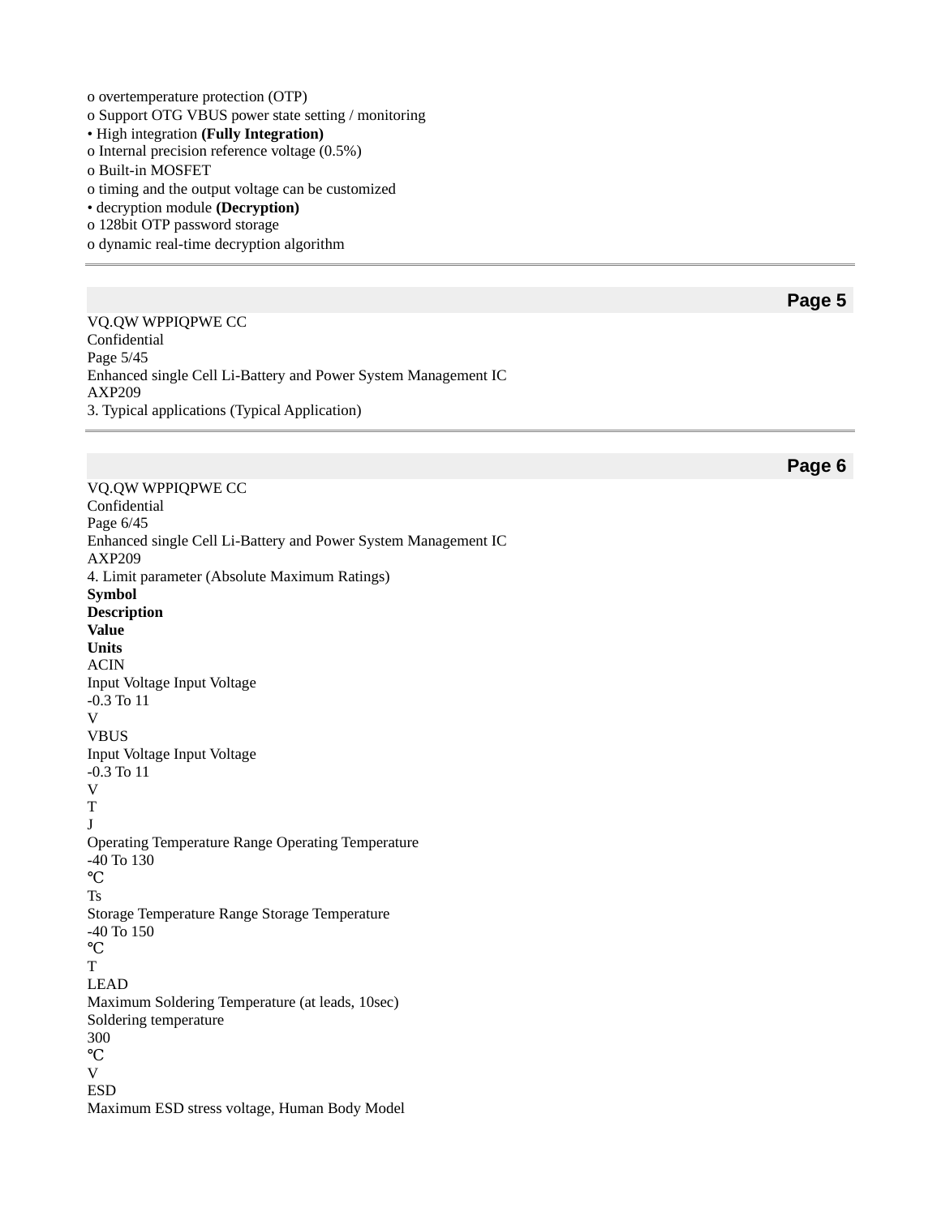o overtemperature protection (OTP)
o Support OTG VBUS power state setting / monitoring
• High integration **(Fully Integration)**
o Internal precision reference voltage (0.5%)
o Built-in MOSFET
o timing and the output voltage can be customized
• decryption module **(Decryption)**
o 128bit OTP password storage
o dynamic real-time decryption algorithm

## 3. Typical applications (Typical Application)

## 4. Limit parameter (Absolute Maximum Ratings)

| Symbol | Description | Value | Units |
|---|---|---|---|
| ACIN | Input Voltage Input Voltage | -0.3 To 11 | V |
| VBUS | Input Voltage Input Voltage | -0.3 To 11 | V |
| $T_J$ | Operating Temperature Range Operating Temperature | -40 To 130 | ℃ |
| Ts | Storage Temperature Range Storage Temperature | -40 To 150 | ℃ |
| $T_{LEAD}$ | Maximum Soldering Temperature (at leads, 10sec) Soldering temperature | 300 | ℃ |
| $V_{ESD}$ | Maximum ESD stress voltage, Human Body Model | | |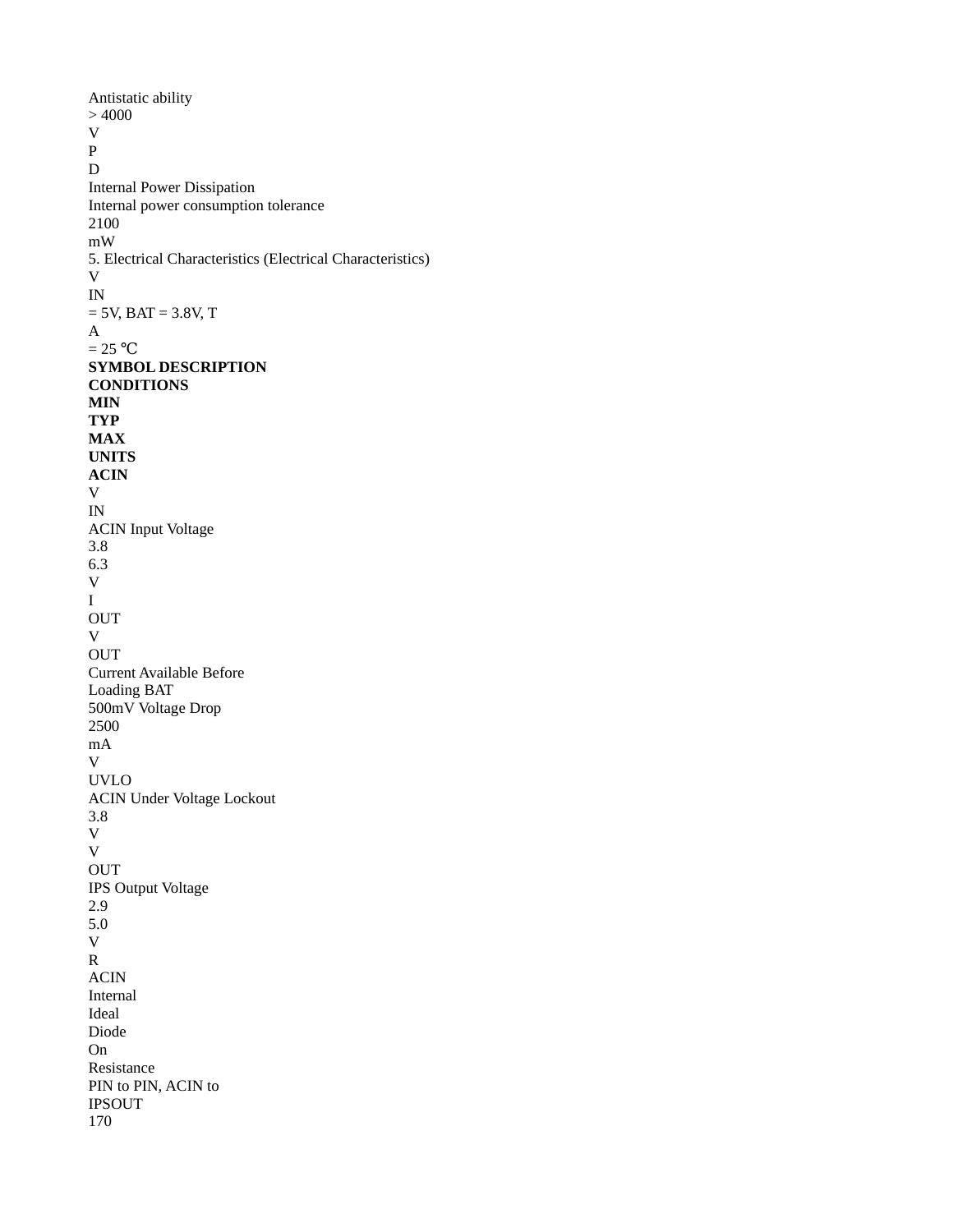| | Antistatic ability | > 4000 | V |
|---|---|---|---|
| $P_D$ | Internal Power Dissipation | | |
| | Internal power consumption tolerance | 2100 | mW |

## 5. Electrical Characteristics (Electrical Characteristics)

$V_{IN}$ = 5V, BAT = 3.8V, $T_A$ = 25 ℃

| SYMBOL | DESCRIPTION | CONDITIONS | MIN | TYP | MAX | UNITS |
|---|---|---|---|---|---|---|
| **ACIN** | | | | | | |
| $V_{IN}$ | ACIN Input Voltage | | 3.8 | | 6.3 | V |
| $I_{OUT}$ | Current Available Before Loading BAT | $V_{OUT}$ 500mV Voltage Drop | | 2500 | | mA |
| $V_{UVLO}$ | ACIN Under Voltage Lockout | | | 3.8 | | V |
| $V_{OUT}$ | IPS Output Voltage | | 2.9 | | 5.0 | V |
| $R_{ACIN}$ | Internal Ideal Diode On Resistance | PIN to PIN, ACIN to IPSOUT | | 170 | | |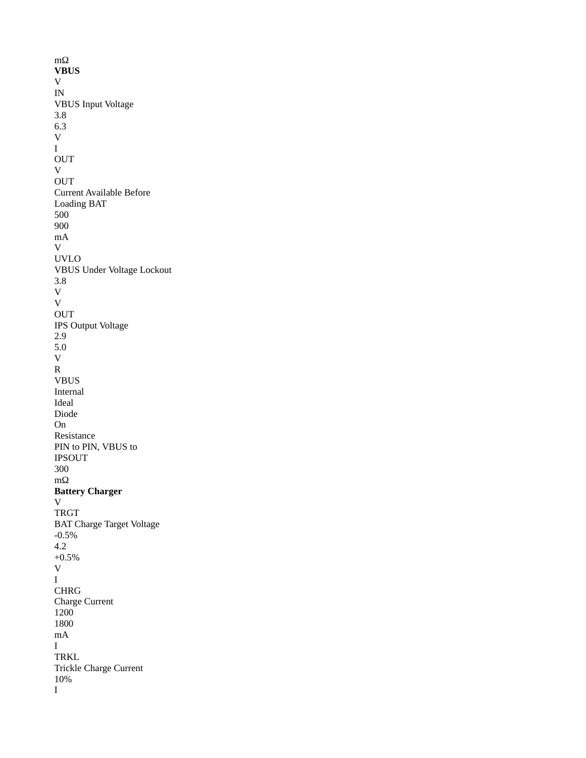mΩ

**VBUS**

| Symbol | Parameter | Conditions | Min | Typ | Max | Unit |
| --- | --- | --- | --- | --- | --- | --- |
| $V_{IN}$ | VBUS Input Voltage | | 3.8 | | 6.3 | V |
| $I_{OUT}$ | Current Available Before Loading BAT | $V_{OUT}$ | 500 | 900 | | mA |
| $V_{UVLO}$ | VBUS Under Voltage Lockout | | | 3.8 | | V |
| $V_{OUT}$ | IPS Output Voltage | | 2.9 | | 5.0 | V |
| $R_{VBUS}$ | Internal Ideal Diode On Resistance | PIN to PIN, VBUS to IPSOUT | | 300 | | mΩ |

**Battery Charger**

| Symbol | Parameter | Conditions | Min | Typ | Max | Unit |
| --- | --- | --- | --- | --- | --- | --- |
| $V_{TRGT}$ | BAT Charge Target Voltage | | -0.5% | 4.2 | +0.5% | V |
| $I_{CHRG}$ | Charge Current | | | 1200 | 1800 | mA |
| $I_{TRKL}$ | Trickle Charge Current | | | 10% | | I |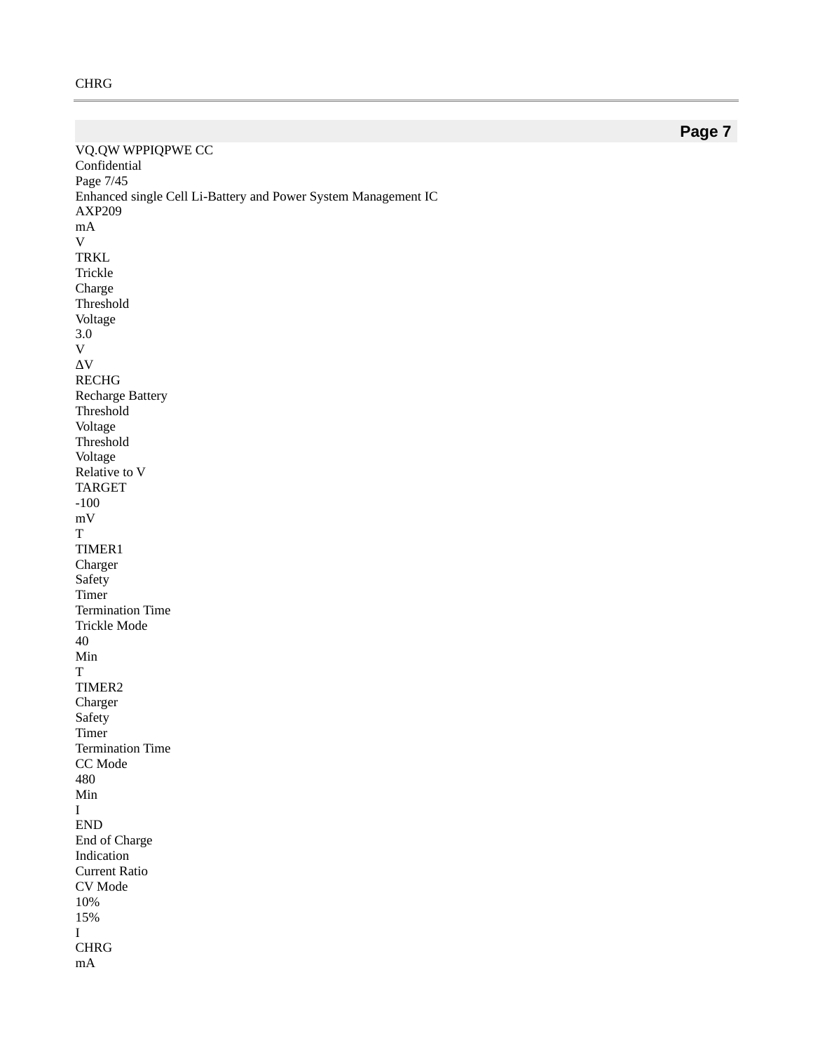CHRG

VQ.QW WPPIQPWE CC
Confidential

Enhanced single Cell Li-Battery and Power System Management IC
AXP209

mA

| Symbol | Description | Conditions | Min | Typ | Max | Units |
|---|---|---|---|---|---|---|
| $V_{TRKL}$ | Trickle Charge Threshold Voltage | | | 3.0 | | V |
| $\Delta V_{RECHG}$ | Recharge Battery Threshold Voltage | Threshold Voltage Relative to $V_{TARGET}$ | | -100 | | mV |
| $T_{TIMER1}$ | Charger Safety Timer Termination Time | Trickle Mode | | 40 | | Min |
| $T_{TIMER2}$ | Charger Safety Timer Termination Time | CC Mode | | 480 | | Min |
| $I_{END}$ | End of Charge Indication Current Ratio | CV Mode | | 10% | 15% | $I_{CHRG}$ mA |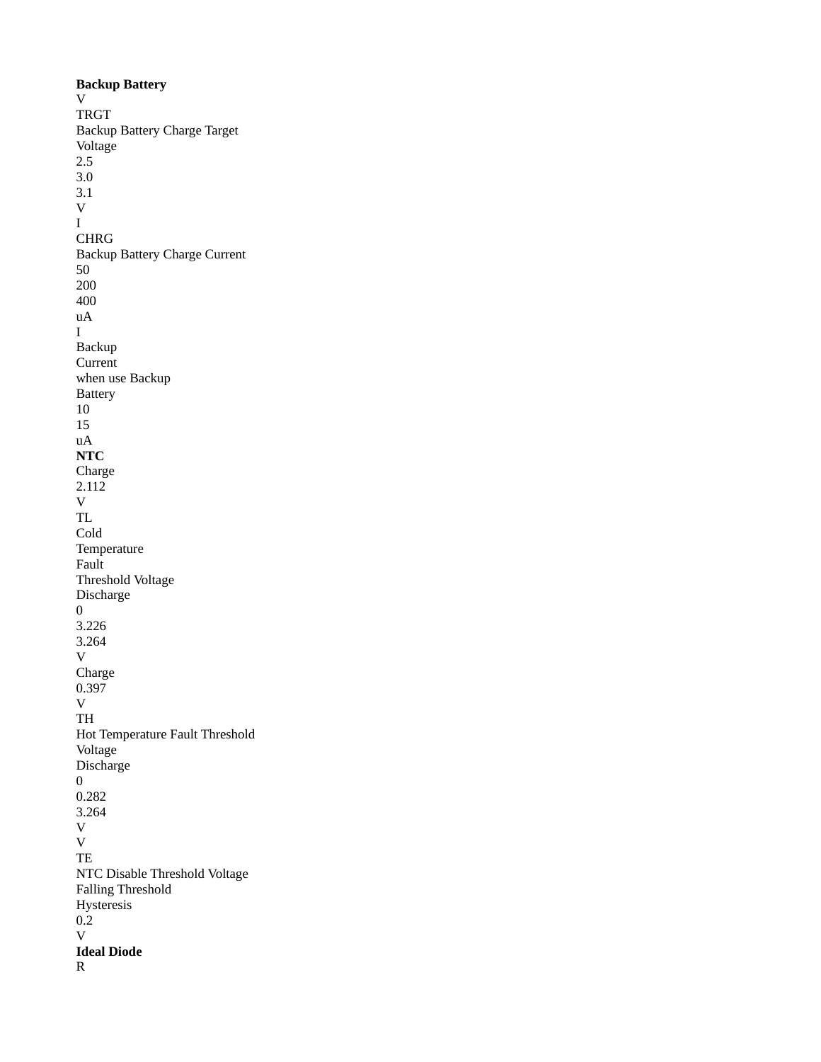**Backup Battery**

V
TRGT
Backup Battery Charge Target
Voltage
2.5
3.0
3.1
V

I
CHRG
Backup Battery Charge Current
50
200
400
uA

I
Backup
Current
when use Backup
Battery
10
15
uA

**NTC**

Charge
2.112
V

TL
Cold
Temperature
Fault
Threshold Voltage
Discharge
0
3.226
3.264
V

Charge
0.397
V

TH
Hot Temperature Fault Threshold
Voltage
Discharge
0
0.282
3.264
V

V
TE
NTC Disable Threshold Voltage
Falling Threshold
Hysteresis
0.2
V

**Ideal Diode**

R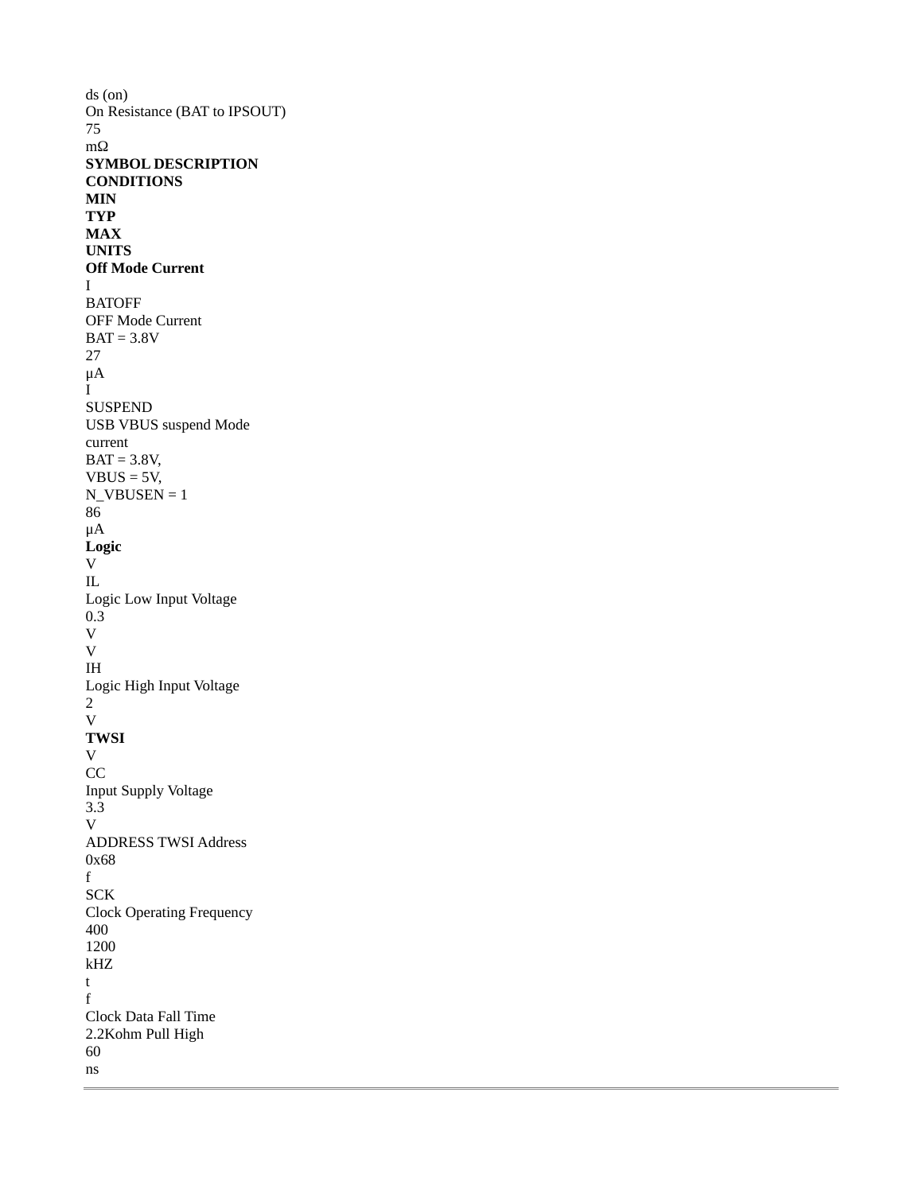| SYMBOL | DESCRIPTION | CONDITIONS | MIN | TYP | MAX | UNITS |
| --- | --- | --- | --- | --- | --- | --- |
| $R_{ds(on)}$ | On Resistance (BAT to IPSOUT) | | | 75 | | mΩ |
| **Off Mode Current** | | | | | | |
| $I_{BATOFF}$ | OFF Mode Current | BAT = 3.8V | | 27 | | μA |
| $I_{SUSPEND}$ | USB VBUS suspend Mode current | BAT = 3.8V, VBUS = 5V, N_VBUSEN = 1 | | 86 | | μA |
| **Logic** | | | | | | |
| $V_{IL}$ | Logic Low Input Voltage | | | | 0.3 | V |
| $V_{IH}$ | Logic High Input Voltage | | 2 | | | V |
| **TWSI** | | | | | | |
| $V_{CC}$ | Input Supply Voltage | | | 3.3 | | V |
| ADDRESS | TWSI Address | | | 0x68 | | |
| $f_{SCK}$ | Clock Operating Frequency | | | 400 | 1200 | kHZ |
| $t_f$ | Clock Data Fall Time | 2.2Kohm Pull High | | 60 | | ns |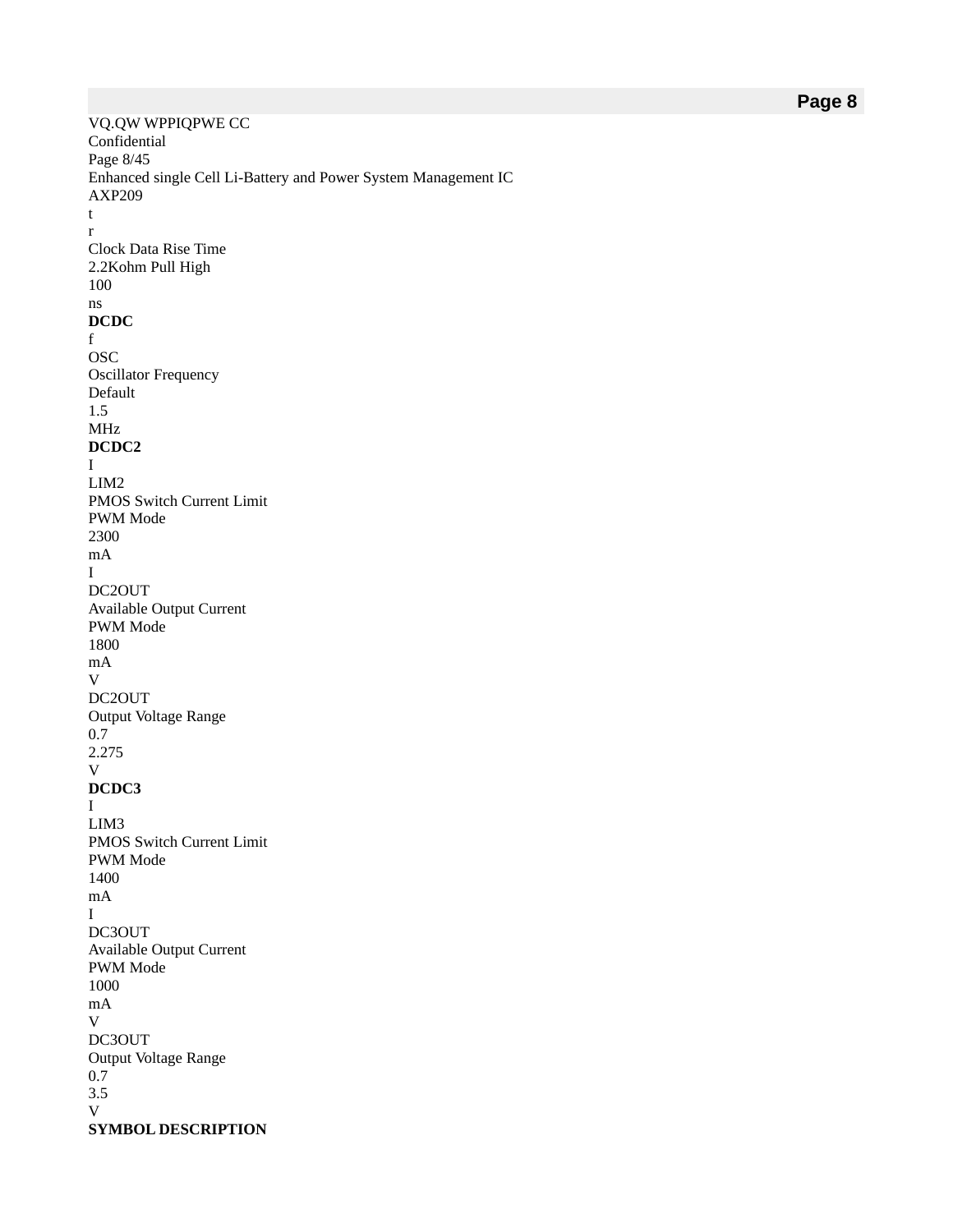| SYMBOL | DESCRIPTION | CONDITIONS | MIN | TYP | MAX | UNITS |
|---|---|---|---|---|---|---|
| $t_r$ | Clock Data Rise Time | 2.2Kohm Pull High | | 100 | | ns |
| **DCDC** | | | | | | |
| $f_{OSC}$ | Oscillator Frequency | Default | | 1.5 | | MHz |
| **DCDC2** | | | | | | |
| $I_{LIM2}$ | PMOS Switch Current Limit | PWM Mode | | 2300 | | mA |
| $I_{DC2OUT}$ | Available Output Current | PWM Mode | | 1800 | | mA |
| $V_{DC2OUT}$ | Output Voltage Range | | 0.7 | | 2.275 | V |
| **DCDC3** | | | | | | |
| $I_{LIM3}$ | PMOS Switch Current Limit | PWM Mode | | 1400 | | mA |
| $I_{DC3OUT}$ | Available Output Current | PWM Mode | | 1000 | | mA |
| $V_{DC3OUT}$ | Output Voltage Range | | 0.7 | | 3.5 | V |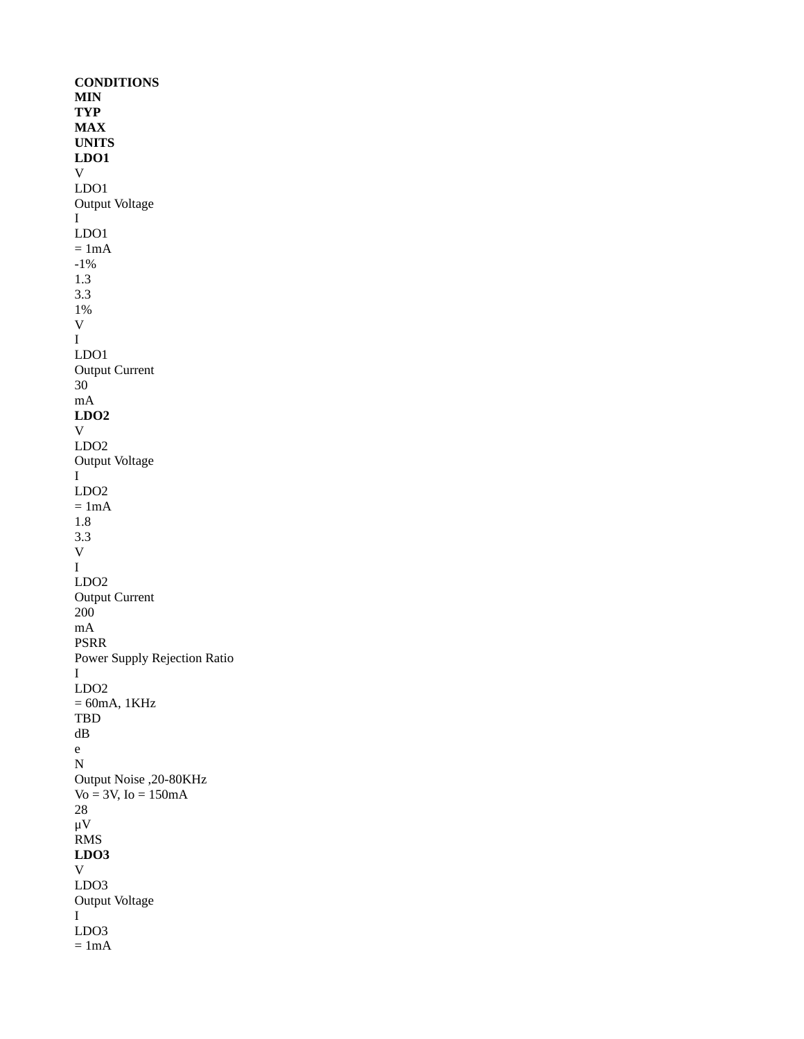| | CONDITIONS | MIN | TYP | MAX | UNITS |
|---|---|---|---|---|---|
| **LDO1** | | | | | |
| $V_{LDO1}$ Output Voltage | $I_{LDO1}$ = 1mA | -1% | 1.3 | 3.3 1% | V |
| $I_{LDO1}$ Output Current | | | 30 | | mA |
| **LDO2** | | | | | |
| $V_{LDO2}$ Output Voltage | $I_{LDO2}$ = 1mA | | 1.8 | 3.3 | V |
| $I_{LDO2}$ Output Current | | | 200 | | mA |
| PSRR Power Supply Rejection Ratio | $I_{LDO2}$ = 60mA, 1KHz | | TBD | | dB |
| $e_N$ Output Noise ,20-80KHz | Vo = 3V, Io = 150mA | | 28 | | μV RMS |
| **LDO3** | | | | | |
| $V_{LDO3}$ Output Voltage | $I_{LDO3}$ = 1mA | | | | |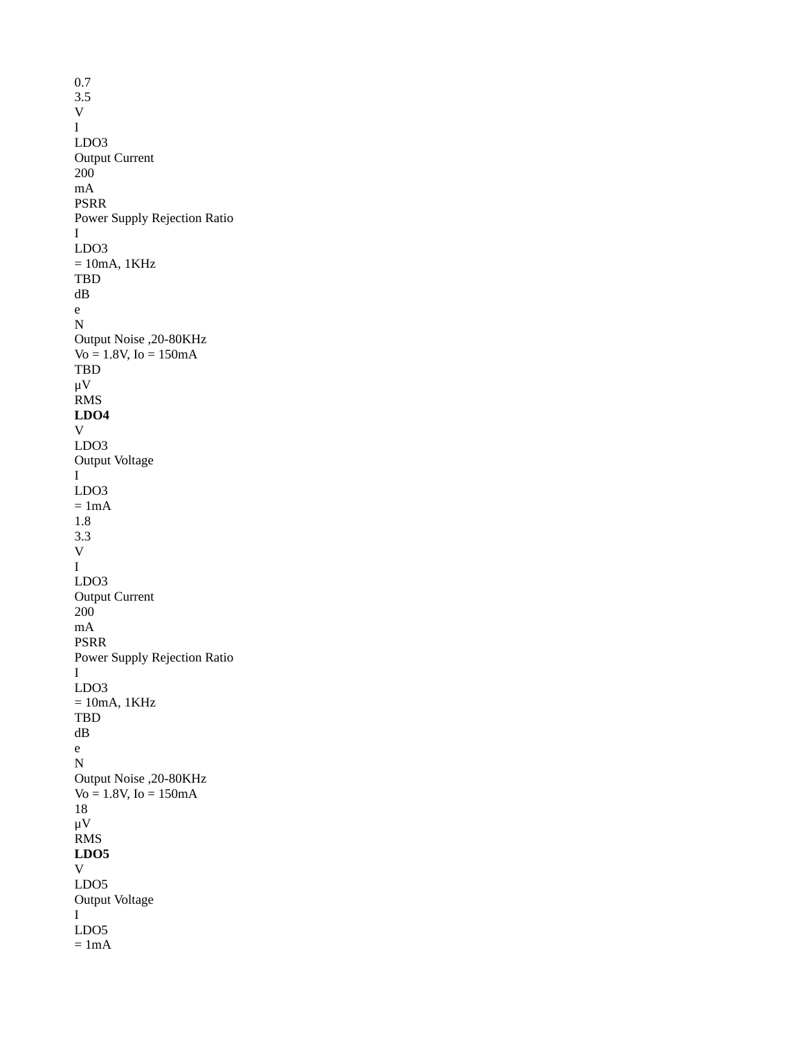0.7
3.5
V
I
LDO3
Output Current
200
mA
PSRR
Power Supply Rejection Ratio
I
LDO3
= 10mA, 1KHz
TBD
dB
e
N
Output Noise ,20-80KHz
Vo = 1.8V, Io = 150mA
TBD
μV
RMS
**LDO4**
V
LDO3
Output Voltage
I
LDO3
= 1mA
1.8
3.3
V
I
LDO3
Output Current
200
mA
PSRR
Power Supply Rejection Ratio
I
LDO3
= 10mA, 1KHz
TBD
dB
e
N
Output Noise ,20-80KHz
Vo = 1.8V, Io = 150mA
18
μV
RMS
**LDO5**
V
LDO5
Output Voltage
I
LDO5
= 1mA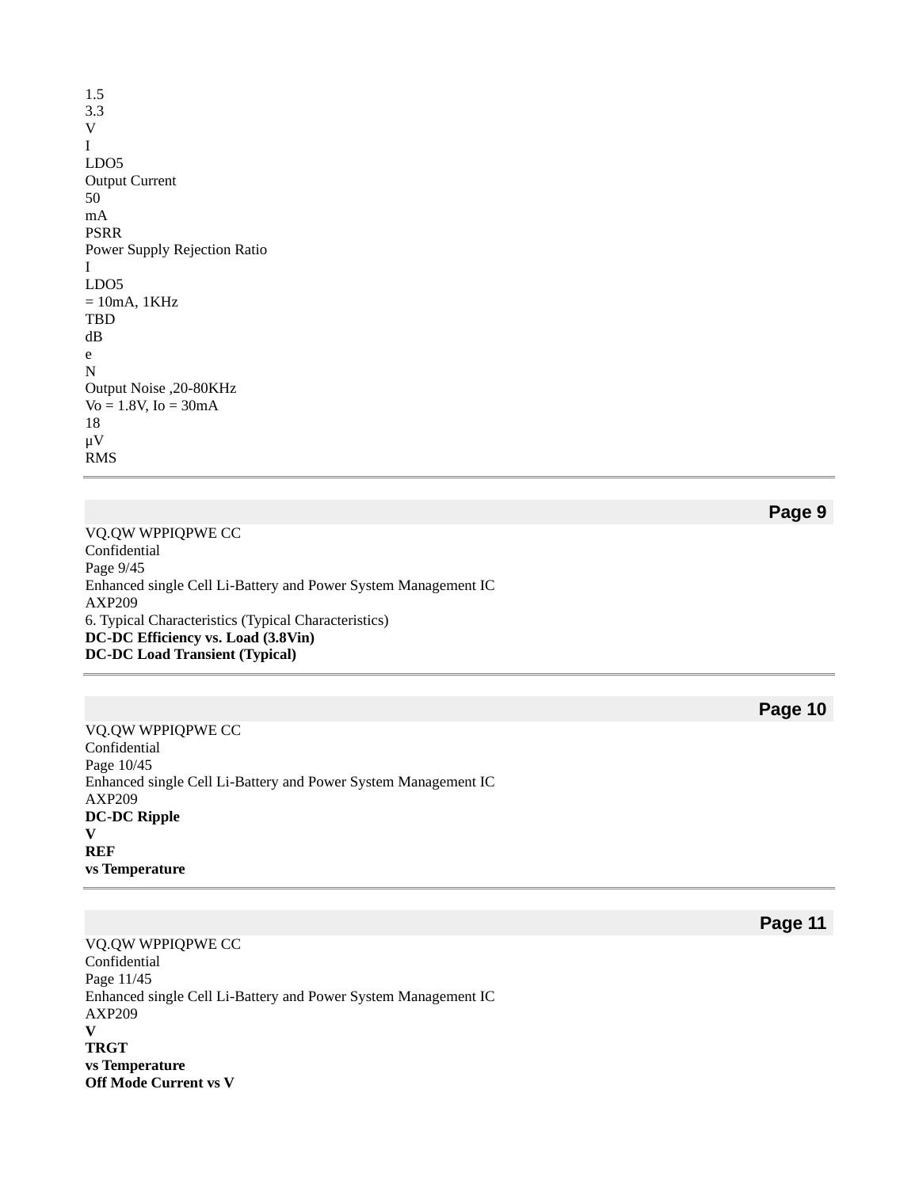1.5
3.3
V

$I_{LDO5}$ Output Current 50 mA

PSRR Power Supply Rejection Ratio $I_{LDO5}$ = 10mA, 1KHz TBD dB

$e_N$ Output Noise ,20-80KHz Vo = 1.8V, Io = 30mA 18 μV RMS

| Symbol | Parameter | Conditions | Value | Unit |
|---|---|---|---|---|
| | | | 1.5 | |
| | | | 3.3 | V |
| $I_{LDO5}$ | Output Current | | 50 | mA |
| PSRR | Power Supply Rejection Ratio | $I_{LDO5}$ = 10mA, 1KHz | TBD | dB |
| $e_N$ | Output Noise ,20-80KHz | Vo = 1.8V, Io = 30mA | 18 | μV RMS |

## 6. Typical Characteristics (Typical Characteristics)

**DC-DC Efficiency vs. Load (3.8Vin)**

**DC-DC Load Transient (Typical)**

**DC-DC Ripple**

**$V_{REF}$ vs Temperature**

**$V_{TRGT}$ vs Temperature**

**Off Mode Current vs V**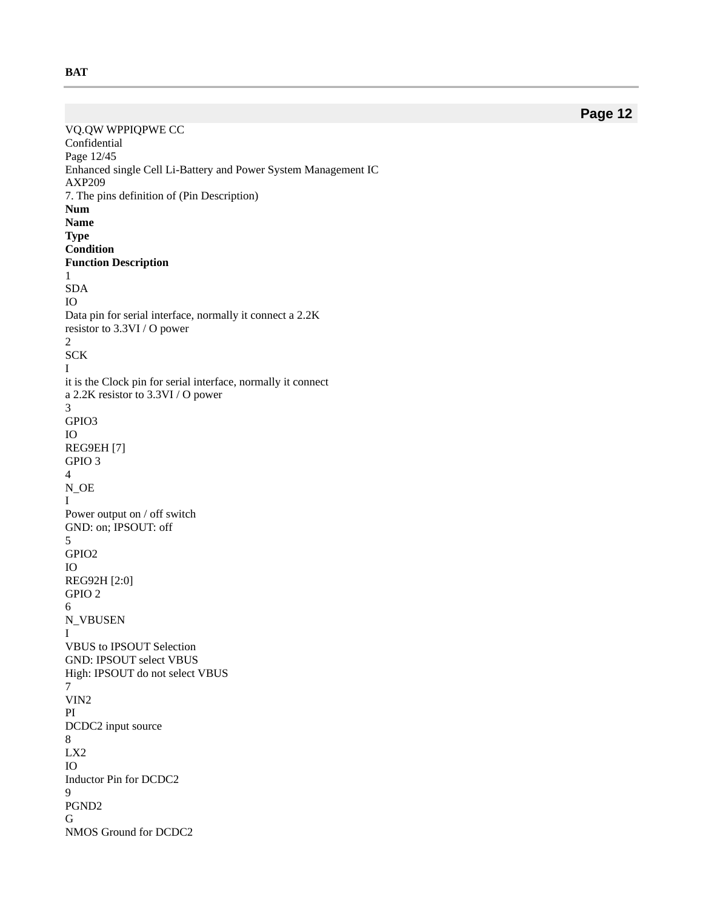**BAT**

VQ.QW WPPIQPWE CC
Confidential

Enhanced single Cell Li-Battery and Power System Management IC
AXP209

## 7. The pins definition of (Pin Description)

| Num | Name | Type | Condition | Function Description |
|---|---|---|---|---|
| 1 | SDA | IO | | Data pin for serial interface, normally it connect a 2.2K resistor to 3.3VI / O power |
| 2 | SCK | I | | it is the Clock pin for serial interface, normally it connect a 2.2K resistor to 3.3VI / O power |
| 3 | GPIO3 | IO | REG9EH [7] | GPIO 3 |
| 4 | N_OE | I | | Power output on / off switch GND: on; IPSOUT: off |
| 5 | GPIO2 | IO | REG92H [2:0] | GPIO 2 |
| 6 | N_VBUSEN | I | | VBUS to IPSOUT Selection GND: IPSOUT select VBUS High: IPSOUT do not select VBUS |
| 7 | VIN2 | PI | | DCDC2 input source |
| 8 | LX2 | IO | | Inductor Pin for DCDC2 |
| 9 | PGND2 | G | | NMOS Ground for DCDC2 |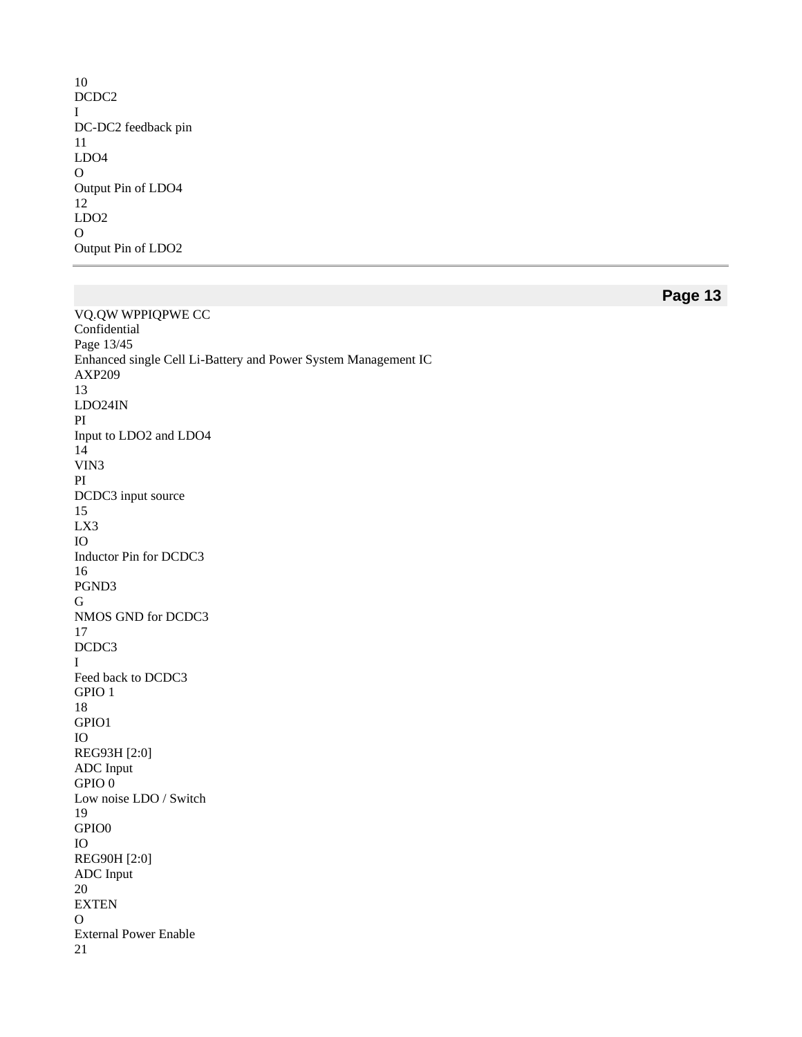| No. | Name | Type | Description |
|---|---|---|---|
| 10 | DCDC2 | I | DC-DC2 feedback pin |
| 11 | LDO4 | O | Output Pin of LDO4 |
| 12 | LDO2 | O | Output Pin of LDO2 |
| 13 | LDO24IN | PI | Input to LDO2 and LDO4 |
| 14 | VIN3 | PI | DCDC3 input source |
| 15 | LX3 | IO | Inductor Pin for DCDC3 |
| 16 | PGND3 | G | NMOS GND for DCDC3 |
| 17 | DCDC3 | I | Feed back to DCDC3 |
| 18 | GPIO1 | IO | GPIO 1<br>REG93H [2:0]<br>ADC Input |
| 19 | GPIO0 | IO | GPIO 0<br>Low noise LDO / Switch<br>REG90H [2:0]<br>ADC Input |
| 20 | EXTEN | O | External Power Enable |
| 21 | | | |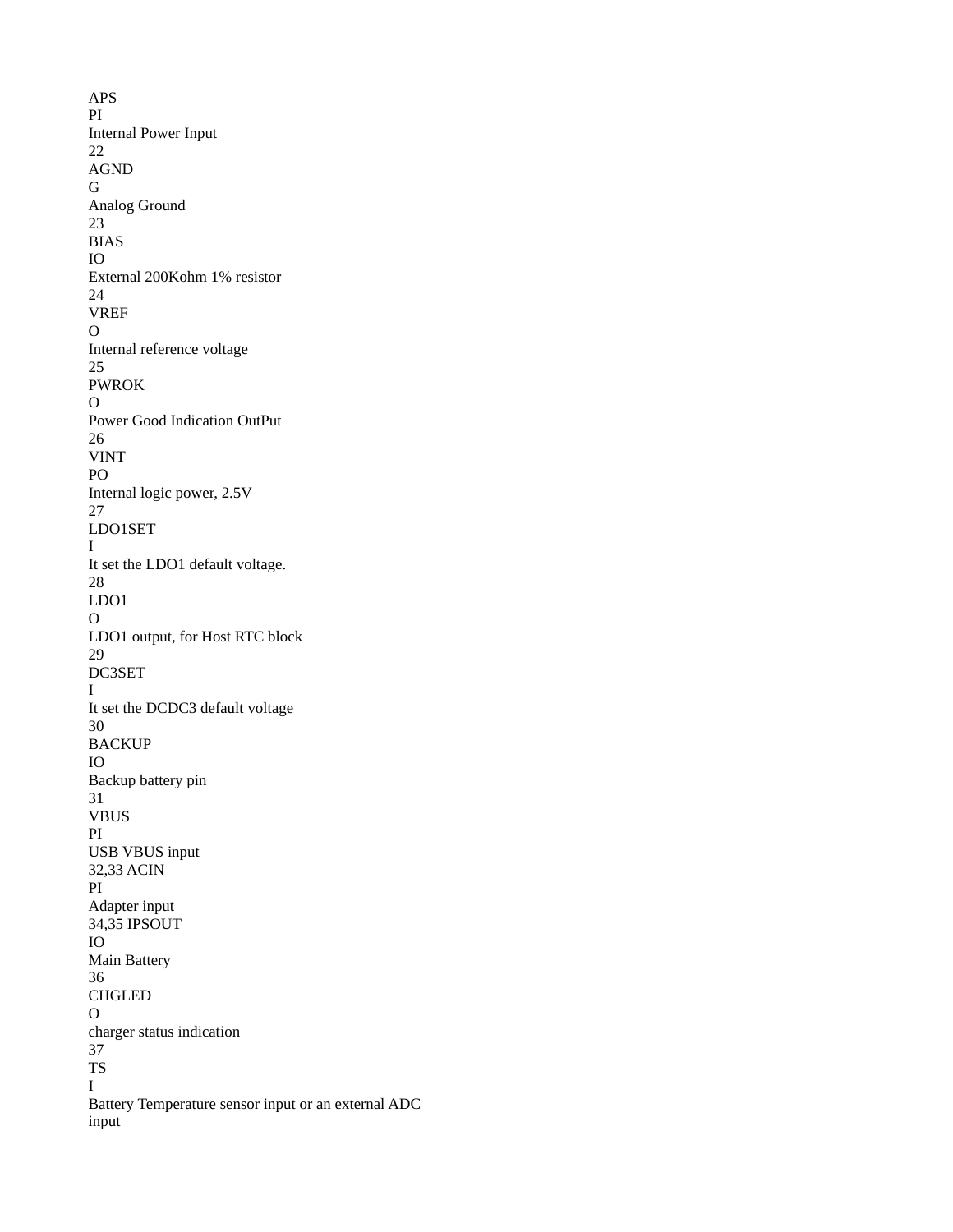APS
PI
Internal Power Input
22
AGND
G
Analog Ground
23
BIAS
IO
External 200Kohm 1% resistor
24
VREF
O
Internal reference voltage
25
PWROK
O
Power Good Indication OutPut
26
VINT
PO
Internal logic power, 2.5V
27
LDO1SET
I
It set the LDO1 default voltage.
28
LDO1
O
LDO1 output, for Host RTC block
29
DC3SET
I
It set the DCDC3 default voltage
30
BACKUP
IO
Backup battery pin
31
VBUS
PI
USB VBUS input
32,33 ACIN
PI
Adapter input
34,35 IPSOUT
IO
Main Battery
36
CHGLED
O
charger status indication
37
TS
I
Battery Temperature sensor input or an external ADC input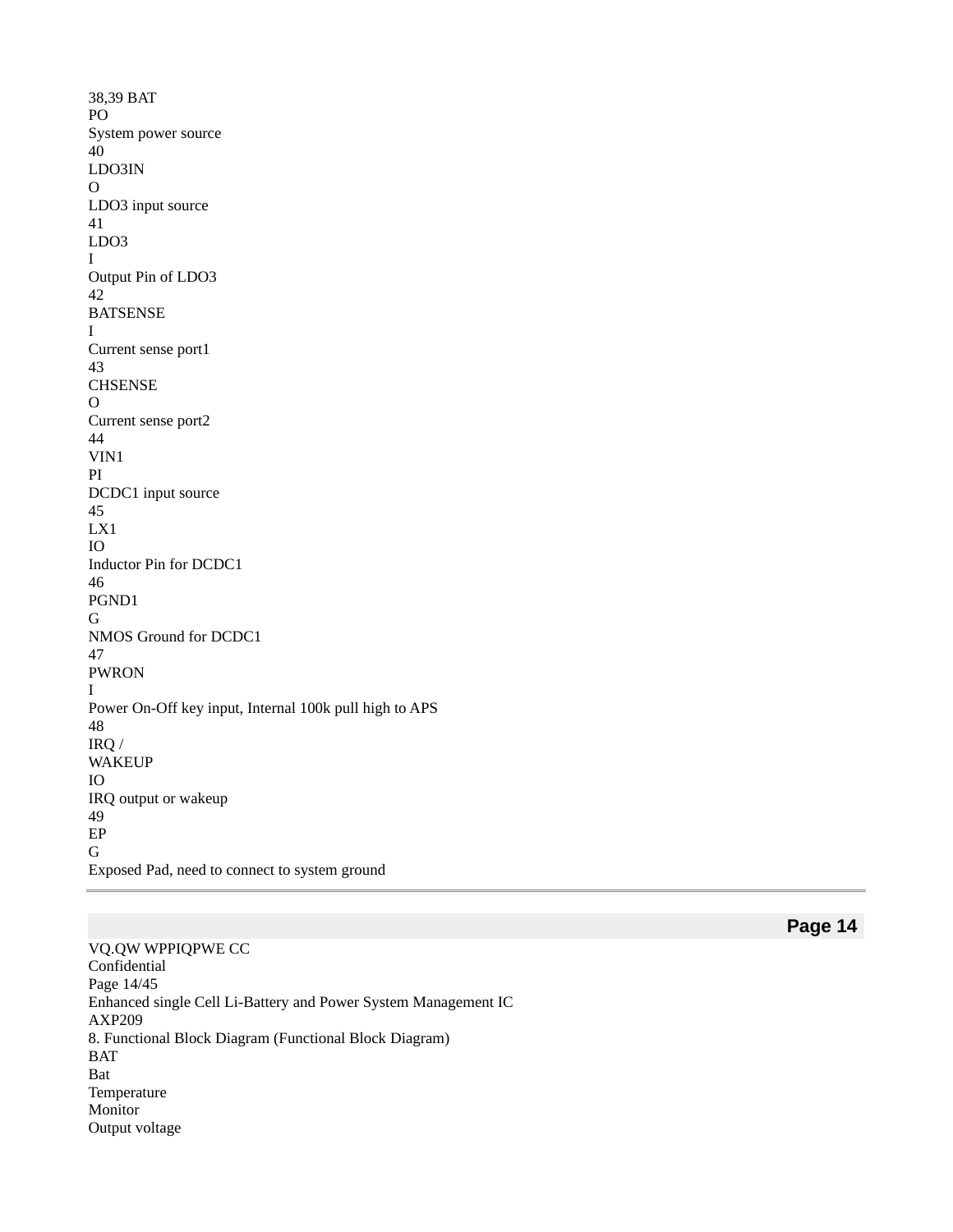| | | | |
|---|---|---|---|
| 38,39 | BAT | PO | System power source |
| 40 | LDO3IN | O | LDO3 input source |
| 41 | LDO3 | I | Output Pin of LDO3 |
| 42 | BATSENSE | I | Current sense port1 |
| 43 | CHSENSE | O | Current sense port2 |
| 44 | VIN1 | PI | DCDC1 input source |
| 45 | LX1 | IO | Inductor Pin for DCDC1 |
| 46 | PGND1 | G | NMOS Ground for DCDC1 |
| 47 | PWRON | I | Power On-Off key input, Internal 100k pull high to APS |
| 48 | IRQ / WAKEUP | IO | IRQ output or wakeup |
| 49 | EP | G | Exposed Pad, need to connect to system ground |

VQ.QW WPPIQPWE CC

Confidential

Enhanced single Cell Li-Battery and Power System Management IC

AXP209

## 8. Functional Block Diagram (Functional Block Diagram)

BAT

Bat

Temperature

Monitor

Output voltage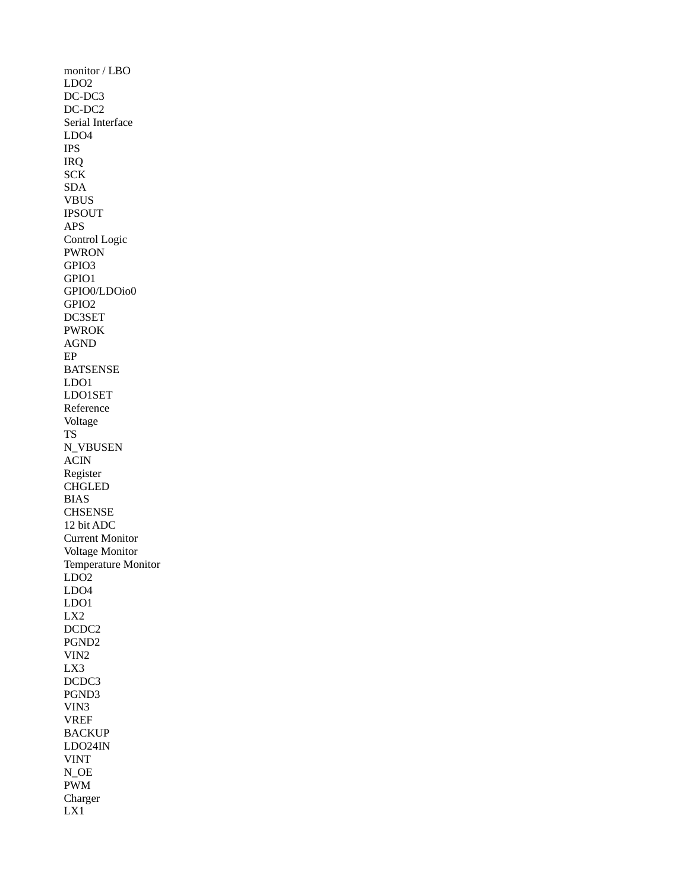monitor / LBO
LDO2
DC-DC3
DC-DC2
Serial Interface
LDO4
IPS
IRQ
SCK
SDA
VBUS
IPSOUT
APS
Control Logic
PWRON
GPIO3
GPIO1
GPIO0/LDOio0
GPIO2
DC3SET
PWROK
AGND
EP
BATSENSE
LDO1
LDO1SET
Reference
Voltage
TS
N_VBUSEN
ACIN
Register
CHGLED
BIAS
CHSENSE
12 bit ADC
Current Monitor
Voltage Monitor
Temperature Monitor
LDO2
LDO4
LDO1
LX2
DCDC2
PGND2
VIN2
LX3
DCDC3
PGND3
VIN3
VREF
BACKUP
LDO24IN
VINT
N_OE
PWM
Charger
LX1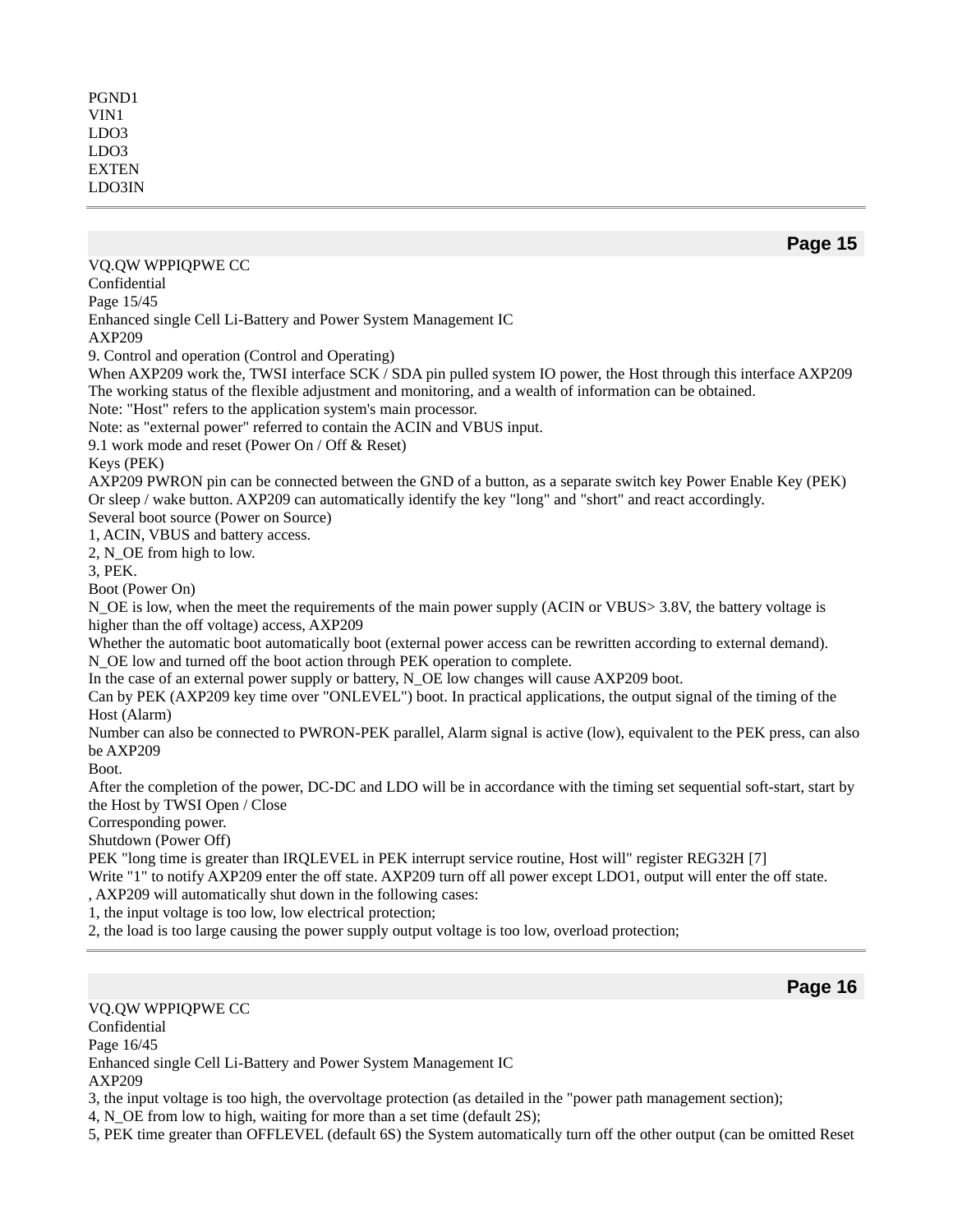PGND1
VIN1
LDO3
LDO3
EXTEN
LDO3IN

Enhanced single Cell Li-Battery and Power System Management IC
AXP209

## 9. Control and operation (Control and Operating)

When AXP209 work the, TWSI interface SCK / SDA pin pulled system IO power, the Host through this interface AXP209 The working status of the flexible adjustment and monitoring, and a wealth of information can be obtained.

Note: "Host" refers to the application system's main processor.

Note: as "external power" referred to contain the ACIN and VBUS input.

### 9.1 work mode and reset (Power On / Off & Reset)

Keys (PEK)

AXP209 PWRON pin can be connected between the GND of a button, as a separate switch key Power Enable Key (PEK) Or sleep / wake button. AXP209 can automatically identify the key "long" and "short" and react accordingly.

Several boot source (Power on Source)

1, ACIN, VBUS and battery access.
2, N_OE from high to low.
3, PEK.

Boot (Power On)

N_OE is low, when the meet the requirements of the main power supply (ACIN or VBUS> 3.8V, the battery voltage is higher than the off voltage) access, AXP209
Whether the automatic boot automatically boot (external power access can be rewritten according to external demand).
N_OE low and turned off the boot action through PEK operation to complete.
In the case of an external power supply or battery, N_OE low changes will cause AXP209 boot.
Can by PEK (AXP209 key time over "ONLEVEL") boot. In practical applications, the output signal of the timing of the Host (Alarm)
Number can also be connected to PWRON-PEK parallel, Alarm signal is active (low), equivalent to the PEK press, can also be AXP209
Boot.
After the completion of the power, DC-DC and LDO will be in accordance with the timing set sequential soft-start, start by the Host by TWSI Open / Close
Corresponding power.

Shutdown (Power Off)

PEK "long time is greater than IRQLEVEL in PEK interrupt service routine, Host will" register REG32H [7]
Write "1" to notify AXP209 enter the off state. AXP209 turn off all power except LDO1, output will enter the off state.
, AXP209 will automatically shut down in the following cases:

1, the input voltage is too low, low electrical protection;
2, the load is too large causing the power supply output voltage is too low, overload protection;
3, the input voltage is too high, the overvoltage protection (as detailed in the "power path management section);
4, N_OE from low to high, waiting for more than a set time (default 2S);
5, PEK time greater than OFFLEVEL (default 6S) the System automatically turn off the other output (can be omitted Reset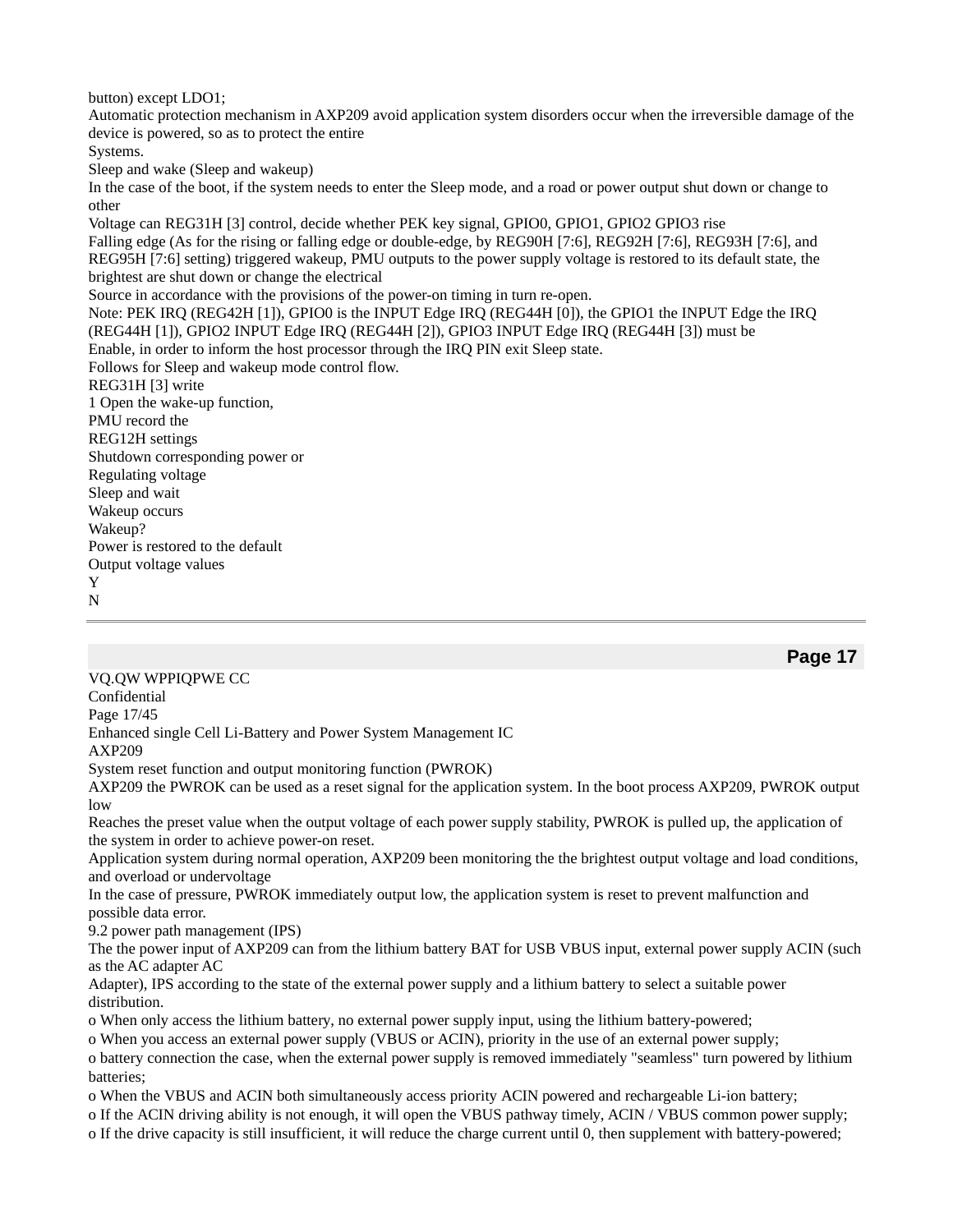button) except LDO1;

Automatic protection mechanism in AXP209 avoid application system disorders occur when the irreversible damage of the device is powered, so as to protect the entire

Systems.

Sleep and wake (Sleep and wakeup)

In the case of the boot, if the system needs to enter the Sleep mode, and a road or power output shut down or change to other

Voltage can REG31H [3] control, decide whether PEK key signal, GPIO0, GPIO1, GPIO2 GPIO3 rise

Falling edge (As for the rising or falling edge or double-edge, by REG90H [7:6], REG92H [7:6], REG93H [7:6], and REG95H [7:6] setting) triggered wakeup, PMU outputs to the power supply voltage is restored to its default state, the brightest are shut down or change the electrical

Source in accordance with the provisions of the power-on timing in turn re-open.

Note: PEK IRQ (REG42H [1]), GPIO0 is the INPUT Edge IRQ (REG44H [0]), the GPIO1 the INPUT Edge the IRQ (REG44H [1]), GPIO2 INPUT Edge IRQ (REG44H [2]), GPIO3 INPUT Edge IRQ (REG44H [3]) must be

Enable, in order to inform the host processor through the IRQ PIN exit Sleep state.

Follows for Sleep and wakeup mode control flow.

REG31H [3] write

1 Open the wake-up function,

PMU record the

REG12H settings

Shutdown corresponding power or

Regulating voltage

Sleep and wait

Wakeup occurs

Wakeup?

Power is restored to the default

Output voltage values

Y

N

VQ.QW WPPIQPWE CC

Confidential

Enhanced single Cell Li-Battery and Power System Management IC

AXP209

System reset function and output monitoring function (PWROK)

AXP209 the PWROK can be used as a reset signal for the application system. In the boot process AXP209, PWROK output low

Reaches the preset value when the output voltage of each power supply stability, PWROK is pulled up, the application of the system in order to achieve power-on reset.

Application system during normal operation, AXP209 been monitoring the the brightest output voltage and load conditions, and overload or undervoltage

In the case of pressure, PWROK immediately output low, the application system is reset to prevent malfunction and possible data error.

## 9.2 power path management (IPS)

The the power input of AXP209 can from the lithium battery BAT for USB VBUS input, external power supply ACIN (such as the AC adapter AC

Adapter), IPS according to the state of the external power supply and a lithium battery to select a suitable power distribution.

- When only access the lithium battery, no external power supply input, using the lithium battery-powered;
- When you access an external power supply (VBUS or ACIN), priority in the use of an external power supply;
- battery connection the case, when the external power supply is removed immediately "seamless" turn powered by lithium batteries;
- When the VBUS and ACIN both simultaneously access priority ACIN powered and rechargeable Li-ion battery;
- If the ACIN driving ability is not enough, it will open the VBUS pathway timely, ACIN / VBUS common power supply;
- If the drive capacity is still insufficient, it will reduce the charge current until 0, then supplement with battery-powered;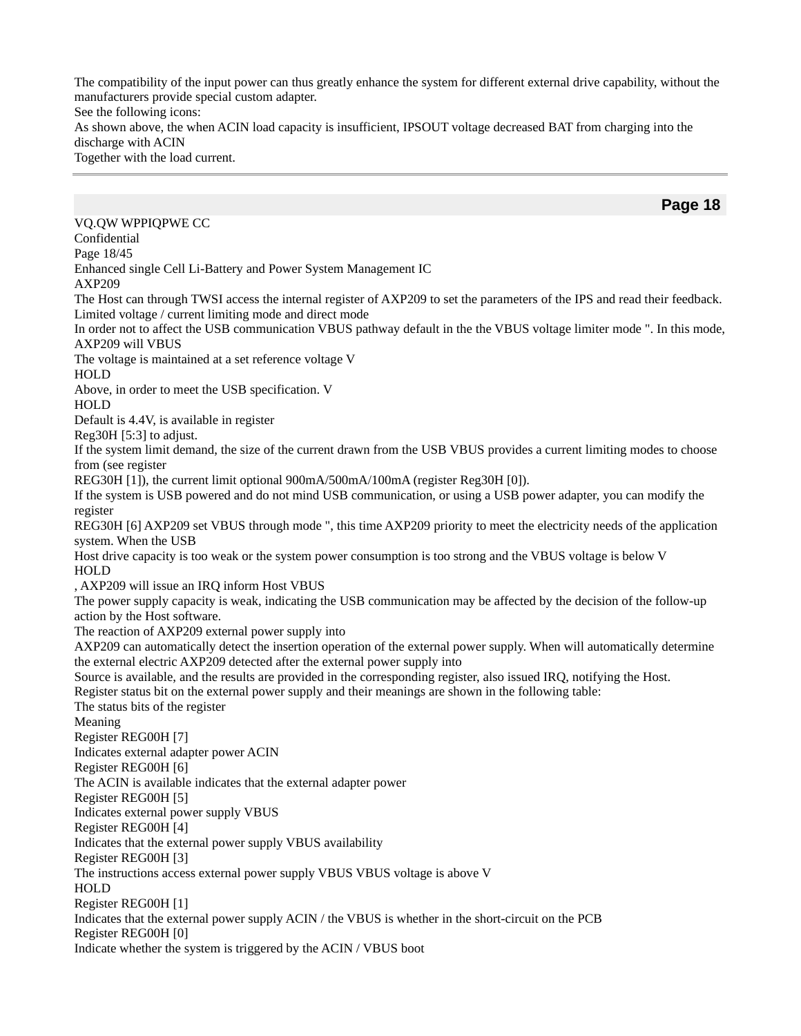The compatibility of the input power can thus greatly enhance the system for different external drive capability, without the manufacturers provide special custom adapter.

See the following icons:

As shown above, the when ACIN load capacity is insufficient, IPSOUT voltage decreased BAT from charging into the discharge with ACIN

Together with the load current.

---

Enhanced single Cell Li-Battery and Power System Management IC

AXP209

The Host can through TWSI access the internal register of AXP209 to set the parameters of the IPS and read their feedback.

Limited voltage / current limiting mode and direct mode

In order not to affect the USB communication VBUS pathway default in the the VBUS voltage limiter mode ". In this mode, AXP209 will VBUS

The voltage is maintained at a set reference voltage $V_{HOLD}$

Above, in order to meet the USB specification. $V_{HOLD}$

Default is 4.4V, is available in register

Reg30H [5:3] to adjust.

If the system limit demand, the size of the current drawn from the USB VBUS provides a current limiting modes to choose from (see register

REG30H [1]), the current limit optional 900mA/500mA/100mA (register Reg30H [0]).

If the system is USB powered and do not mind USB communication, or using a USB power adapter, you can modify the register

REG30H [6] AXP209 set VBUS through mode ", this time AXP209 priority to meet the electricity needs of the application system. When the USB

Host drive capacity is too weak or the system power consumption is too strong and the VBUS voltage is below $V_{HOLD}$

, AXP209 will issue an IRQ inform Host VBUS

The power supply capacity is weak, indicating the USB communication may be affected by the decision of the follow-up action by the Host software.

The reaction of AXP209 external power supply into

AXP209 can automatically detect the insertion operation of the external power supply. When will automatically determine the external electric AXP209 detected after the external power supply into

Source is available, and the results are provided in the corresponding register, also issued IRQ, notifying the Host.

Register status bit on the external power supply and their meanings are shown in the following table:

| The status bits of the register | Meaning |
|---|---|
| Register REG00H [7] | Indicates external adapter power ACIN |
| Register REG00H [6] | The ACIN is available indicates that the external adapter power |
| Register REG00H [5] | Indicates external power supply VBUS |
| Register REG00H [4] | Indicates that the external power supply VBUS availability |
| Register REG00H [3] | The instructions access external power supply VBUS VBUS voltage is above $V_{HOLD}$ |
| Register REG00H [1] | Indicates that the external power supply ACIN / the VBUS is whether in the short-circuit on the PCB |
| Register REG00H [0] | Indicate whether the system is triggered by the ACIN / VBUS boot |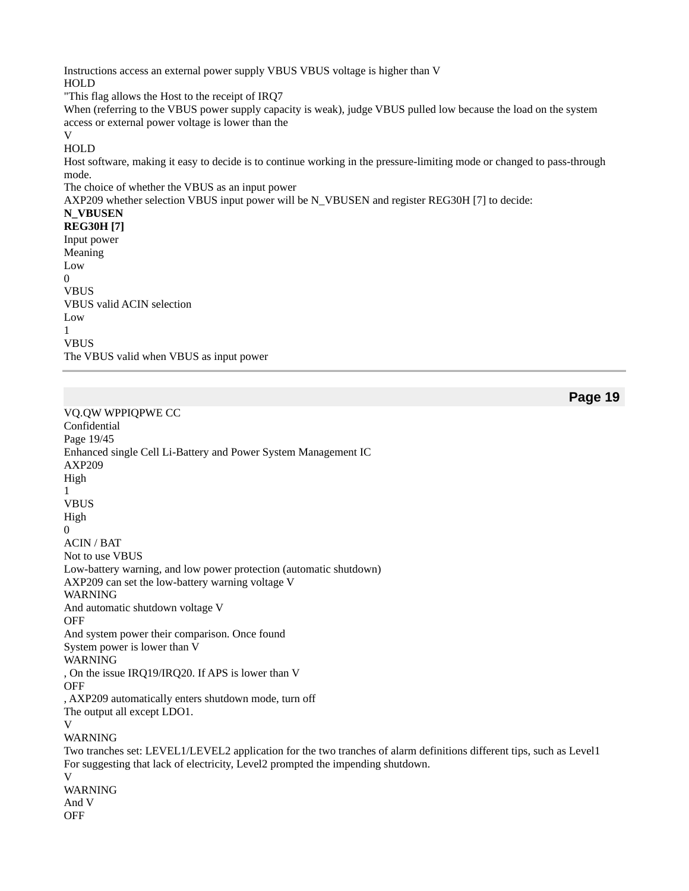Instructions access an external power supply VBUS VBUS voltage is higher than $V_{HOLD}$

"This flag allows the Host to the receipt of IRQ7

When (referring to the VBUS power supply capacity is weak), judge VBUS pulled low because the load on the system access or external power voltage is lower than the $V_{HOLD}$

Host software, making it easy to decide is to continue working in the pressure-limiting mode or changed to pass-through mode.

The choice of whether the VBUS as an input power

AXP209 whether selection VBUS input power will be N_VBUSEN and register REG30H [7] to decide:

| **N_VBUSEN** | **REG30H [7]** | Input power | Meaning |
|---|---|---|---|
| Low | 0 | VBUS | VBUS valid ACIN selection |
| Low | 1 | VBUS | The VBUS valid when VBUS as input power |
| High | 1 | VBUS | |
| High | 0 | ACIN / BAT | Not to use VBUS |

Low-battery warning, and low power protection (automatic shutdown)

AXP209 can set the low-battery warning voltage $V_{WARNING}$ And automatic shutdown voltage $V_{OFF}$ And system power their comparison. Once found System power is lower than $V_{WARNING}$, On the issue IRQ19/IRQ20. If APS is lower than $V_{OFF}$, AXP209 automatically enters shutdown mode, turn off The output all except LDO1.

$V_{WARNING}$ Two tranches set: LEVEL1/LEVEL2 application for the two tranches of alarm definitions different tips, such as Level1 For suggesting that lack of electricity, Level2 prompted the impending shutdown.

$V_{WARNING}$ And $V_{OFF}$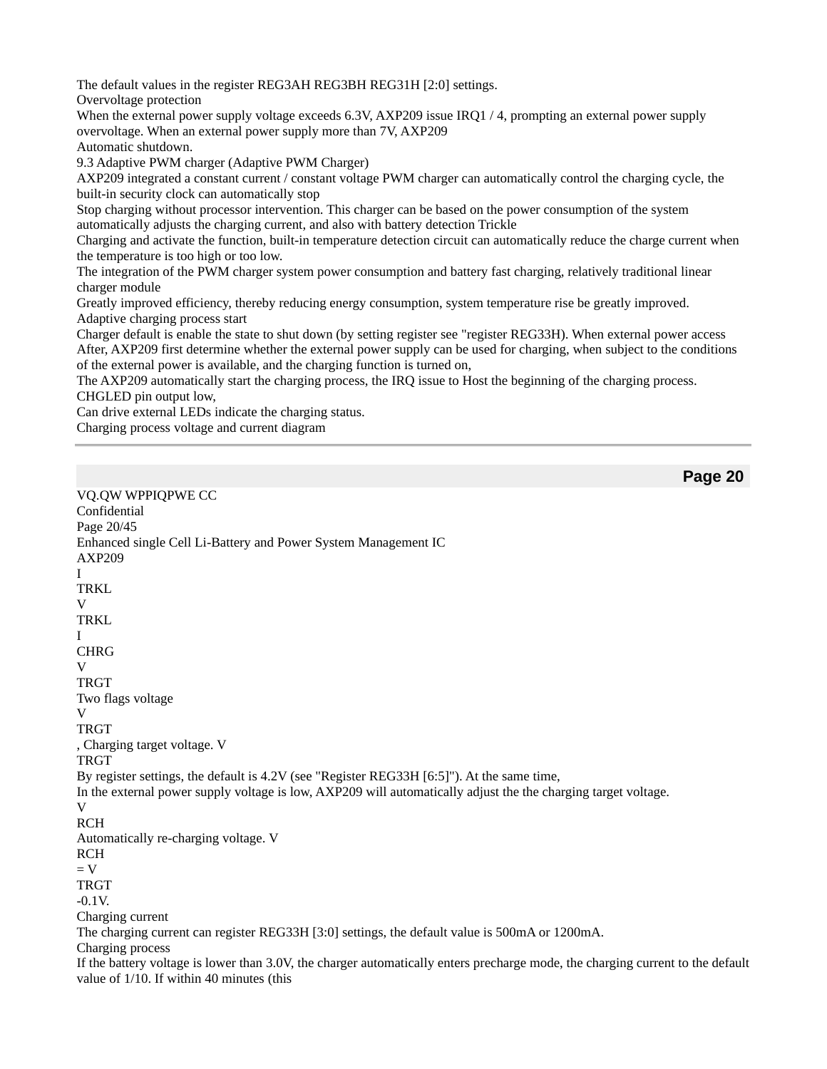The default values in the register REG3AH REG3BH REG31H [2:0] settings.

Overvoltage protection

When the external power supply voltage exceeds 6.3V, AXP209 issue IRQ1 / 4, prompting an external power supply overvoltage. When an external power supply more than 7V, AXP209

Automatic shutdown.

## 9.3 Adaptive PWM charger (Adaptive PWM Charger)

AXP209 integrated a constant current / constant voltage PWM charger can automatically control the charging cycle, the built-in security clock can automatically stop

Stop charging without processor intervention. This charger can be based on the power consumption of the system automatically adjusts the charging current, and also with battery detection Trickle

Charging and activate the function, built-in temperature detection circuit can automatically reduce the charge current when the temperature is too high or too low.

The integration of the PWM charger system power consumption and battery fast charging, relatively traditional linear charger module

Greatly improved efficiency, thereby reducing energy consumption, system temperature rise be greatly improved.

Adaptive charging process start

Charger default is enable the state to shut down (by setting register see "register REG33H). When external power access

After, AXP209 first determine whether the external power supply can be used for charging, when subject to the conditions of the external power is available, and the charging function is turned on,

The AXP209 automatically start the charging process, the IRQ issue to Host the beginning of the charging process. CHGLED pin output low,

Can drive external LEDs indicate the charging status.

Charging process voltage and current diagram

$I_{TRKL}$

$V_{TRKL}$

$I_{CHRG}$

$V_{TRGT}$

Two flags voltage

$V_{TRGT}$, Charging target voltage. $V_{TRGT}$

By register settings, the default is 4.2V (see "Register REG33H [6:5]"). At the same time,

In the external power supply voltage is low, AXP209 will automatically adjust the the charging target voltage.

$V_{RCH}$

Automatically re-charging voltage. $V_{RCH} = V_{TRGT}$ -0.1V.

Charging current

The charging current can register REG33H [3:0] settings, the default value is 500mA or 1200mA.

Charging process

If the battery voltage is lower than 3.0V, the charger automatically enters precharge mode, the charging current to the default value of 1/10. If within 40 minutes (this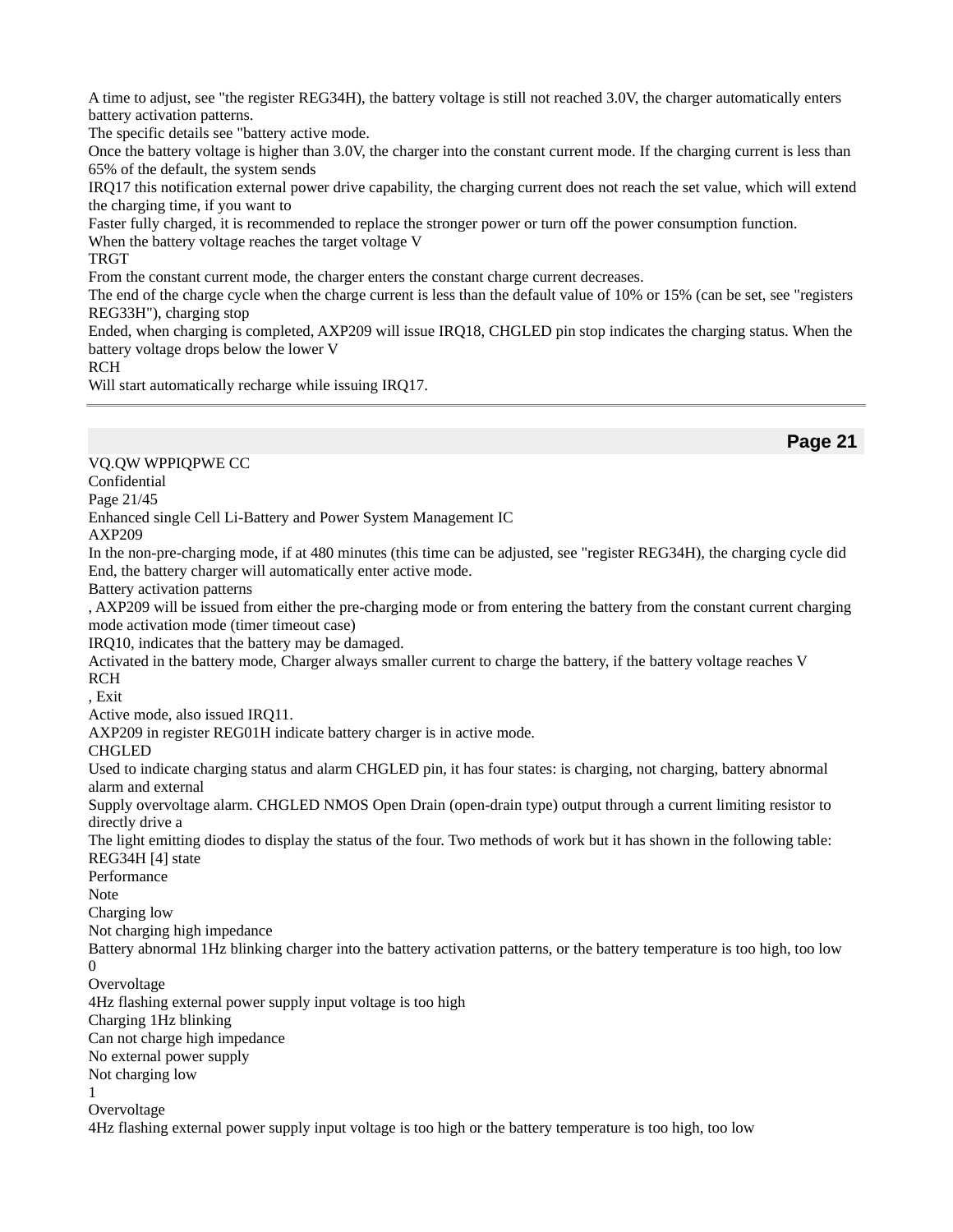A time to adjust, see "the register REG34H), the battery voltage is still not reached 3.0V, the charger automatically enters battery activation patterns.

The specific details see "battery active mode.

Once the battery voltage is higher than 3.0V, the charger into the constant current mode. If the charging current is less than 65% of the default, the system sends

IRQ17 this notification external power drive capability, the charging current does not reach the set value, which will extend the charging time, if you want to

Faster fully charged, it is recommended to replace the stronger power or turn off the power consumption function.

When the battery voltage reaches the target voltage $V_{TRGT}$

From the constant current mode, the charger enters the constant charge current decreases.

The end of the charge cycle when the charge current is less than the default value of 10% or 15% (can be set, see "registers REG33H"), charging stop

Ended, when charging is completed, AXP209 will issue IRQ18, CHGLED pin stop indicates the charging status. When the battery voltage drops below the lower $V_{RCH}$

Will start automatically recharge while issuing IRQ17.

---

## Page 21

VQ.QW WPPIQPWE CC

Confidential

Enhanced single Cell Li-Battery and Power System Management IC

AXP209

In the non-pre-charging mode, if at 480 minutes (this time can be adjusted, see "register REG34H), the charging cycle did End, the battery charger will automatically enter active mode.

Battery activation patterns

, AXP209 will be issued from either the pre-charging mode or from entering the battery from the constant current charging mode activation mode (timer timeout case)

IRQ10, indicates that the battery may be damaged.

Activated in the battery mode, Charger always smaller current to charge the battery, if the battery voltage reaches $V_{RCH}$

, Exit

Active mode, also issued IRQ11.

AXP209 in register REG01H indicate battery charger is in active mode.

CHGLED

Used to indicate charging status and alarm CHGLED pin, it has four states: is charging, not charging, battery abnormal alarm and external

Supply overvoltage alarm. CHGLED NMOS Open Drain (open-drain type) output through a current limiting resistor to directly drive a

The light emitting diodes to display the status of the four. Two methods of work but it has shown in the following table:

| REG34H [4] | state | Performance | Note |
|---|---|---|---|
| 0 | Charging | low | |
| | Not charging | high impedance | |
| | Battery abnormal | 1Hz blinking | charger into the battery activation patterns, or the battery temperature is too high, too low |
| | Overvoltage | 4Hz flashing | external power supply input voltage is too high |
| 1 | Charging | 1Hz blinking | |
| | Can not charge | high impedance | No external power supply |
| | Not charging | low | |
| | Overvoltage | 4Hz flashing | external power supply input voltage is too high or the battery temperature is too high, too low |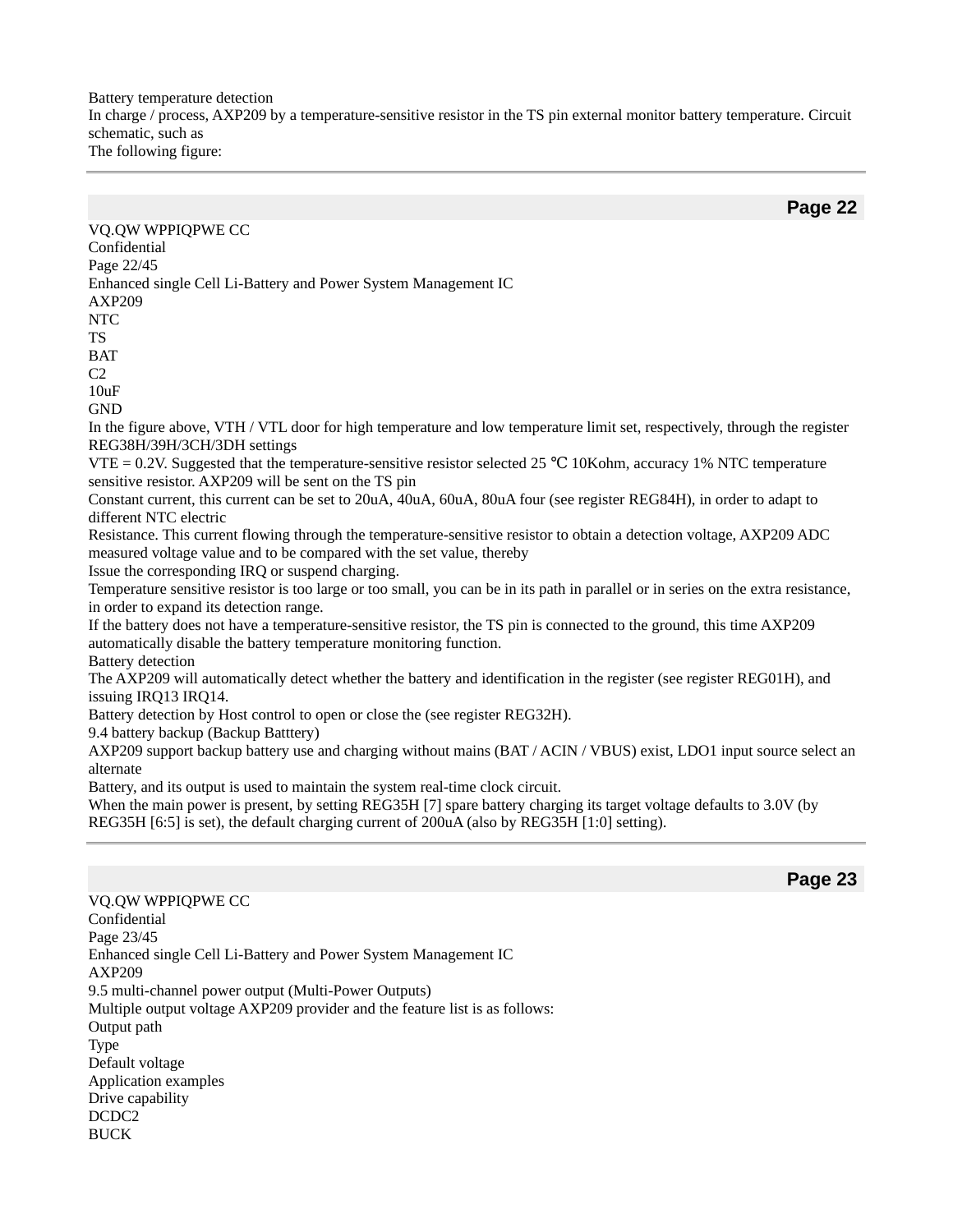Battery temperature detection

In charge / process, AXP209 by a temperature-sensitive resistor in the TS pin external monitor battery temperature. Circuit schematic, such as
The following figure:

AXP209
NTC
TS
BAT
C2
10uF
GND

In the figure above, VTH / VTL door for high temperature and low temperature limit set, respectively, through the register REG38H/39H/3CH/3DH settings
VTE = 0.2V. Suggested that the temperature-sensitive resistor selected 25 ℃ 10Kohm, accuracy 1% NTC temperature sensitive resistor. AXP209 will be sent on the TS pin
Constant current, this current can be set to 20uA, 40uA, 60uA, 80uA four (see register REG84H), in order to adapt to different NTC electric
Resistance. This current flowing through the temperature-sensitive resistor to obtain a detection voltage, AXP209 ADC measured voltage value and to be compared with the set value, thereby
Issue the corresponding IRQ or suspend charging.
Temperature sensitive resistor is too large or too small, you can be in its path in parallel or in series on the extra resistance, in order to expand its detection range.
If the battery does not have a temperature-sensitive resistor, the TS pin is connected to the ground, this time AXP209 automatically disable the battery temperature monitoring function.

Battery detection

The AXP209 will automatically detect whether the battery and identification in the register (see register REG01H), and issuing IRQ13 IRQ14.
Battery detection by Host control to open or close the (see register REG32H).

## 9.4 battery backup (Backup Batttery)

AXP209 support backup battery use and charging without mains (BAT / ACIN / VBUS) exist, LDO1 input source select an alternate
Battery, and its output is used to maintain the system real-time clock circuit.
When the main power is present, by setting REG35H [7] spare battery charging its target voltage defaults to 3.0V (by REG35H [6:5] is set), the default charging current of 200uA (also by REG35H [1:0] setting).

## 9.5 multi-channel power output (Multi-Power Outputs)

Multiple output voltage AXP209 provider and the feature list is as follows:

| Output path | Type | Default voltage | Application examples | Drive capability |
|---|---|---|---|---|
| DCDC2 | BUCK | | | |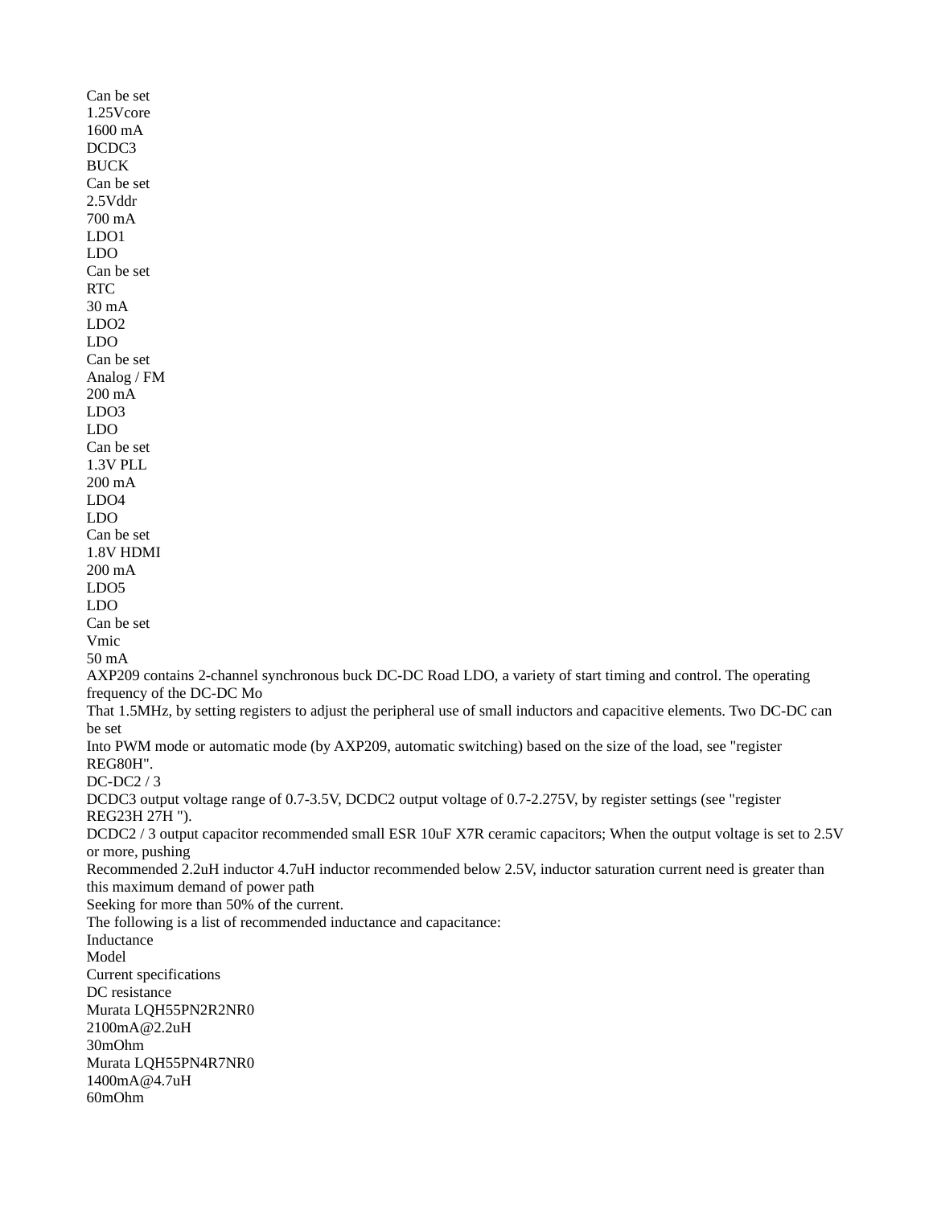| | | Can be set | 1.25Vcore | 1600 mA |
|---|---|---|---|---|
| DCDC3 | BUCK | Can be set | 2.5Vddr | 700 mA |
| LDO1 | LDO | Can be set | RTC | 30 mA |
| LDO2 | LDO | Can be set | Analog / FM | 200 mA |
| LDO3 | LDO | Can be set | 1.3V PLL | 200 mA |
| LDO4 | LDO | Can be set | 1.8V HDMI | 200 mA |
| LDO5 | LDO | Can be set | Vmic | 50 mA |

AXP209 contains 2-channel synchronous buck DC-DC Road LDO, a variety of start timing and control. The operating frequency of the DC-DC Mo
That 1.5MHz, by setting registers to adjust the peripheral use of small inductors and capacitive elements. Two DC-DC can be set
Into PWM mode or automatic mode (by AXP209, automatic switching) based on the size of the load, see "register REG80H".

DC-DC2 / 3

DCDC3 output voltage range of 0.7-3.5V, DCDC2 output voltage of 0.7-2.275V, by register settings (see "register REG23H 27H ").
DCDC2 / 3 output capacitor recommended small ESR 10uF X7R ceramic capacitors; When the output voltage is set to 2.5V or more, pushing
Recommended 2.2uH inductor 4.7uH inductor recommended below 2.5V, inductor saturation current need is greater than this maximum demand of power path
Seeking for more than 50% of the current.
The following is a list of recommended inductance and capacitance:

| Inductance | | |
|---|---|---|
| Model | Current specifications | DC resistance |
| Murata LQH55PN2R2NR0 | 2100mA@2.2uH | 30mOhm |
| Murata LQH55PN4R7NR0 | 1400mA@4.7uH | 60mOhm |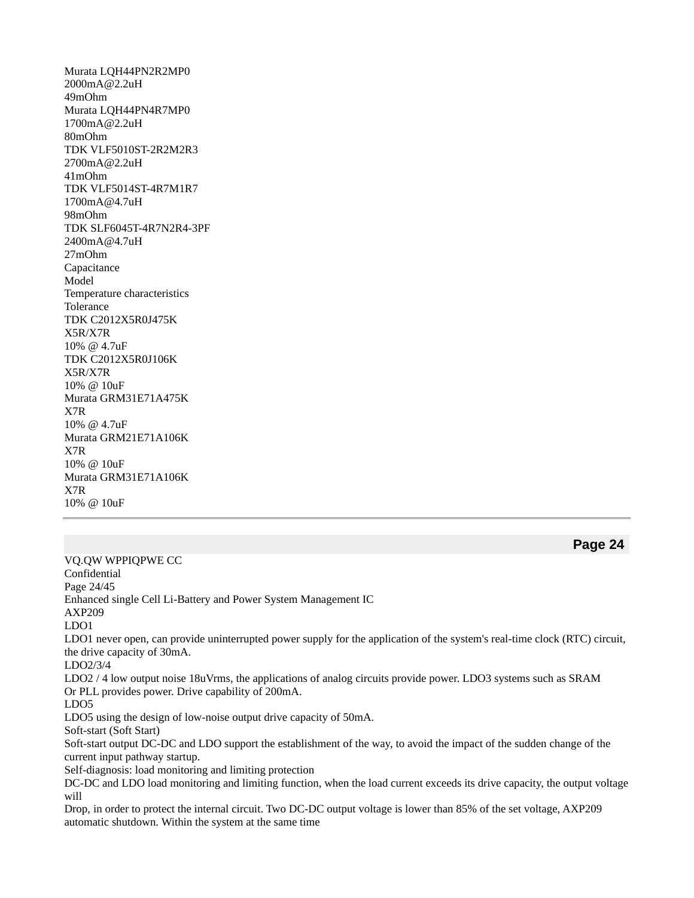| Model | Current rating | DCR |
| --- | --- | --- |
| Murata LQH44PN2R2MP0 | 2000mA@2.2uH | 49mOhm |
| Murata LQH44PN4R7MP0 | 1700mA@2.2uH | 80mOhm |
| TDK VLF5010ST-2R2M2R3 | 2700mA@2.2uH | 41mOhm |
| TDK VLF5014ST-4R7M1R7 | 1700mA@4.7uH | 98mOhm |
| TDK SLF6045T-4R7N2R4-3PF | 2400mA@4.7uH | 27mOhm |

Capacitance

| Model | Temperature characteristics | Tolerance |
| --- | --- | --- |
| TDK C2012X5R0J475K | X5R/X7R | 10% @ 4.7uF |
| TDK C2012X5R0J106K | X5R/X7R | 10% @ 10uF |
| Murata GRM31E71A475K | X7R | 10% @ 4.7uF |
| Murata GRM21E71A106K | X7R | 10% @ 10uF |
| Murata GRM31E71A106K | X7R | 10% @ 10uF |

VQ.QW WPPIQPWE CC

Confidential

Enhanced single Cell Li-Battery and Power System Management IC

AXP209

LDO1

LDO1 never open, can provide uninterrupted power supply for the application of the system's real-time clock (RTC) circuit, the drive capacity of 30mA.

LDO2/3/4

LDO2 / 4 low output noise 18uVrms, the applications of analog circuits provide power. LDO3 systems such as SRAM Or PLL provides power. Drive capability of 200mA.

LDO5

LDO5 using the design of low-noise output drive capacity of 50mA.

Soft-start (Soft Start)

Soft-start output DC-DC and LDO support the establishment of the way, to avoid the impact of the sudden change of the current input pathway startup.

Self-diagnosis: load monitoring and limiting protection

DC-DC and LDO load monitoring and limiting function, when the load current exceeds its drive capacity, the output voltage will

Drop, in order to protect the internal circuit. Two DC-DC output voltage is lower than 85% of the set voltage, AXP209 automatic shutdown. Within the system at the same time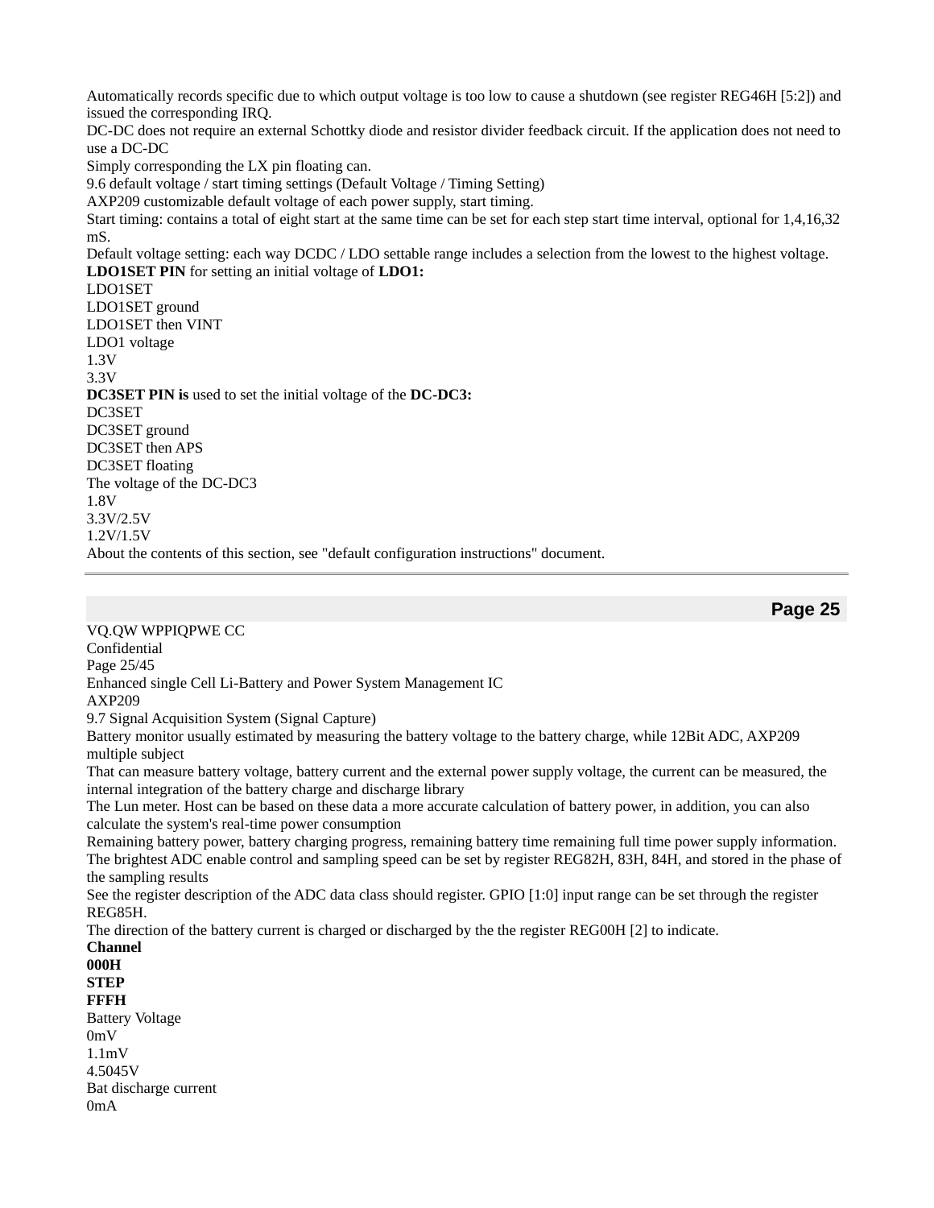Automatically records specific due to which output voltage is too low to cause a shutdown (see register REG46H [5:2]) and issued the corresponding IRQ.

DC-DC does not require an external Schottky diode and resistor divider feedback circuit. If the application does not need to use a DC-DC

Simply corresponding the LX pin floating can.

9.6 default voltage / start timing settings (Default Voltage / Timing Setting)

AXP209 customizable default voltage of each power supply, start timing.

Start timing: contains a total of eight start at the same time can be set for each step start time interval, optional for 1,4,16,32 mS.

Default voltage setting: each way DCDC / LDO settable range includes a selection from the lowest to the highest voltage.

**LDO1SET PIN** for setting an initial voltage of **LDO1:**

| LDO1SET | LDO1SET ground | LDO1SET then VINT |
|---|---|---|
| LDO1 voltage | 1.3V | 3.3V |

**DC3SET PIN is** used to set the initial voltage of the **DC-DC3:**

| DC3SET | DC3SET ground | DC3SET then APS | DC3SET floating |
|---|---|---|---|
| The voltage of the DC-DC3 | 1.8V | 3.3V/2.5V | 1.2V/1.5V |

About the contents of this section, see "default configuration instructions" document.

---

VQ.QW WPPIQPWE CC

Confidential

Enhanced single Cell Li-Battery and Power System Management IC

AXP209

9.7 Signal Acquisition System (Signal Capture)

Battery monitor usually estimated by measuring the battery voltage to the battery charge, while 12Bit ADC, AXP209 multiple subject

That can measure battery voltage, battery current and the external power supply voltage, the current can be measured, the internal integration of the battery charge and discharge library

The Lun meter. Host can be based on these data a more accurate calculation of battery power, in addition, you can also calculate the system's real-time power consumption

Remaining battery power, battery charging progress, remaining battery time remaining full time power supply information.

The brightest ADC enable control and sampling speed can be set by register REG82H, 83H, 84H, and stored in the phase of the sampling results

See the register description of the ADC data class should register. GPIO [1:0] input range can be set through the register REG85H.

The direction of the battery current is charged or discharged by the the register REG00H [2] to indicate.

| **Channel** | **000H** | **STEP** | **FFFH** |
|---|---|---|---|
| Battery Voltage | 0mV | 1.1mV | 4.5045V |
| Bat discharge current | 0mA | | |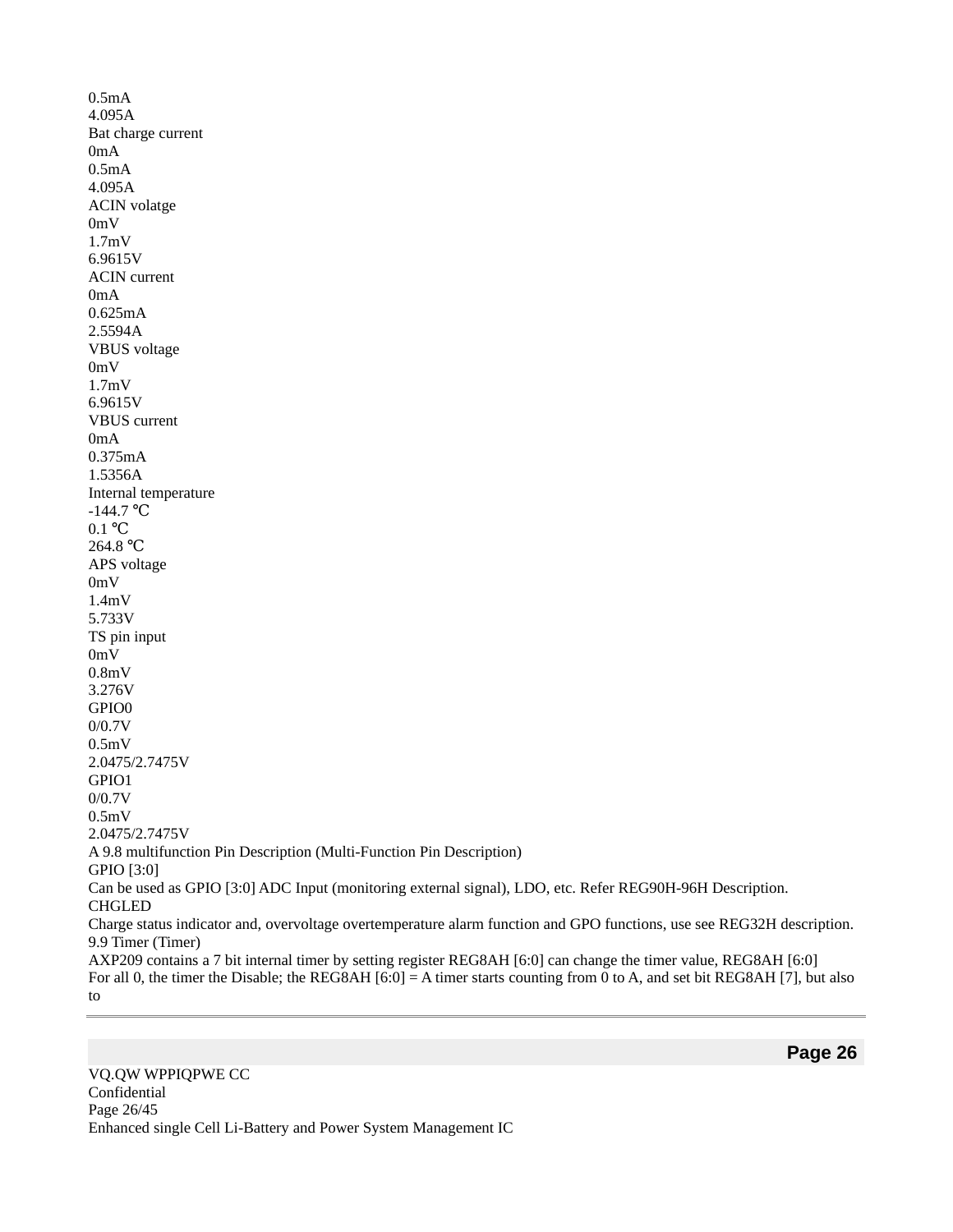0.5mA
4.095A
Bat charge current
0mA
0.5mA
4.095A
ACIN volatge
0mV
1.7mV
6.9615V
ACIN current
0mA
0.625mA
2.5594A
VBUS voltage
0mV
1.7mV
6.9615V
VBUS current
0mA
0.375mA
1.5356A
Internal temperature
-144.7 ℃
0.1 ℃
264.8 ℃
APS voltage
0mV
1.4mV
5.733V
TS pin input
0mV
0.8mV
3.276V
GPIO0
0/0.7V
0.5mV
2.0475/2.7475V
GPIO1
0/0.7V
0.5mV
2.0475/2.7475V

A 9.8 multifunction Pin Description (Multi-Function Pin Description)

GPIO [3:0]

Can be used as GPIO [3:0] ADC Input (monitoring external signal), LDO, etc. Refer REG90H-96H Description.

CHGLED

Charge status indicator and, overvoltage overtemperature alarm function and GPO functions, use see REG32H description.

9.9 Timer (Timer)

AXP209 contains a 7 bit internal timer by setting register REG8AH [6:0] can change the timer value, REG8AH [6:0]
For all 0, the timer the Disable; the REG8AH [6:0] = A timer starts counting from 0 to A, and set bit REG8AH [7], but also to

VQ.QW WPPIQPWE CC
Confidential
Enhanced single Cell Li-Battery and Power System Management IC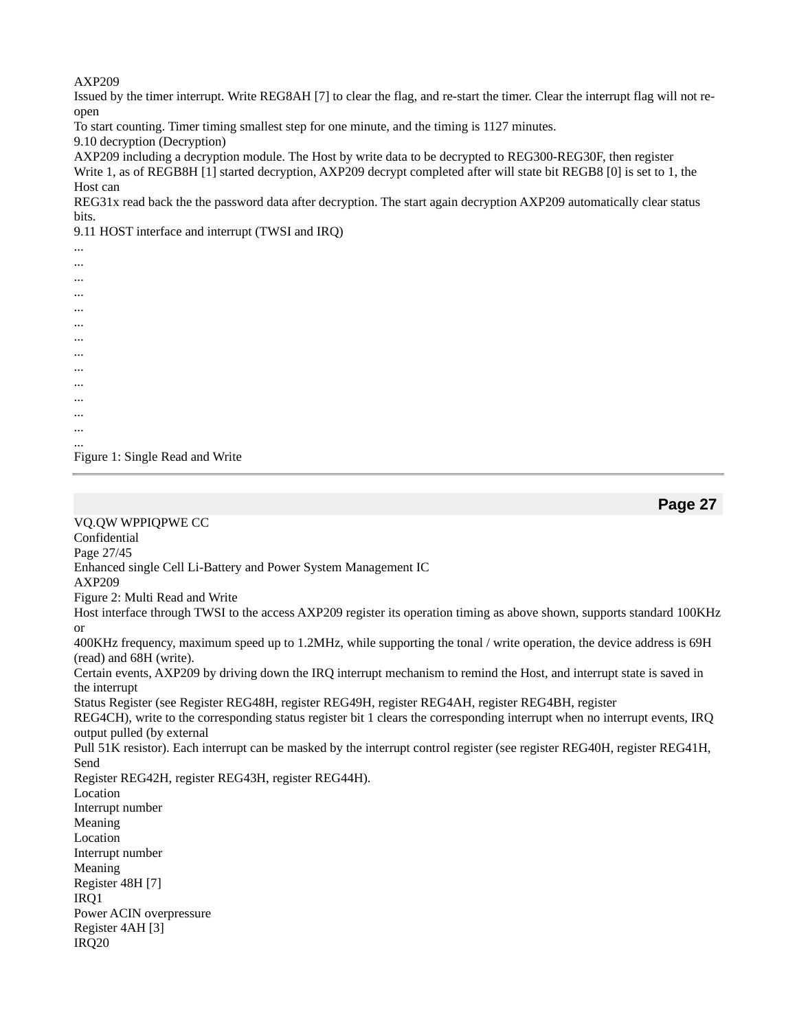AXP209

Issued by the timer interrupt. Write REG8AH [7] to clear the flag, and re-start the timer. Clear the interrupt flag will not re-open
To start counting. Timer timing smallest step for one minute, and the timing is 1127 minutes.

### 9.10 decryption (Decryption)

AXP209 including a decryption module. The Host by write data to be decrypted to REG300-REG30F, then register
Write 1, as of REGB8H [1] started decryption, AXP209 decrypt completed after will state bit REGB8 [0] is set to 1, the Host can
REG31x read back the the password data after decryption. The start again decryption AXP209 automatically clear status bits.

### 9.11 HOST interface and interrupt (TWSI and IRQ)

...
...
...
...
...
...
...
...
...
...
...
...
...
...

Figure 1: Single Read and Write

Figure 2: Multi Read and Write

Host interface through TWSI to the access AXP209 register its operation timing as above shown, supports standard 100KHz or
400KHz frequency, maximum speed up to 1.2MHz, while supporting the tonal / write operation, the device address is 69H (read) and 68H (write).

Certain events, AXP209 by driving down the IRQ interrupt mechanism to remind the Host, and interrupt state is saved in the interrupt
Status Register (see Register REG48H, register REG49H, register REG4AH, register REG4BH, register
REG4CH), write to the corresponding status register bit 1 clears the corresponding interrupt when no interrupt events, IRQ output pulled (by external
Pull 51K resistor). Each interrupt can be masked by the interrupt control register (see register REG40H, register REG41H, Send
Register REG42H, register REG43H, register REG44H).

| Location | Interrupt number | Meaning | Location | Interrupt number | Meaning |
|---|---|---|---|---|---|
| Register 48H [7] | IRQ1 | Power ACIN overpressure | Register 4AH [3] | IRQ20 | |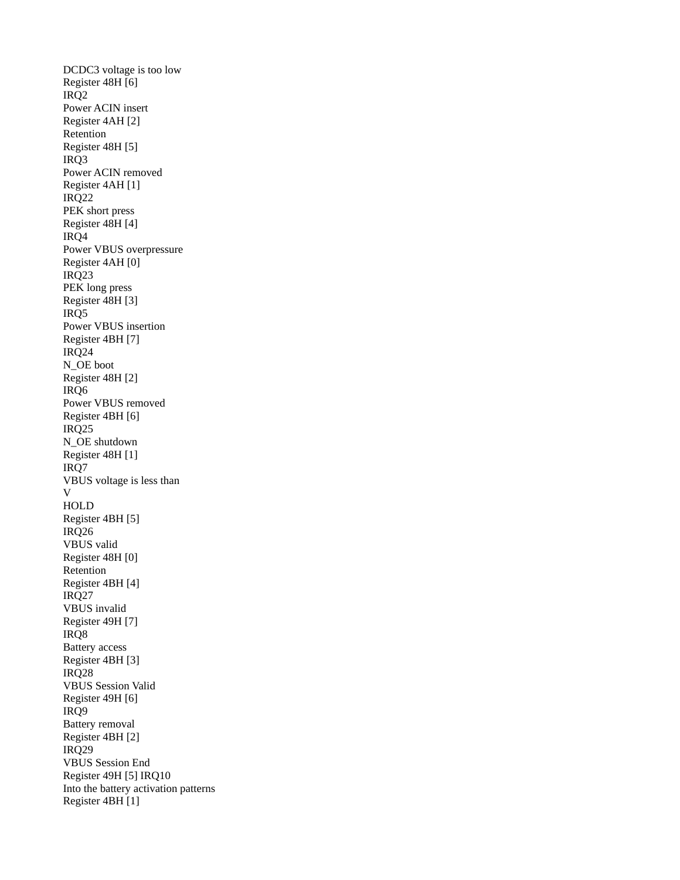DCDC3 voltage is too low
Register 48H [6]
IRQ2
Power ACIN insert
Register 4AH [2]
Retention
Register 48H [5]
IRQ3
Power ACIN removed
Register 4AH [1]
IRQ22
PEK short press
Register 48H [4]
IRQ4
Power VBUS overpressure
Register 4AH [0]
IRQ23
PEK long press
Register 48H [3]
IRQ5
Power VBUS insertion
Register 4BH [7]
IRQ24
N_OE boot
Register 48H [2]
IRQ6
Power VBUS removed
Register 4BH [6]
IRQ25
N_OE shutdown
Register 48H [1]
IRQ7
VBUS voltage is less than
V
HOLD
Register 4BH [5]
IRQ26
VBUS valid
Register 48H [0]
Retention
Register 4BH [4]
IRQ27
VBUS invalid
Register 49H [7]
IRQ8
Battery access
Register 4BH [3]
IRQ28
VBUS Session Valid
Register 49H [6]
IRQ9
Battery removal
Register 4BH [2]
IRQ29
VBUS Session End
Register 49H [5] IRQ10
Into the battery activation patterns
Register 4BH [1]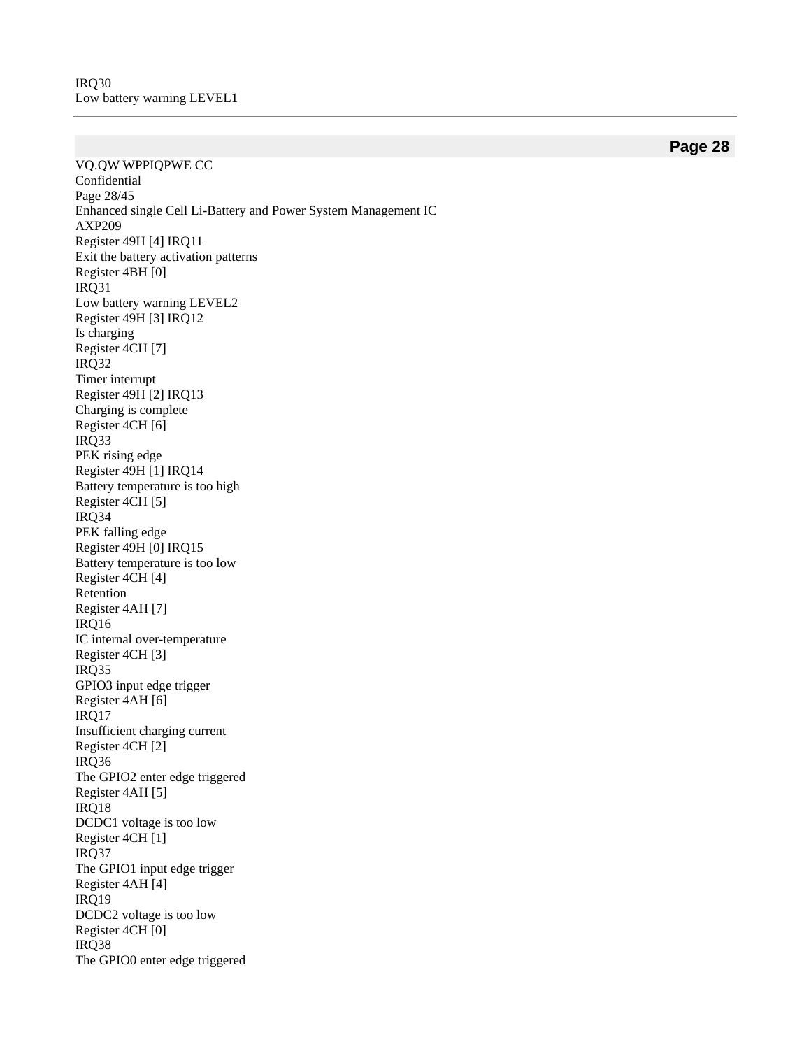IRQ30
Low battery warning LEVEL1

Register 49H [4] IRQ11
Exit the battery activation patterns
Register 4BH [0]
IRQ31
Low battery warning LEVEL2
Register 49H [3] IRQ12
Is charging
Register 4CH [7]
IRQ32
Timer interrupt
Register 49H [2] IRQ13
Charging is complete
Register 4CH [6]
IRQ33
PEK rising edge
Register 49H [1] IRQ14
Battery temperature is too high
Register 4CH [5]
IRQ34
PEK falling edge
Register 49H [0] IRQ15
Battery temperature is too low
Register 4CH [4]
Retention
Register 4AH [7]
IRQ16
IC internal over-temperature
Register 4CH [3]
IRQ35
GPIO3 input edge trigger
Register 4AH [6]
IRQ17
Insufficient charging current
Register 4CH [2]
IRQ36
The GPIO2 enter edge triggered
Register 4AH [5]
IRQ18
DCDC1 voltage is too low
Register 4CH [1]
IRQ37
The GPIO1 input edge trigger
Register 4AH [4]
IRQ19
DCDC2 voltage is too low
Register 4CH [0]
IRQ38
The GPIO0 enter edge triggered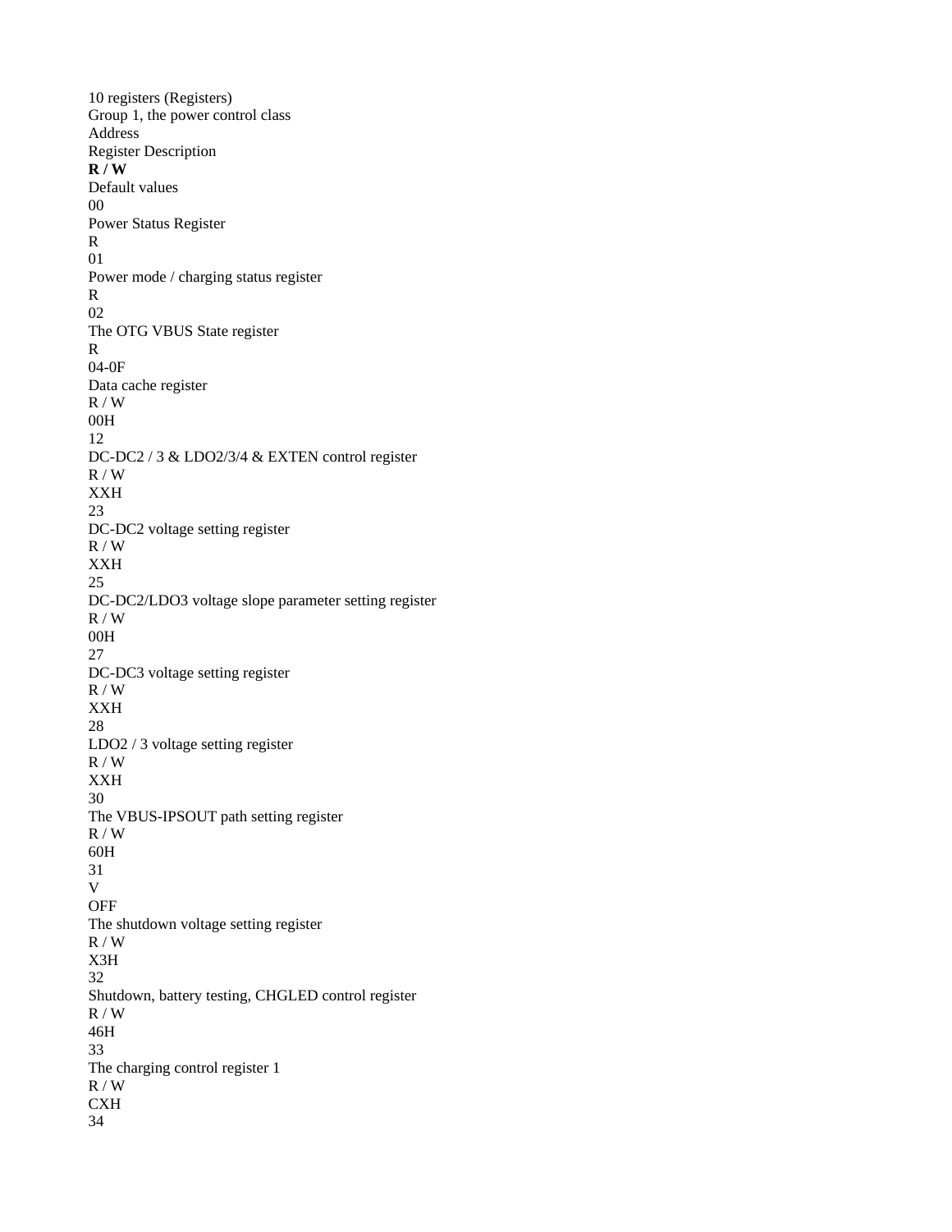10 registers (Registers)

Group 1, the power control class

| Address | Register Description | **R / W** | Default values |
|---|---|---|---|
| 00 | Power Status Register | R | |
| 01 | Power mode / charging status register | R | |
| 02 | The OTG VBUS State register | R | |
| 04-0F | Data cache register | R / W | 00H |
| 12 | DC-DC2 / 3 & LDO2/3/4 & EXTEN control register | R / W | XXH |
| 23 | DC-DC2 voltage setting register | R / W | XXH |
| 25 | DC-DC2/LDO3 voltage slope parameter setting register | R / W | 00H |
| 27 | DC-DC3 voltage setting register | R / W | XXH |
| 28 | LDO2 / 3 voltage setting register | R / W | XXH |
| 30 | The VBUS-IPSOUT path setting register | R / W | 60H |
| 31 | $V_{OFF}$ The shutdown voltage setting register | R / W | X3H |
| 32 | Shutdown, battery testing, CHGLED control register | R / W | 46H |
| 33 | The charging control register 1 | R / W | CXH |
| 34 | | | |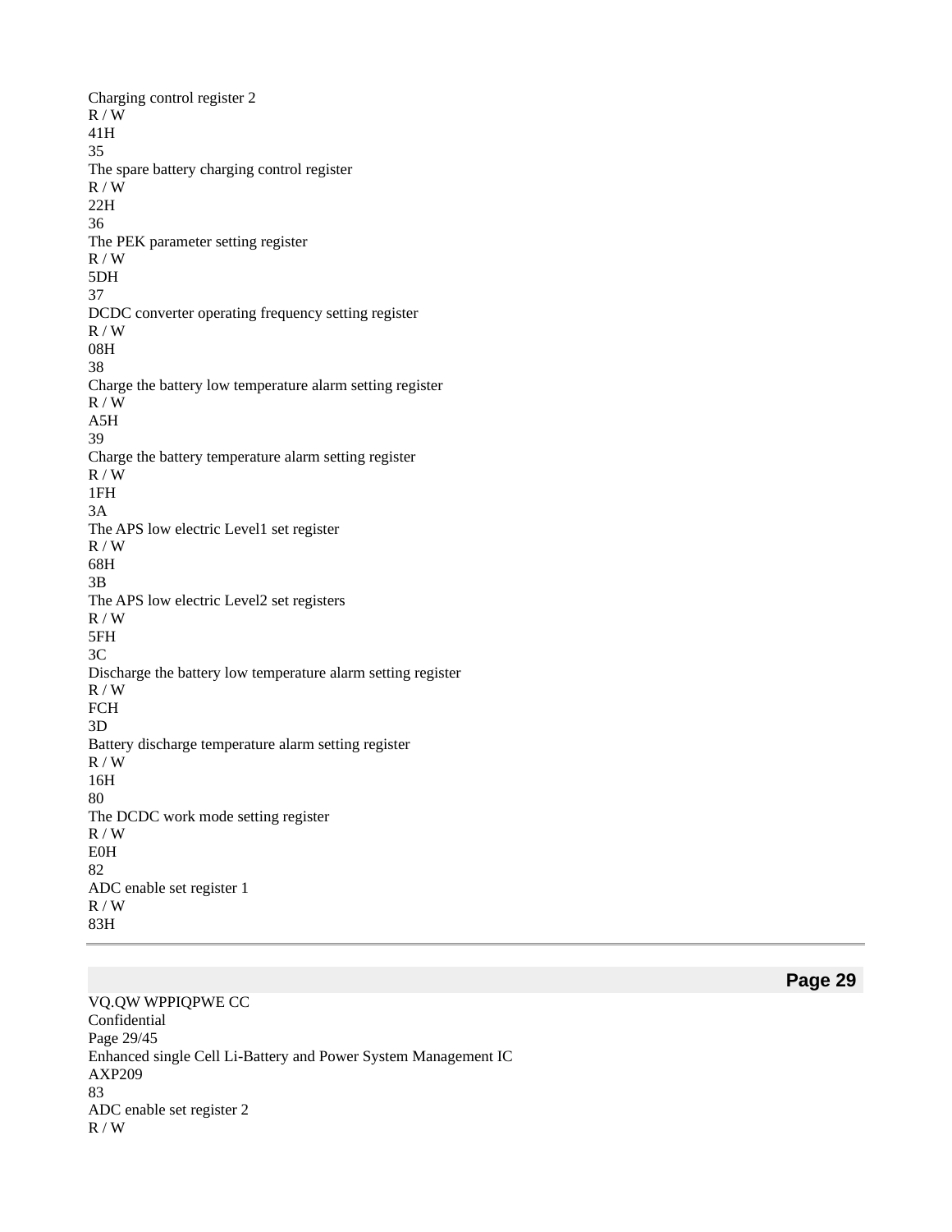| Address | Description | R/W | Default |
|---|---|---|---|
| | Charging control register 2 | R / W | 41H |
| 35 | The spare battery charging control register | R / W | 22H |
| 36 | The PEK parameter setting register | R / W | 5DH |
| 37 | DCDC converter operating frequency setting register | R / W | 08H |
| 38 | Charge the battery low temperature alarm setting register | R / W | A5H |
| 39 | Charge the battery temperature alarm setting register | R / W | 1FH |
| 3A | The APS low electric Level1 set register | R / W | 68H |
| 3B | The APS low electric Level2 set registers | R / W | 5FH |
| 3C | Discharge the battery low temperature alarm setting register | R / W | FCH |
| 3D | Battery discharge temperature alarm setting register | R / W | 16H |
| 80 | The DCDC work mode setting register | R / W | E0H |
| 82 | ADC enable set register 1 | R / W | 83H |
| 83 | ADC enable set register 2 | R / W | |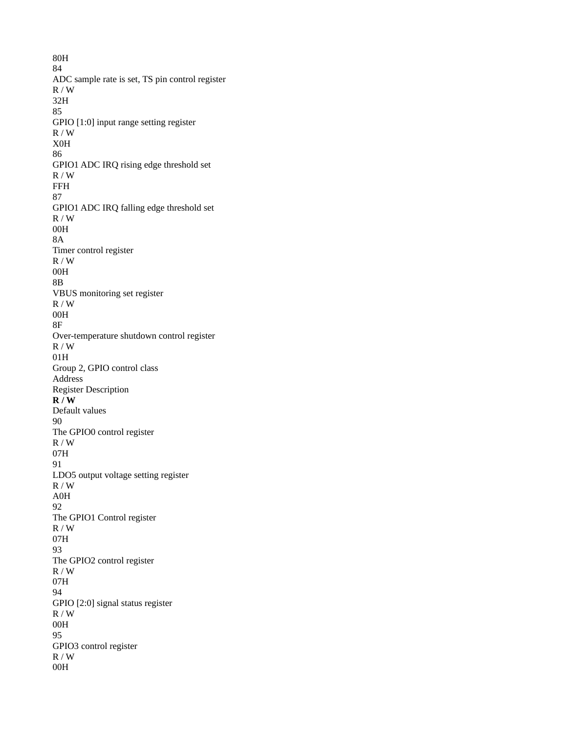80H

| Address | Register Description | R / W | Default values |
|---|---|---|---|
| 84 | ADC sample rate is set, TS pin control register | R / W | 32H |
| 85 | GPIO [1:0] input range setting register | R / W | X0H |
| 86 | GPIO1 ADC IRQ rising edge threshold set | R / W | FFH |
| 87 | GPIO1 ADC IRQ falling edge threshold set | R / W | 00H |
| 8A | Timer control register | R / W | 00H |
| 8B | VBUS monitoring set register | R / W | 00H |
| 8F | Over-temperature shutdown control register | R / W | 01H |

Group 2, GPIO control class

| Address | Register Description | **R / W** | Default values |
|---|---|---|---|
| 90 | The GPIO0 control register | R / W | 07H |
| 91 | LDO5 output voltage setting register | R / W | A0H |
| 92 | The GPIO1 Control register | R / W | 07H |
| 93 | The GPIO2 control register | R / W | 07H |
| 94 | GPIO [2:0] signal status register | R / W | 00H |
| 95 | GPIO3 control register | R / W | 00H |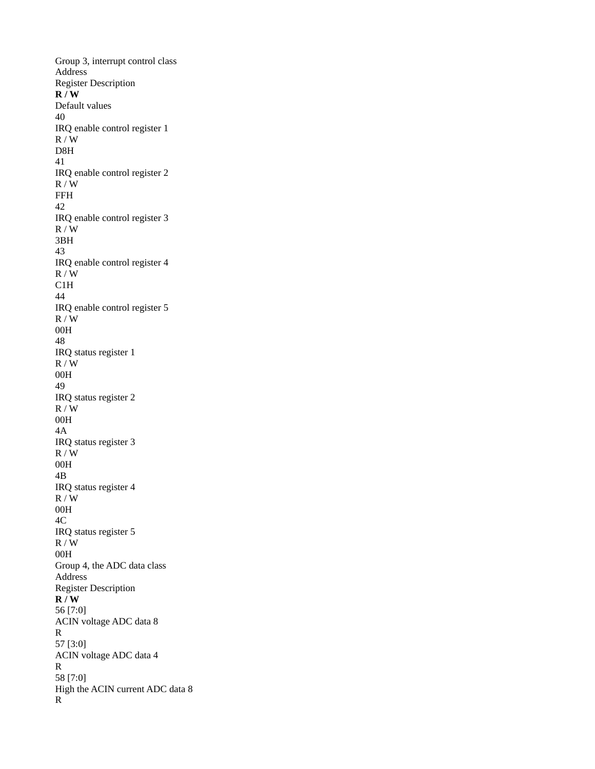Group 3, interrupt control class

| Address | Register Description | **R / W** | Default values |
| --- | --- | --- | --- |
| 40 | IRQ enable control register 1 | R / W | D8H |
| 41 | IRQ enable control register 2 | R / W | FFH |
| 42 | IRQ enable control register 3 | R / W | 3BH |
| 43 | IRQ enable control register 4 | R / W | C1H |
| 44 | IRQ enable control register 5 | R / W | 00H |
| 48 | IRQ status register 1 | R / W | 00H |
| 49 | IRQ status register 2 | R / W | 00H |
| 4A | IRQ status register 3 | R / W | 00H |
| 4B | IRQ status register 4 | R / W | 00H |
| 4C | IRQ status register 5 | R / W | 00H |

Group 4, the ADC data class

| Address | Register Description | **R / W** |
| --- | --- | --- |
| 56 [7:0] | ACIN voltage ADC data 8 | R |
| 57 [3:0] | ACIN voltage ADC data 4 | R |
| 58 [7:0] | High the ACIN current ADC data 8 | R |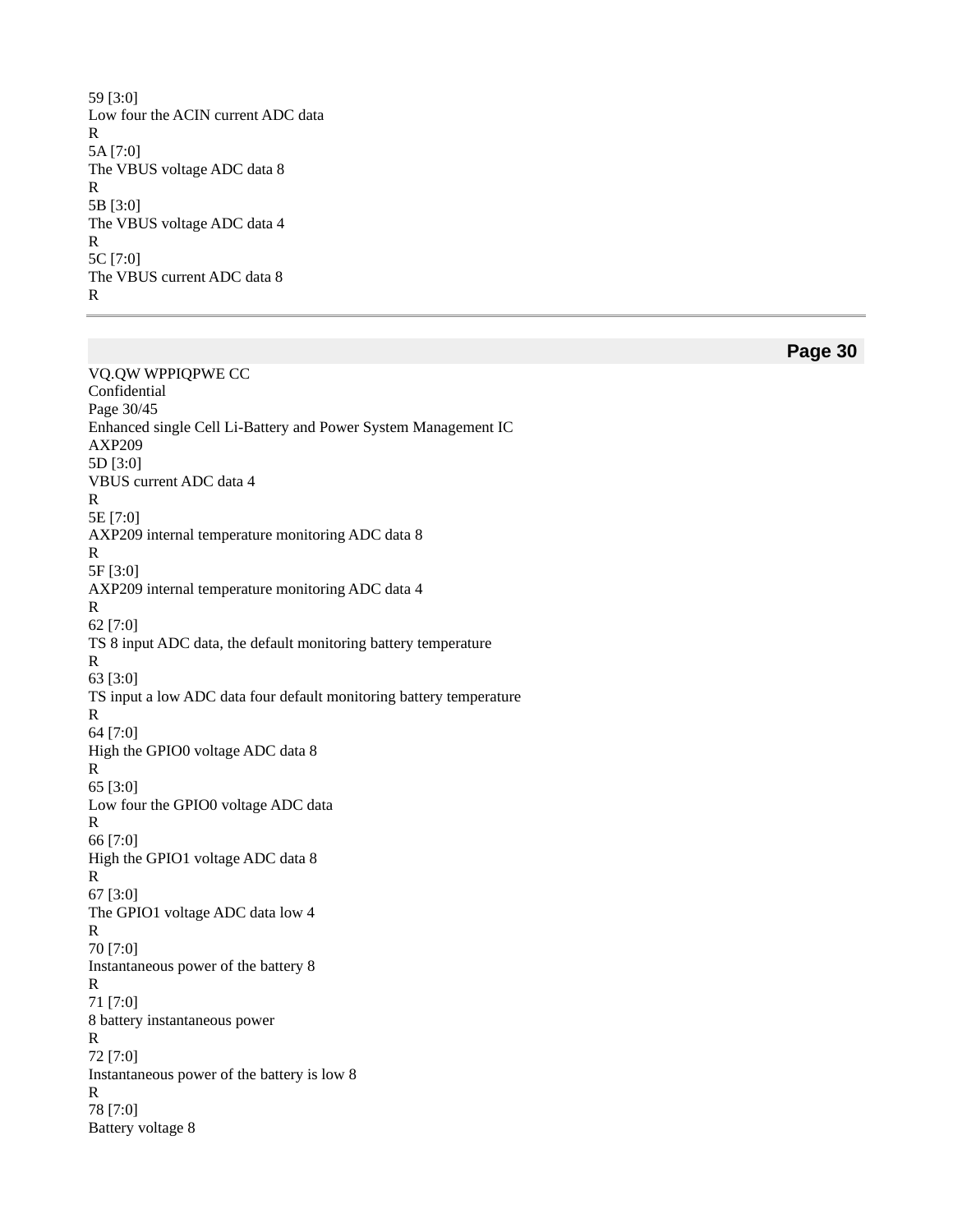59 [3:0]
Low four the ACIN current ADC data
R
5A [7:0]
The VBUS voltage ADC data 8
R
5B [3:0]
The VBUS voltage ADC data 4
R
5C [7:0]
The VBUS current ADC data 8
R

5D [3:0]
VBUS current ADC data 4
R
5E [7:0]
AXP209 internal temperature monitoring ADC data 8
R
5F [3:0]
AXP209 internal temperature monitoring ADC data 4
R
62 [7:0]
TS 8 input ADC data, the default monitoring battery temperature
R
63 [3:0]
TS input a low ADC data four default monitoring battery temperature
R
64 [7:0]
High the GPIO0 voltage ADC data 8
R
65 [3:0]
Low four the GPIO0 voltage ADC data
R
66 [7:0]
High the GPIO1 voltage ADC data 8
R
67 [3:0]
The GPIO1 voltage ADC data low 4
R
70 [7:0]
Instantaneous power of the battery 8
R
71 [7:0]
8 battery instantaneous power
R
72 [7:0]
Instantaneous power of the battery is low 8
R
78 [7:0]
Battery voltage 8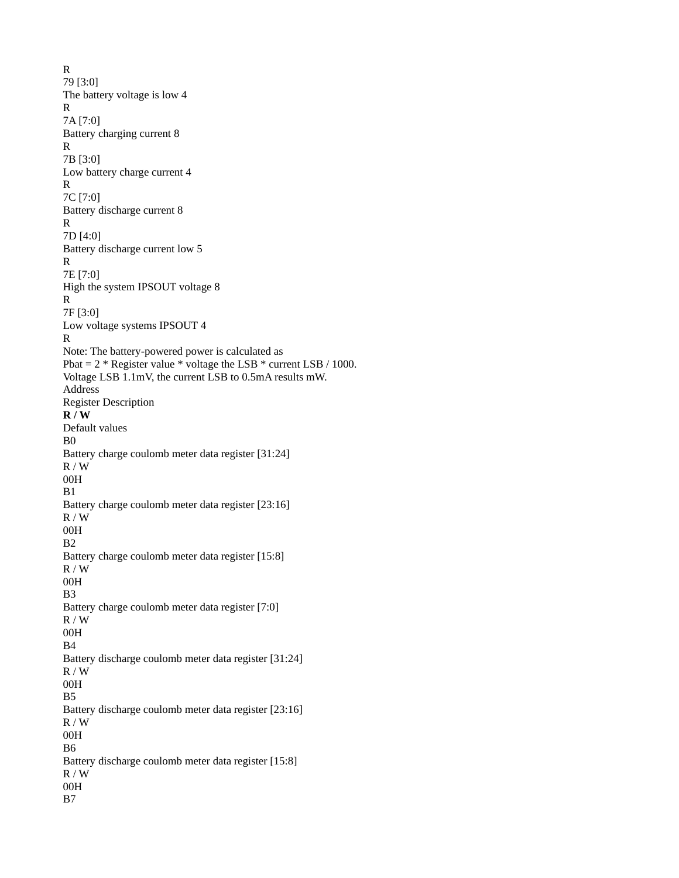R
79 [3:0]
The battery voltage is low 4
R
7A [7:0]
Battery charging current 8
R
7B [3:0]
Low battery charge current 4
R
7C [7:0]
Battery discharge current 8
R
7D [4:0]
Battery discharge current low 5
R
7E [7:0]
High the system IPSOUT voltage 8
R
7F [3:0]
Low voltage systems IPSOUT 4
R

Note: The battery-powered power is calculated as
Pbat = 2 * Register value * voltage the LSB * current LSB / 1000.
Voltage LSB 1.1mV, the current LSB to 0.5mA results mW.

| Address | Register Description | **R / W** | Default values |
|---|---|---|---|
| B0 | Battery charge coulomb meter data register [31:24] | R / W | 00H |
| B1 | Battery charge coulomb meter data register [23:16] | R / W | 00H |
| B2 | Battery charge coulomb meter data register [15:8] | R / W | 00H |
| B3 | Battery charge coulomb meter data register [7:0] | R / W | 00H |
| B4 | Battery discharge coulomb meter data register [31:24] | R / W | 00H |
| B5 | Battery discharge coulomb meter data register [23:16] | R / W | 00H |
| B6 | Battery discharge coulomb meter data register [15:8] | R / W | 00H |
| B7 | | | |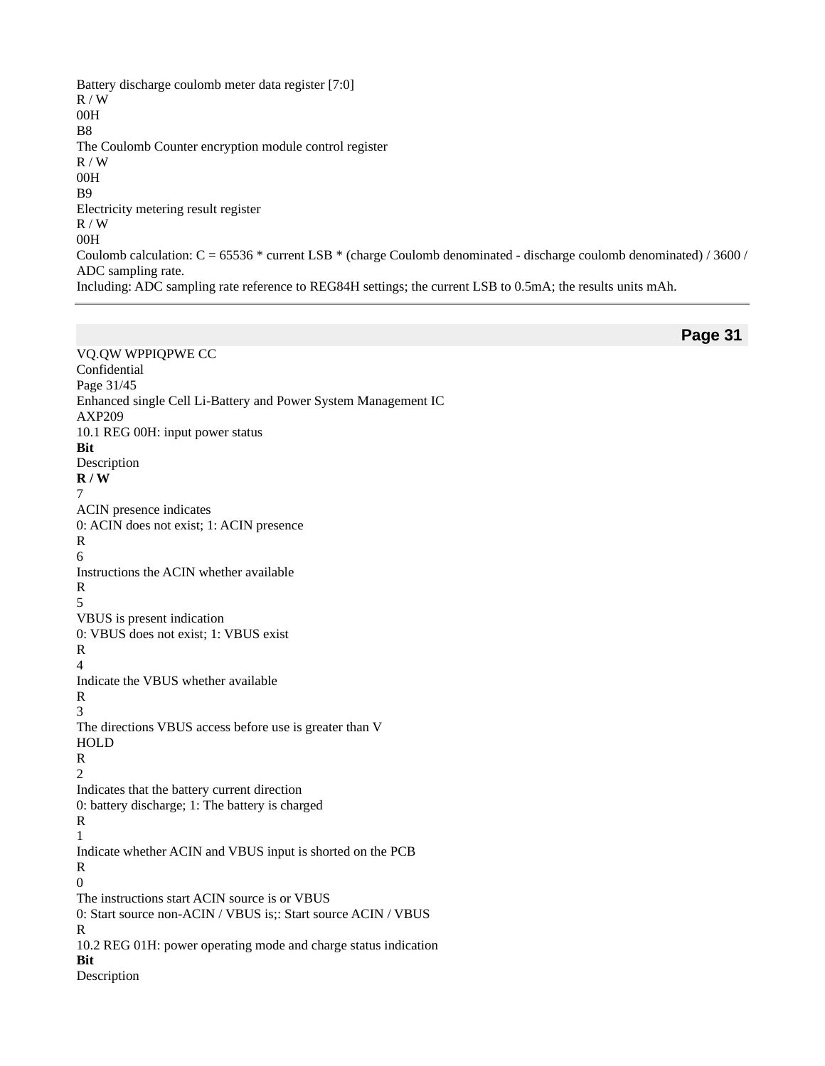Battery discharge coulomb meter data register [7:0]
R / W
00H
B8
The Coulomb Counter encryption module control register
R / W
00H
B9
Electricity metering result register
R / W
00H

Coulomb calculation: C = 65536 * current LSB * (charge Coulomb denominated - discharge coulomb denominated) / 3600 / ADC sampling rate.
Including: ADC sampling rate reference to REG84H settings; the current LSB to 0.5mA; the results units mAh.

---

VQ.QW WPPIQPWE CC
Confidential

Enhanced single Cell Li-Battery and Power System Management IC
AXP209

### 10.1 REG 00H: input power status

| Bit | Description | R / W |
|---|---|---|
| 7 | ACIN presence indicates<br>0: ACIN does not exist; 1: ACIN presence | R |
| 6 | Instructions the ACIN whether available | R |
| 5 | VBUS is present indication<br>0: VBUS does not exist; 1: VBUS exist | R |
| 4 | Indicate the VBUS whether available | R |
| 3 | The directions VBUS access before use is greater than $V_{HOLD}$ | R |
| 2 | Indicates that the battery current direction<br>0: battery discharge; 1: The battery is charged | R |
| 1 | Indicate whether ACIN and VBUS input is shorted on the PCB | R |
| 0 | The instructions start ACIN source is or VBUS<br>0: Start source non-ACIN / VBUS is;: Start source ACIN / VBUS | R |

### 10.2 REG 01H: power operating mode and charge status indication

| Bit | Description |
|---|---|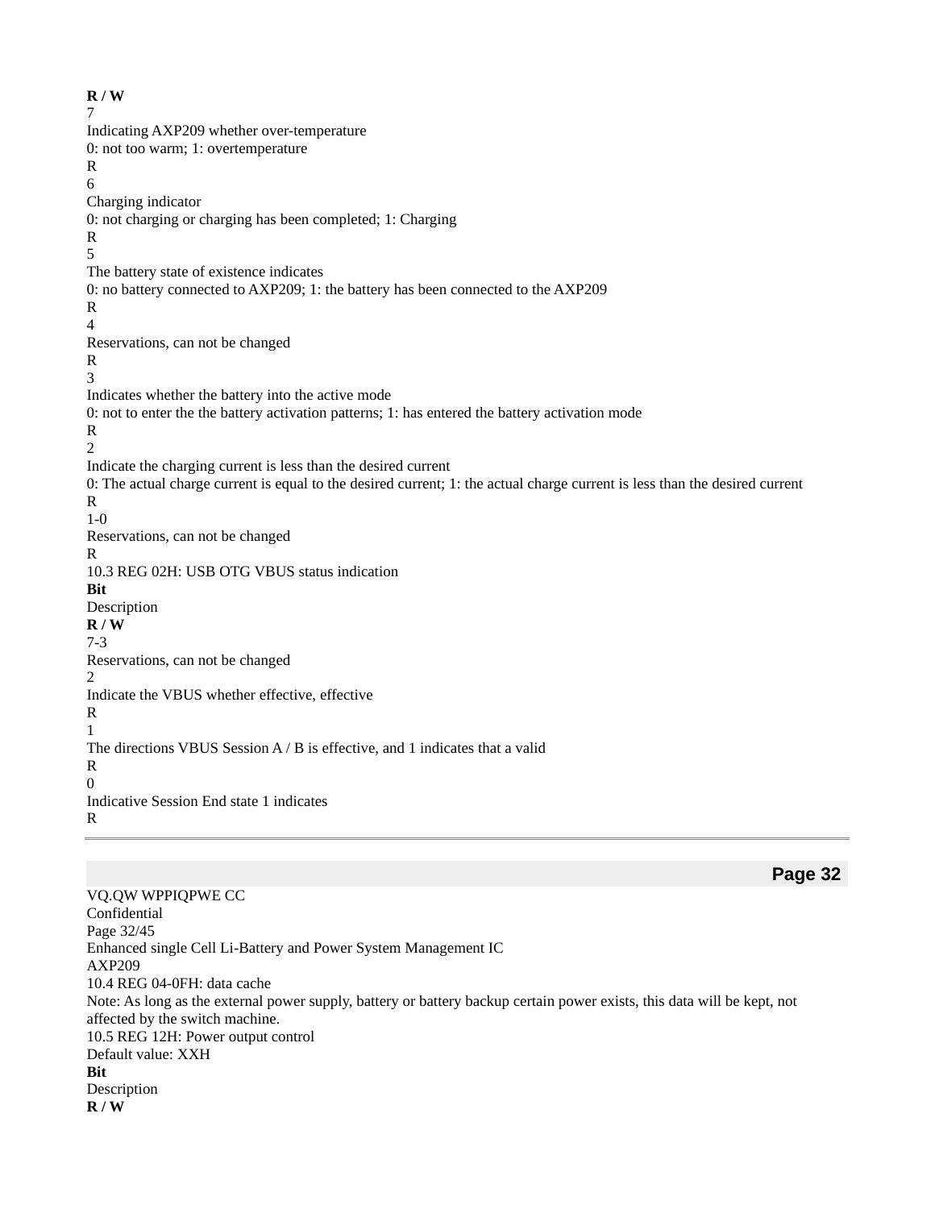| Bit | Description | R / W |
|---|---|---|
| 7 | Indicating AXP209 whether over-temperature<br>0: not too warm; 1: overtemperature | R |
| 6 | Charging indicator<br>0: not charging or charging has been completed; 1: Charging | R |
| 5 | The battery state of existence indicates<br>0: no battery connected to AXP209; 1: the battery has been connected to the AXP209 | R |
| 4 | Reservations, can not be changed | R |
| 3 | Indicates whether the battery into the active mode<br>0: not to enter the the battery activation patterns; 1: has entered the battery activation mode | R |
| 2 | Indicate the charging current is less than the desired current<br>0: The actual charge current is equal to the desired current; 1: the actual charge current is less than the desired current | R |
| 1-0 | Reservations, can not be changed | R |

10.3 REG 02H: USB OTG VBUS status indication

| Bit | Description | R / W |
|---|---|---|
| 7-3 | Reservations, can not be changed | |
| 2 | Indicate the VBUS whether effective, effective | R |
| 1 | The directions VBUS Session A / B is effective, and 1 indicates that a valid | R |
| 0 | Indicative Session End state 1 indicates | R |

VQ.QW WPPIQPWE CC

Confidential

Enhanced single Cell Li-Battery and Power System Management IC

AXP209

10.4 REG 04-0FH: data cache

Note: As long as the external power supply, battery or battery backup certain power exists, this data will be kept, not affected by the switch machine.

10.5 REG 12H: Power output control

Default value: XXH

| Bit | Description | R / W |
|---|---|---|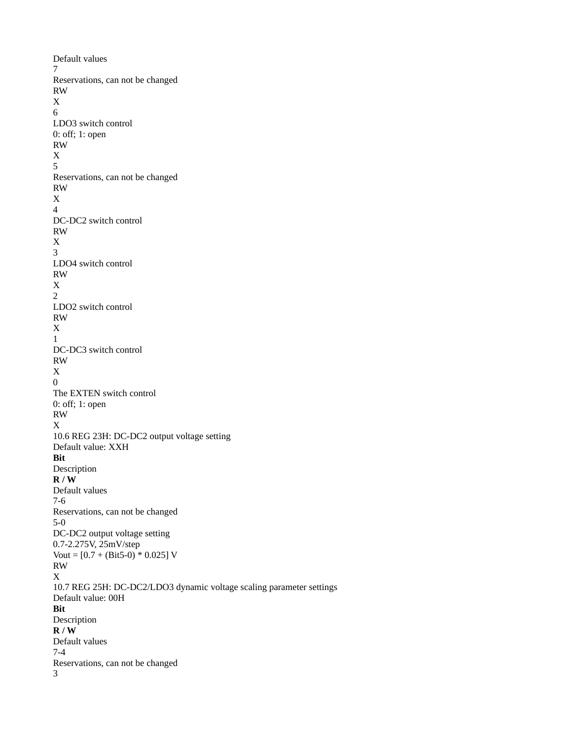| Bit | Description | R / W | Default values |
|---|---|---|---|
| 7 | Reservations, can not be changed | RW | X |
| 6 | LDO3 switch control<br>0: off; 1: open | RW | X |
| 5 | Reservations, can not be changed | RW | X |
| 4 | DC-DC2 switch control | RW | X |
| 3 | LDO4 switch control | RW | X |
| 2 | LDO2 switch control | RW | X |
| 1 | DC-DC3 switch control | RW | X |
| 0 | The EXTEN switch control<br>0: off; 1: open | RW | X |

### 10.6 REG 23H: DC-DC2 output voltage setting

Default value: XXH

| **Bit** | Description | **R / W** | Default values |
|---|---|---|---|
| 7-6 | Reservations, can not be changed | | |
| 5-0 | DC-DC2 output voltage setting<br>0.7-2.275V, 25mV/step<br>Vout = [0.7 + (Bit5-0) * 0.025] V | RW | X |

### 10.7 REG 25H: DC-DC2/LDO3 dynamic voltage scaling parameter settings

Default value: 00H

| **Bit** | Description | **R / W** | Default values |
|---|---|---|---|
| 7-4 | Reservations, can not be changed | | |
| 3 | | | |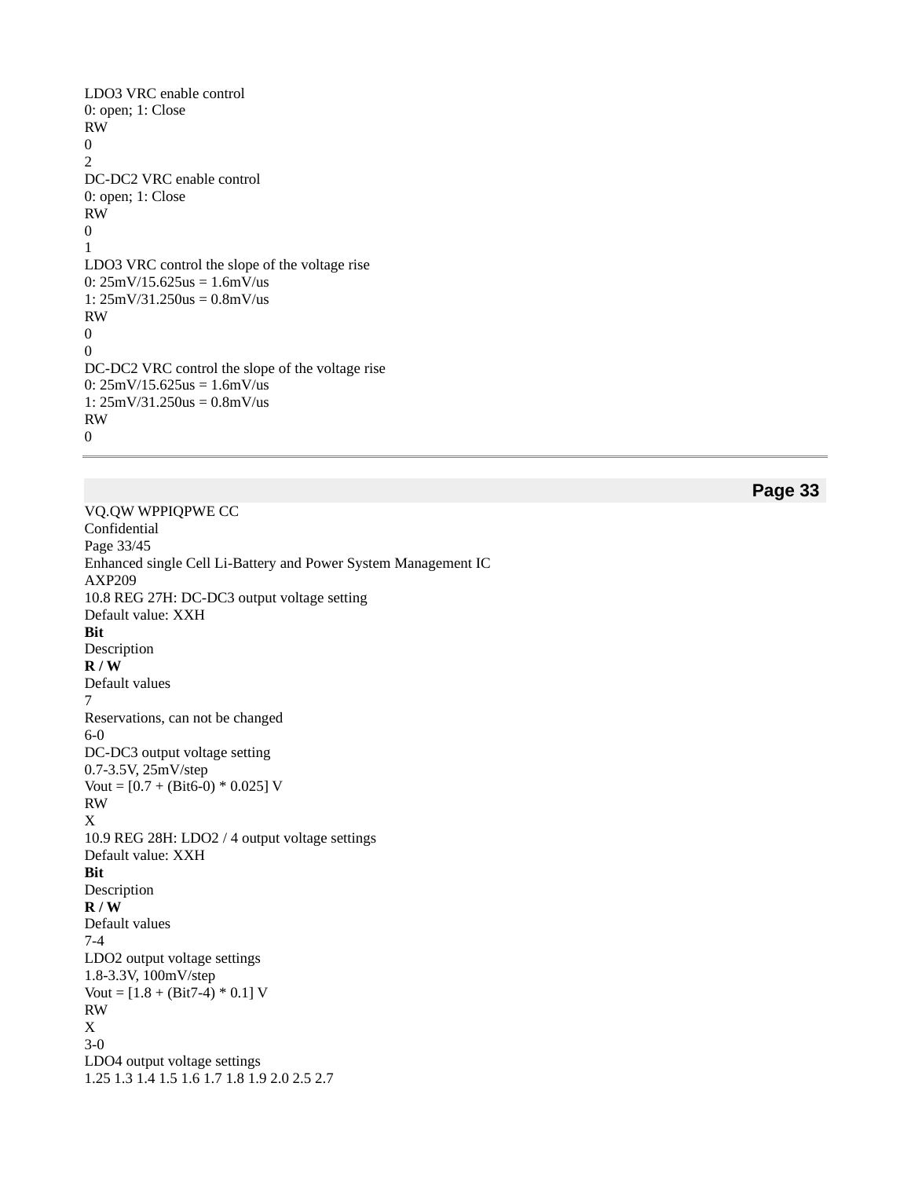| Bit | Description | R / W | Default values |
| --- | --- | --- | --- |
| | LDO3 VRC enable control<br>0: open; 1: Close | RW | 0 |
| 2 | DC-DC2 VRC enable control<br>0: open; 1: Close | RW | 0 |
| 1 | LDO3 VRC control the slope of the voltage rise<br>0: 25mV/15.625us = 1.6mV/us<br>1: 25mV/31.250us = 0.8mV/us | RW | 0 |
| 0 | DC-DC2 VRC control the slope of the voltage rise<br>0: 25mV/15.625us = 1.6mV/us<br>1: 25mV/31.250us = 0.8mV/us | RW | 0 |

VQ.QW WPPIQPWE CC

Confidential

Enhanced single Cell Li-Battery and Power System Management IC

AXP209

### 10.8 REG 27H: DC-DC3 output voltage setting

Default value: XXH

| Bit | Description | R / W | Default values |
| --- | --- | --- | --- |
| 7 | Reservations, can not be changed | | |
| 6-0 | DC-DC3 output voltage setting<br>0.7-3.5V, 25mV/step<br>Vout = [0.7 + (Bit6-0) * 0.025] V | RW | X |

### 10.9 REG 28H: LDO2 / 4 output voltage settings

Default value: XXH

| Bit | Description | R / W | Default values |
| --- | --- | --- | --- |
| 7-4 | LDO2 output voltage settings<br>1.8-3.3V, 100mV/step<br>Vout = [1.8 + (Bit7-4) * 0.1] V | RW | X |
| 3-0 | LDO4 output voltage settings<br>1.25 1.3 1.4 1.5 1.6 1.7 1.8 1.9 2.0 2.5 2.7 | | |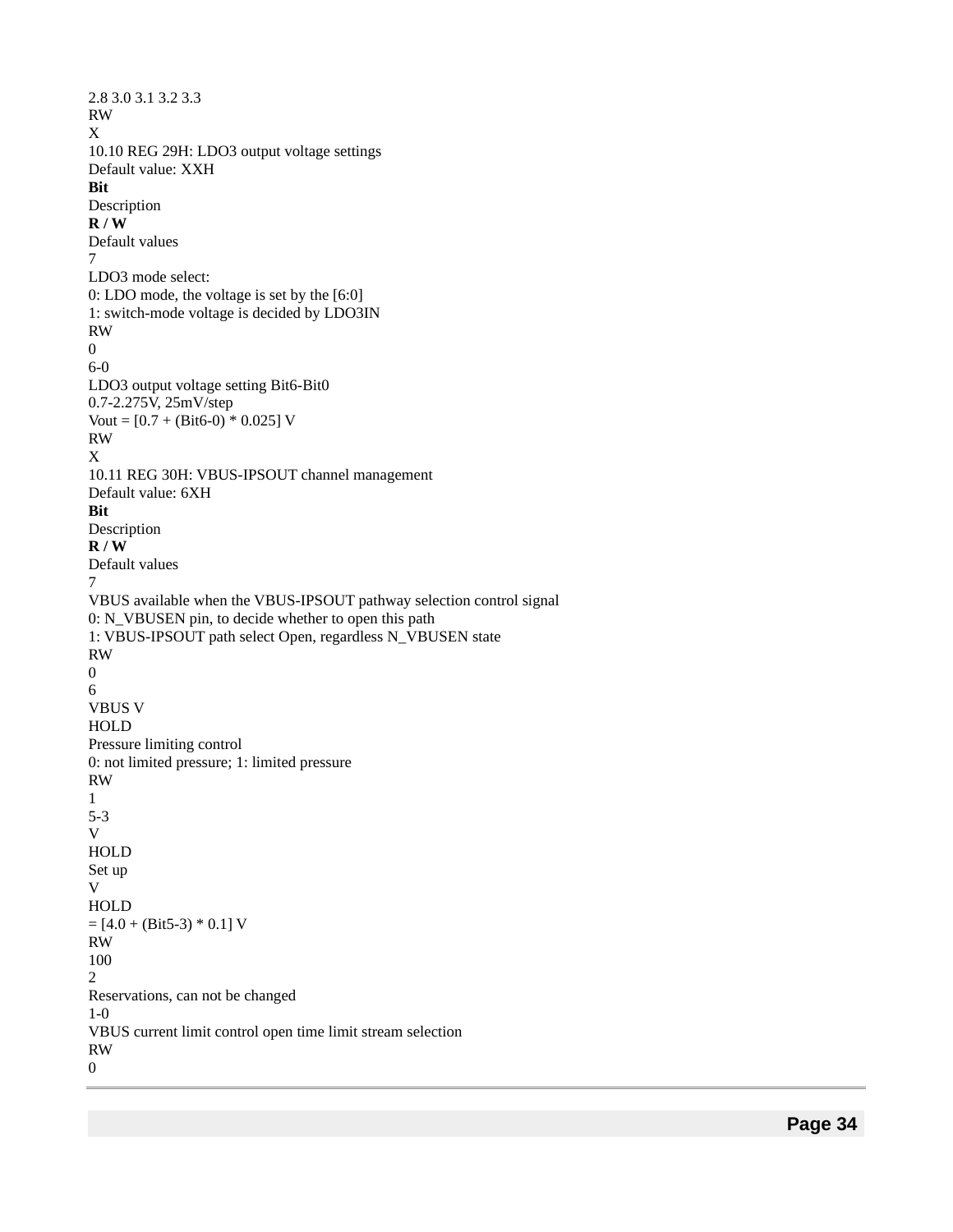| | | | |
|---|---|---|---|
| | 2.8 3.0 3.1 3.2 3.3 | RW | X |

## 10.10 REG 29H: LDO3 output voltage settings

Default value: XXH

| **Bit** | Description | **R / W** | Default values |
|---|---|---|---|
| 7 | LDO3 mode select:<br>0: LDO mode, the voltage is set by the [6:0]<br>1: switch-mode voltage is decided by LDO3IN | RW | 0 |
| 6-0 | LDO3 output voltage setting Bit6-Bit0<br>0.7-2.275V, 25mV/step<br>Vout = [0.7 + (Bit6-0) * 0.025] V | RW | X |

## 10.11 REG 30H: VBUS-IPSOUT channel management

Default value: 6XH

| **Bit** | Description | **R / W** | Default values |
|---|---|---|---|
| 7 | VBUS available when the VBUS-IPSOUT pathway selection control signal<br>0: N_VBUSEN pin, to decide whether to open this path<br>1: VBUS-IPSOUT path select Open, regardless N_VBUSEN state | RW | 0 |
| 6 | VBUS $V_{HOLD}$ Pressure limiting control<br>0: not limited pressure; 1: limited pressure | RW | 1 |
| 5-3 | $V_{HOLD}$ Set up<br>$V_{HOLD}$ = [4.0 + (Bit5-3) * 0.1] V | RW | 100 |
| 2 | Reservations, can not be changed | | |
| 1-0 | VBUS current limit control open time limit stream selection | RW | 0 |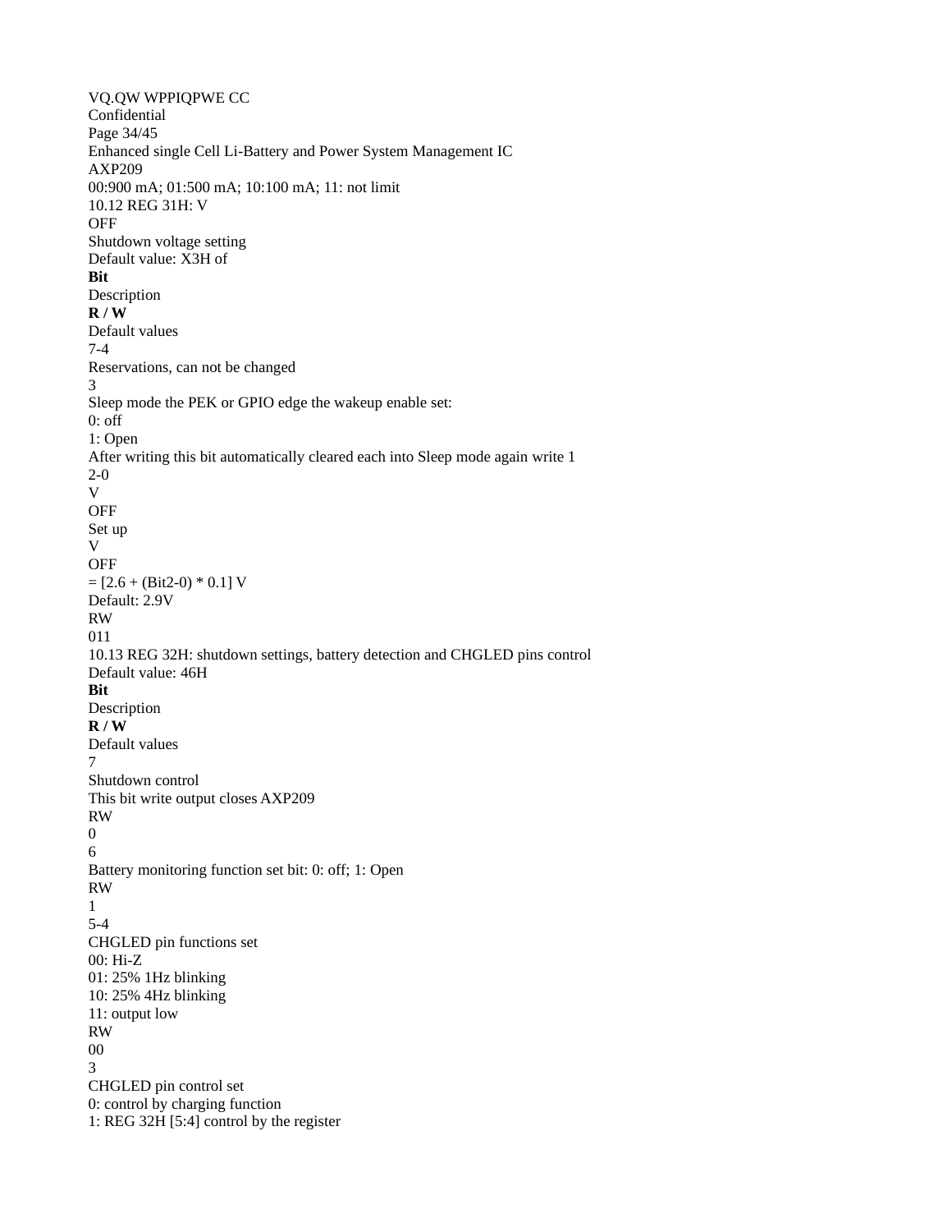00:900 mA; 01:500 mA; 10:100 mA; 11: not limit

### 10.12 REG 31H: V OFF Shutdown voltage setting

Default value: X3H of

| **Bit** | Description | **R / W** | Default values |
|---|---|---|---|
| 7-4 | Reservations, can not be changed | | |
| 3 | Sleep mode the PEK or GPIO edge the wakeup enable set:<br>0: off<br>1: Open<br>After writing this bit automatically cleared each into Sleep mode again write 1 | | |
| 2-0 | V OFF Set up<br>V OFF = [2.6 + (Bit2-0) * 0.1] V<br>Default: 2.9V | RW | 011 |

### 10.13 REG 32H: shutdown settings, battery detection and CHGLED pins control

Default value: 46H

| **Bit** | Description | **R / W** | Default values |
|---|---|---|---|
| 7 | Shutdown control<br>This bit write output closes AXP209 | RW | 0 |
| 6 | Battery monitoring function set bit: 0: off; 1: Open | RW | 1 |
| 5-4 | CHGLED pin functions set<br>00: Hi-Z<br>01: 25% 1Hz blinking<br>10: 25% 4Hz blinking<br>11: output low | RW | 00 |
| 3 | CHGLED pin control set<br>0: control by charging function<br>1: REG 32H [5:4] control by the register | | |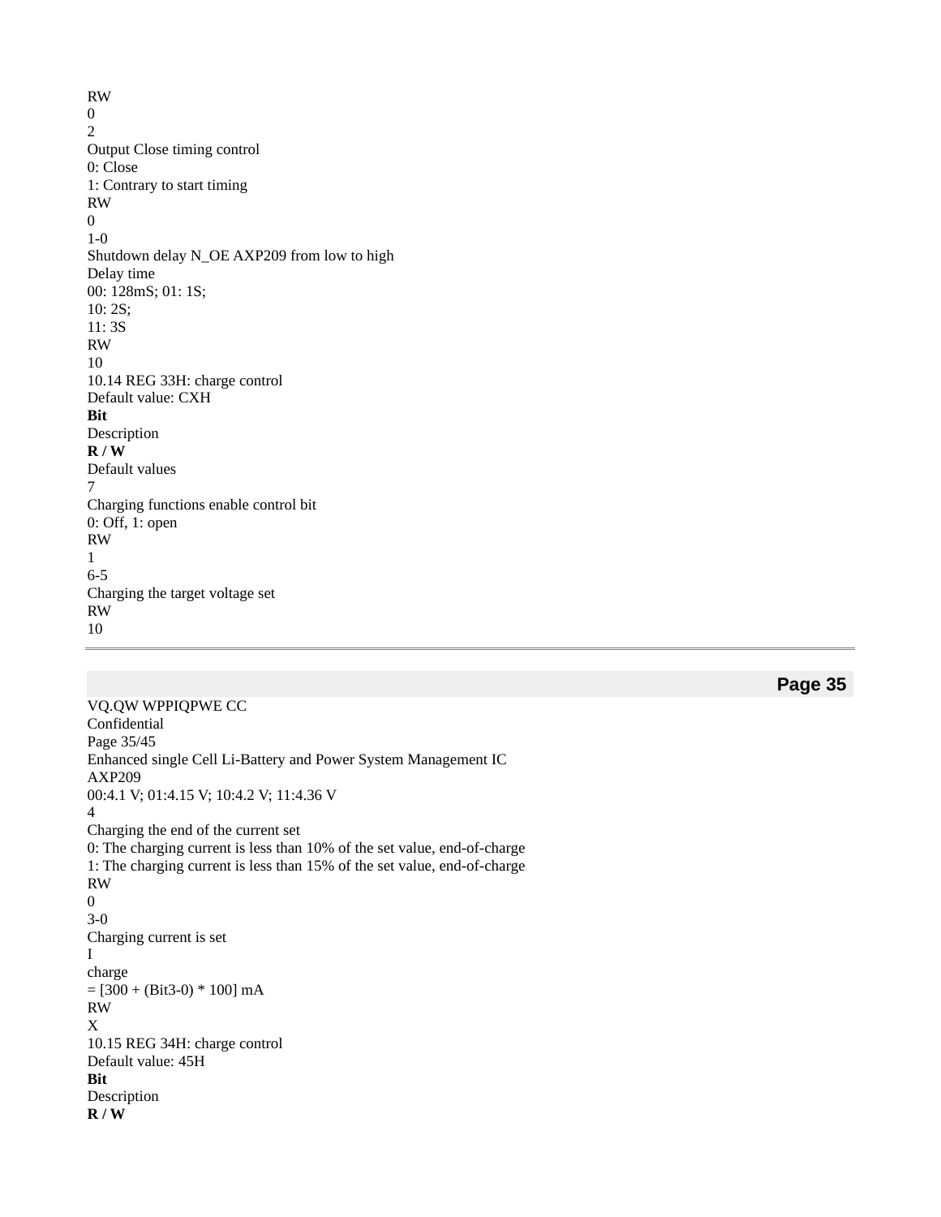| Bit | Description | R / W | Default values |
|---|---|---|---|
| | | RW | 0 |
| 2 | Output Close timing control<br>0: Close<br>1: Contrary to start timing | RW | 0 |
| 1-0 | Shutdown delay N_OE AXP209 from low to high<br>Delay time<br>00: 128mS; 01: 1S;<br>10: 2S;<br>11: 3S | RW | 10 |

### 10.14 REG 33H: charge control

Default value: CXH

| Bit | Description | R / W | Default values |
|---|---|---|---|
| 7 | Charging functions enable control bit<br>0: Off, 1: open | RW | 1 |
| 6-5 | Charging the target voltage set<br>00:4.1 V; 01:4.15 V; 10:4.2 V; 11:4.36 V | RW | 10 |
| 4 | Charging the end of the current set<br>0: The charging current is less than 10% of the set value, end-of-charge<br>1: The charging current is less than 15% of the set value, end-of-charge | RW | 0 |
| 3-0 | Charging current is set<br>$I_{charge}$ = [300 + (Bit3-0) * 100] mA | RW | X |

### 10.15 REG 34H: charge control

Default value: 45H

| Bit | Description | R / W |
|---|---|---|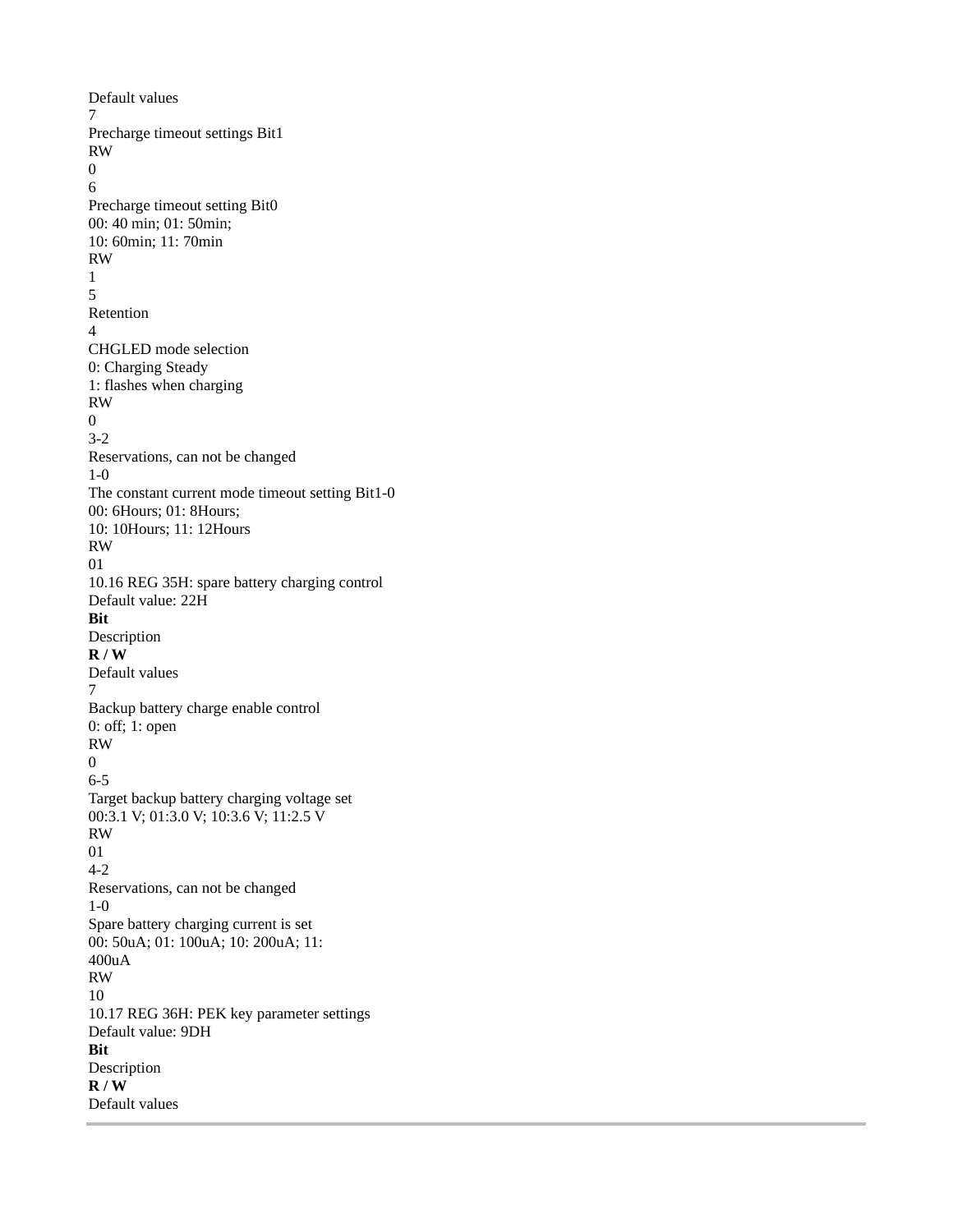| Bit | Description | R / W | Default values |
|---|---|---|---|
| 7 | Precharge timeout settings Bit1 | RW | 0 |
| 6 | Precharge timeout setting Bit0<br>00: 40 min; 01: 50min;<br>10: 60min; 11: 70min | RW | 1 |
| 5 | Retention | | |
| 4 | CHGLED mode selection<br>0: Charging Steady<br>1: flashes when charging | RW | 0 |
| 3-2 | Reservations, can not be changed | | |
| 1-0 | The constant current mode timeout setting Bit1-0<br>00: 6Hours; 01: 8Hours;<br>10: 10Hours; 11: 12Hours | RW | 01 |

### 10.16 REG 35H: spare battery charging control

Default value: 22H

| **Bit** | Description | **R / W** | Default values |
|---|---|---|---|
| 7 | Backup battery charge enable control<br>0: off; 1: open | RW | 0 |
| 6-5 | Target backup battery charging voltage set<br>00:3.1 V; 01:3.0 V; 10:3.6 V; 11:2.5 V | RW | 01 |
| 4-2 | Reservations, can not be changed | | |
| 1-0 | Spare battery charging current is set<br>00: 50uA; 01: 100uA; 10: 200uA; 11:<br>400uA | RW | 10 |

### 10.17 REG 36H: PEK key parameter settings

Default value: 9DH

| **Bit** | Description | **R / W** | Default values |
|---|---|---|---|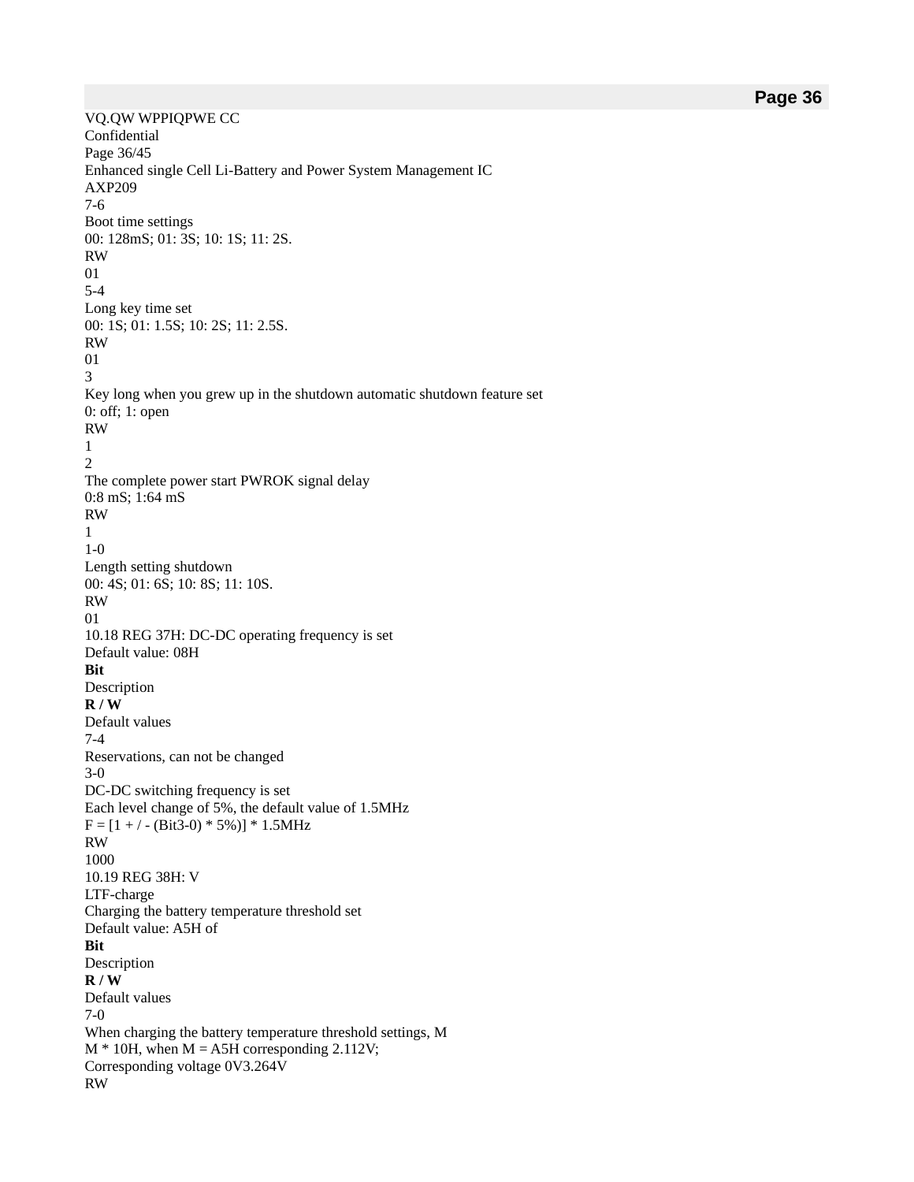| Bit | Description | R / W | Default values |
| --- | --- | --- | --- |
| 7-6 | Boot time settings<br>00: 128mS; 01: 3S; 10: 1S; 11: 2S. | RW | 01 |
| 5-4 | Long key time set<br>00: 1S; 01: 1.5S; 10: 2S; 11: 2.5S. | RW | 01 |
| 3 | Key long when you grew up in the shutdown automatic shutdown feature set<br>0: off; 1: open | RW | 1 |
| 2 | The complete power start PWROK signal delay<br>0:8 mS; 1:64 mS | RW | 1 |
| 1-0 | Length setting shutdown<br>00: 4S; 01: 6S; 10: 8S; 11: 10S. | RW | 01 |

## 10.18 REG 37H: DC-DC operating frequency is set

Default value: 08H

| Bit | Description | R / W | Default values |
| --- | --- | --- | --- |
| 7-4 | Reservations, can not be changed | | |
| 3-0 | DC-DC switching frequency is set<br>Each level change of 5%, the default value of 1.5MHz<br>F = [1 + / - (Bit3-0) * 5%)] * 1.5MHz | RW | 1000 |

## 10.19 REG 38H: V LTF-charge Charging the battery temperature threshold set

Default value: A5H of

| Bit | Description | R / W | Default values |
| --- | --- | --- | --- |
| 7-0 | When charging the battery temperature threshold settings, M<br>M * 10H, when M = A5H corresponding 2.112V;<br>Corresponding voltage 0V3.264V | RW | |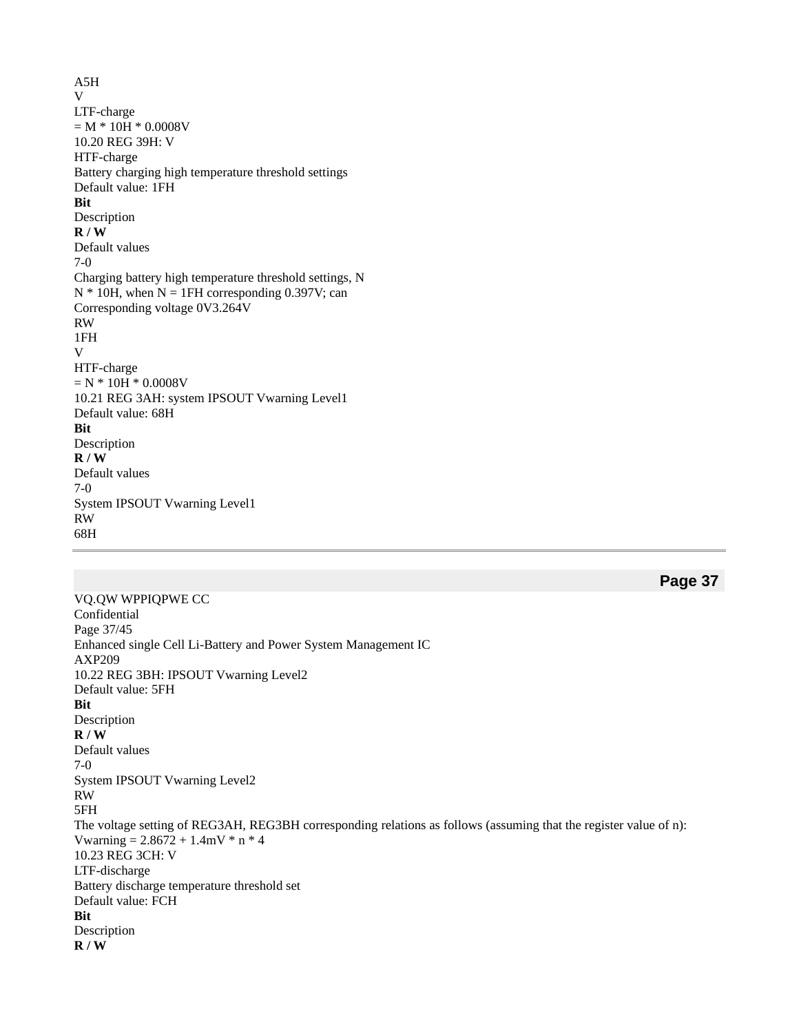A5H

V

LTF-charge

= M * 10H * 0.0008V

## 10.20 REG 39H: $V_{HTF-charge}$

Battery charging high temperature threshold settings

Default value: 1FH

| **Bit** | Description | **R / W** | Default values |
|---|---|---|---|
| 7-0 | Charging battery high temperature threshold settings, N<br>N * 10H, when N = 1FH corresponding 0.397V; can<br>Corresponding voltage 0V3.264V | RW | 1FH |

$V_{HTF-charge}$ = N * 10H * 0.0008V

## 10.21 REG 3AH: system IPSOUT Vwarning Level1

Default value: 68H

| **Bit** | Description | **R / W** | Default values |
|---|---|---|---|
| 7-0 | System IPSOUT Vwarning Level1 | RW | 68H |

## 10.22 REG 3BH: IPSOUT Vwarning Level2

Default value: 5FH

| **Bit** | Description | **R / W** | Default values |
|---|---|---|---|
| 7-0 | System IPSOUT Vwarning Level2 | RW | 5FH |

The voltage setting of REG3AH, REG3BH corresponding relations as follows (assuming that the register value of n):

Vwarning = 2.8672 + 1.4mV * n * 4

## 10.23 REG 3CH: $V_{LTF-discharge}$

Battery discharge temperature threshold set

Default value: FCH

| **Bit** | Description | **R / W** |
|---|---|---|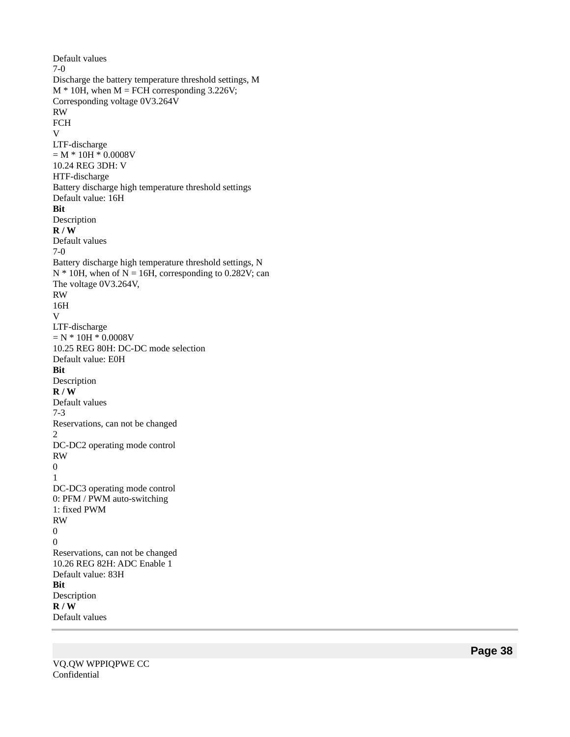Default values
7-0
Discharge the battery temperature threshold settings, M
M * 10H, when M = FCH corresponding 3.226V;
Corresponding voltage 0V3.264V
RW
FCH
V
LTF-discharge
= M * 10H * 0.0008V

## 10.24 REG 3DH: V HTF-discharge

Battery discharge high temperature threshold settings
Default value: 16H

| **Bit** | Description | **R / W** | Default values |
|---|---|---|---|
| 7-0 | Battery discharge high temperature threshold settings, N<br>N * 10H, when of N = 16H, corresponding to 0.282V; can<br>The voltage 0V3.264V,<br>V<br>LTF-discharge<br>= N * 10H * 0.0008V | RW | 16H |

## 10.25 REG 80H: DC-DC mode selection

Default value: E0H

| **Bit** | Description | **R / W** | Default values |
|---|---|---|---|
| 7-3 | Reservations, can not be changed | | |
| 2 | DC-DC2 operating mode control | RW | 0 |
| 1 | DC-DC3 operating mode control<br>0: PFM / PWM auto-switching<br>1: fixed PWM | RW | 0 |
| 0 | Reservations, can not be changed | | |

## 10.26 REG 82H: ADC Enable 1

Default value: 83H

| **Bit** | Description | **R / W** | Default values |
|---|---|---|---|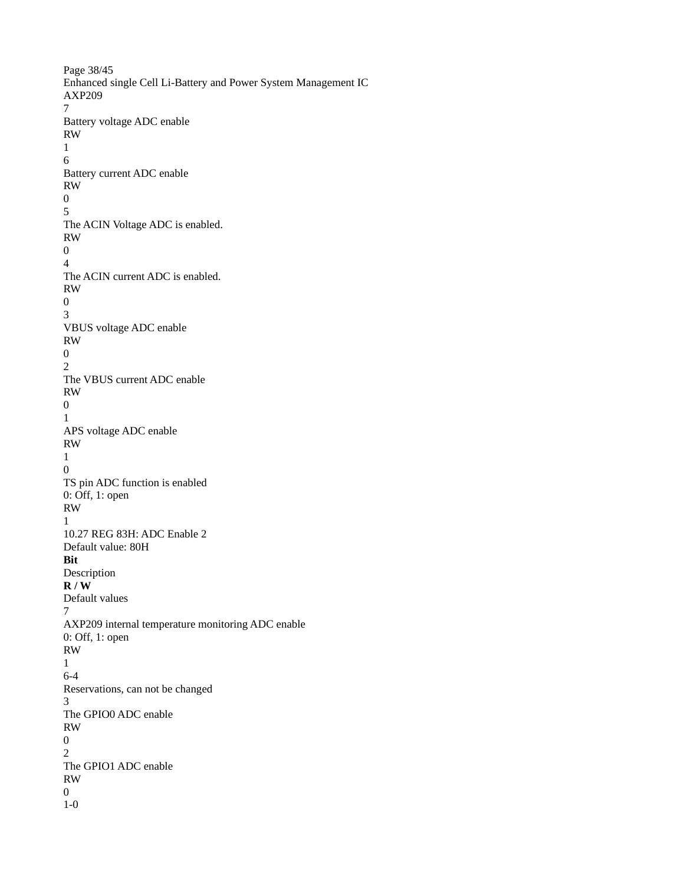| Bit | Description | R / W | Default values |
|---|---|---|---|
| 7 | Battery voltage ADC enable | RW | 1 |
| 6 | Battery current ADC enable | RW | 0 |
| 5 | The ACIN Voltage ADC is enabled. | RW | 0 |
| 4 | The ACIN current ADC is enabled. | RW | 0 |
| 3 | VBUS voltage ADC enable | RW | 0 |
| 2 | The VBUS current ADC enable | RW | 0 |
| 1 | APS voltage ADC enable | RW | 1 |
| 0 | TS pin ADC function is enabled<br>0: Off, 1: open | RW | 1 |

### 10.27 REG 83H: ADC Enable 2

Default value: 80H

| **Bit** | Description | **R / W** | Default values |
|---|---|---|---|
| 7 | AXP209 internal temperature monitoring ADC enable<br>0: Off, 1: open | RW | 1 |
| 6-4 | Reservations, can not be changed | | |
| 3 | The GPIO0 ADC enable | RW | 0 |
| 2 | The GPIO1 ADC enable | RW | 0 |
| 1-0 | | | |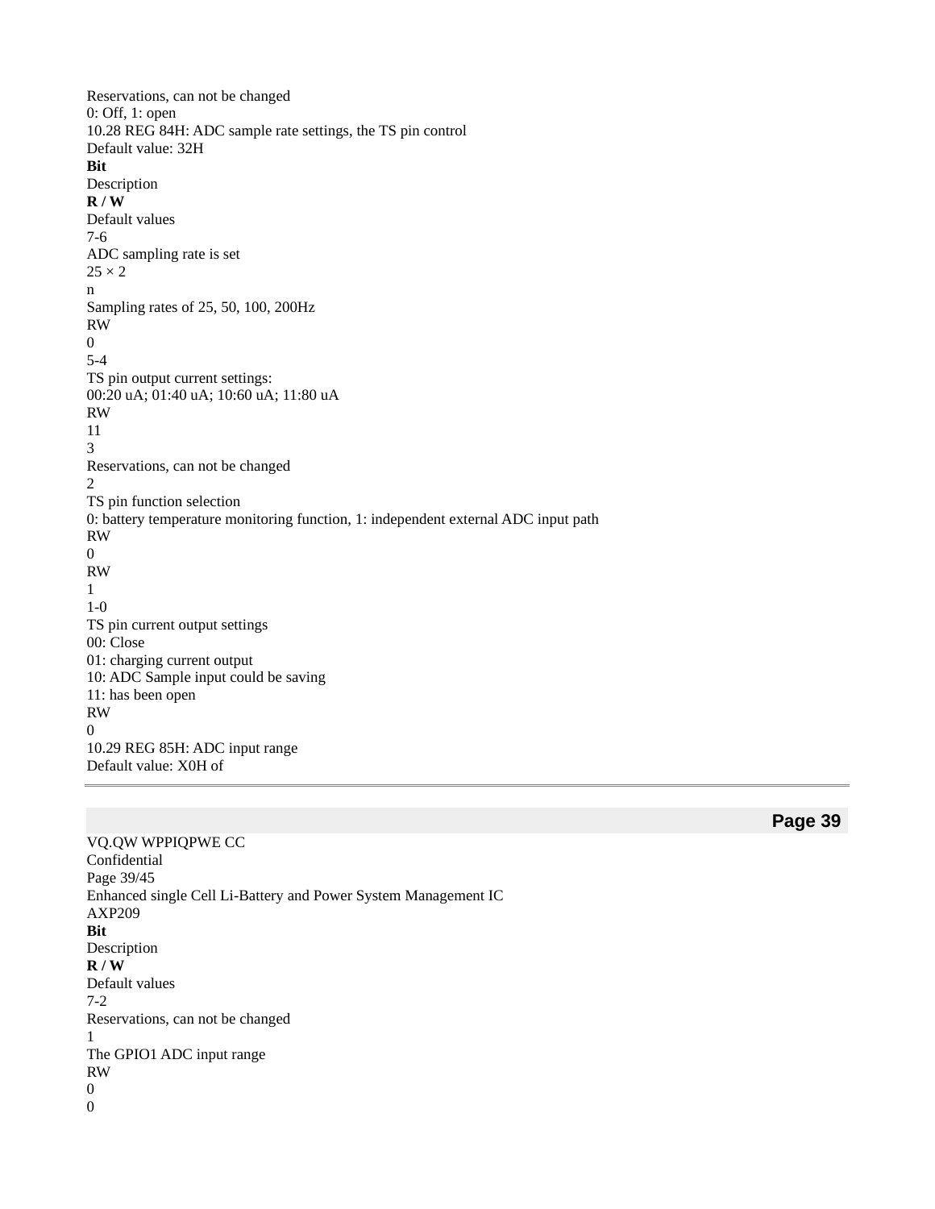Reservations, can not be changed
0: Off, 1: open

### 10.28 REG 84H: ADC sample rate settings, the TS pin control

Default value: 32H

| Bit | Description | R / W | Default values |
|---|---|---|---|
| 7-6 | ADC sampling rate is set $25 \times 2^n$ Sampling rates of 25, 50, 100, 200Hz | RW | 0 |
| 5-4 | TS pin output current settings: 00:20 uA; 01:40 uA; 10:60 uA; 11:80 uA | RW | 11 |
| 3 | Reservations, can not be changed | | |
| 2 | TS pin function selection 0: battery temperature monitoring function, 1: independent external ADC input path | RW | 0 |
| | | RW | 1 |
| 1-0 | TS pin current output settings 00: Close 01: charging current output 10: ADC Sample input could be saving 11: has been open | RW | 0 |

### 10.29 REG 85H: ADC input range

Default value: X0H of

| Bit | Description | R / W | Default values |
|---|---|---|---|
| 7-2 | Reservations, can not be changed | | |
| 1 | The GPIO1 ADC input range | RW | 0 |
| 0 | | | |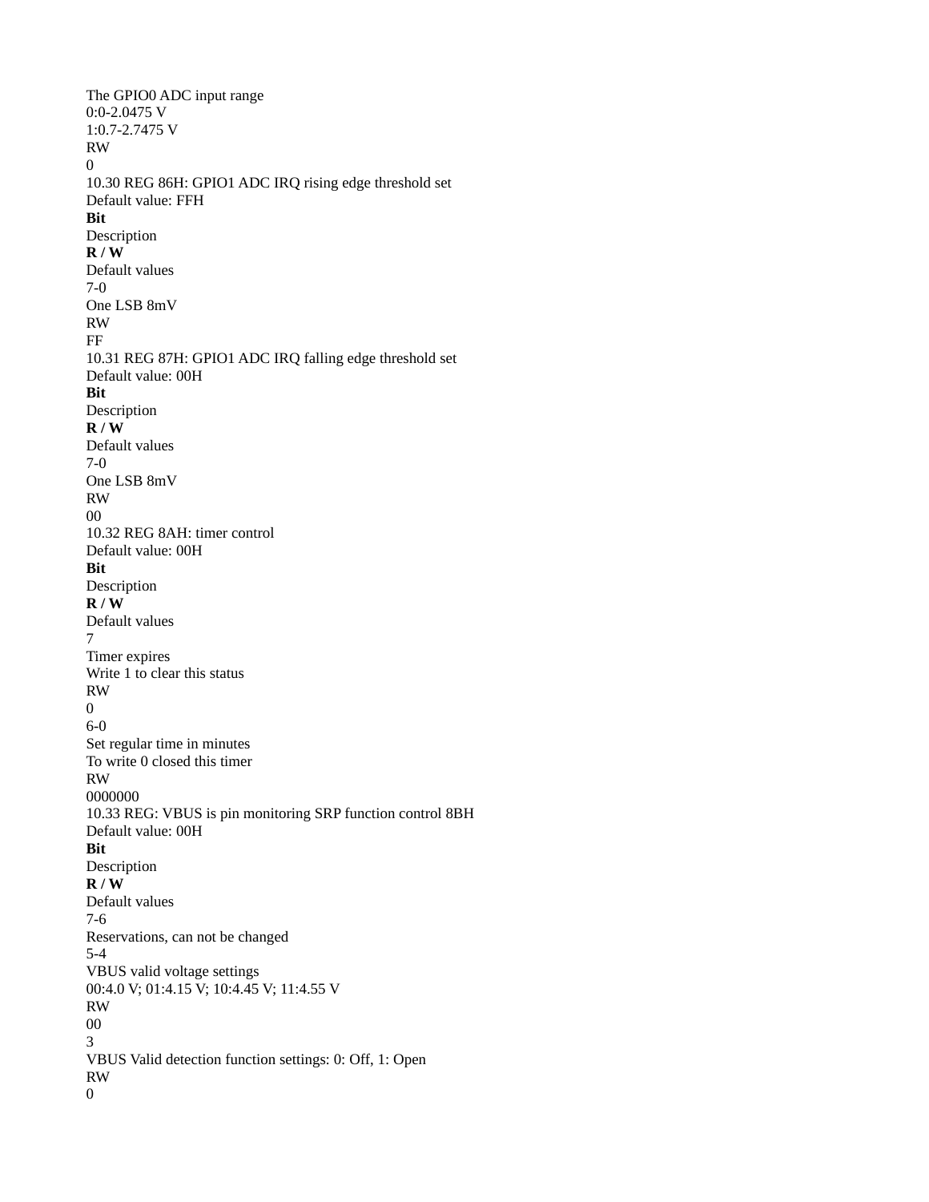| Bit | Description | R / W | Default values |
|---|---|---|---|
| | The GPIO0 ADC input range<br>0:0-2.0475 V<br>1:0.7-2.7475 V | RW | 0 |

### 10.30 REG 86H: GPIO1 ADC IRQ rising edge threshold set

Default value: FFH

| Bit | Description | R / W | Default values |
|---|---|---|---|
| 7-0 | One LSB 8mV | RW | FF |

### 10.31 REG 87H: GPIO1 ADC IRQ falling edge threshold set

Default value: 00H

| Bit | Description | R / W | Default values |
|---|---|---|---|
| 7-0 | One LSB 8mV | RW | 00 |

### 10.32 REG 8AH: timer control

Default value: 00H

| Bit | Description | R / W | Default values |
|---|---|---|---|
| 7 | Timer expires<br>Write 1 to clear this status | RW | 0 |
| 6-0 | Set regular time in minutes<br>To write 0 closed this timer | RW | 0000000 |

### 10.33 REG: VBUS is pin monitoring SRP function control 8BH

Default value: 00H

| Bit | Description | R / W | Default values |
|---|---|---|---|
| 7-6 | Reservations, can not be changed | | |
| 5-4 | VBUS valid voltage settings<br>00:4.0 V; 01:4.15 V; 10:4.45 V; 11:4.55 V | RW | 00 |
| 3 | VBUS Valid detection function settings: 0: Off, 1: Open | RW | 0 |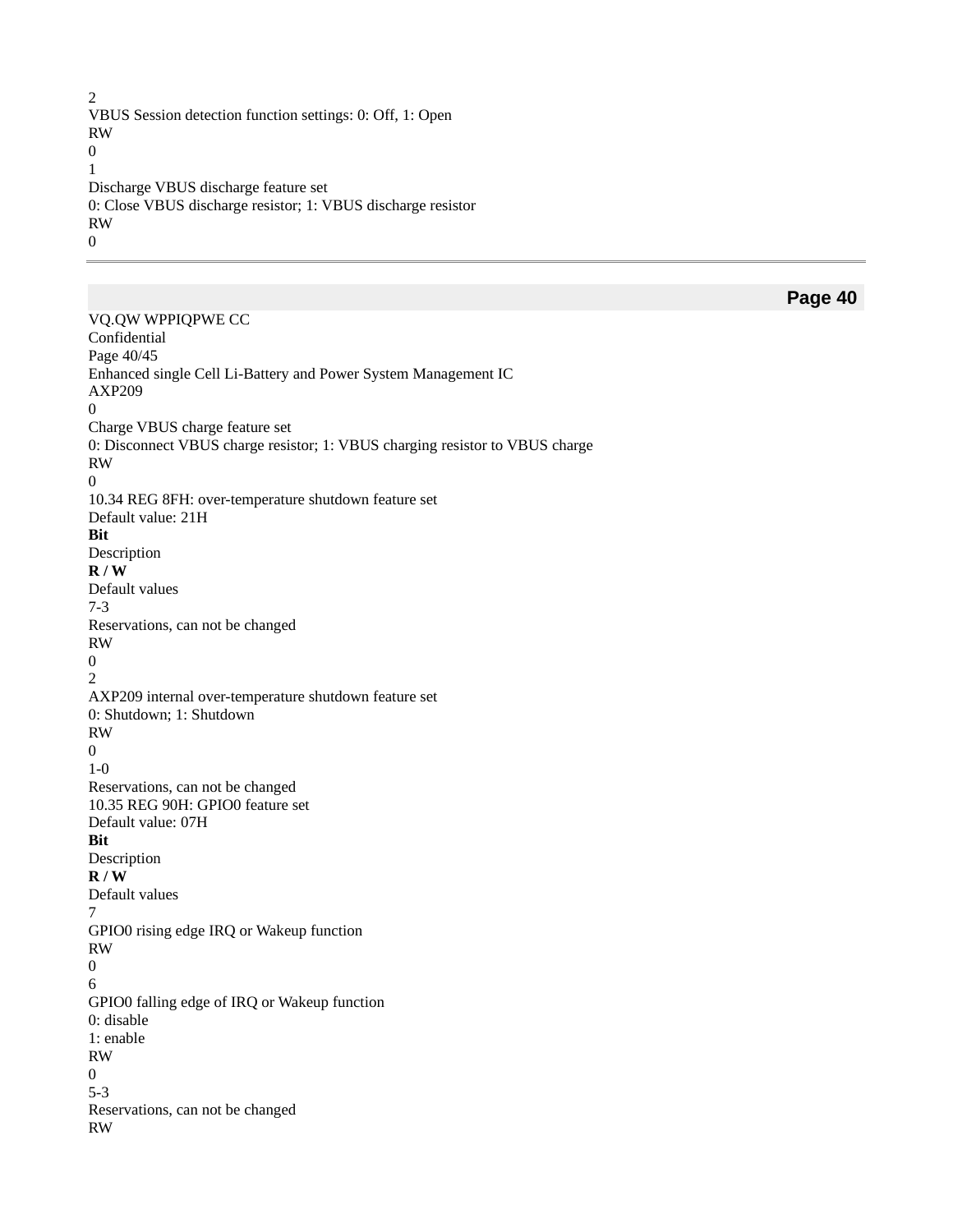| Bit | Description | R / W | Default values |
|---|---|---|---|
| 2 | VBUS Session detection function settings: 0: Off, 1: Open | RW | 0 |
| 1 | Discharge VBUS discharge feature set<br>0: Close VBUS discharge resistor; 1: VBUS discharge resistor | RW | 0 |
| 0 | Charge VBUS charge feature set<br>0: Disconnect VBUS charge resistor; 1: VBUS charging resistor to VBUS charge | RW | 0 |

### 10.34 REG 8FH: over-temperature shutdown feature set

Default value: 21H

| **Bit** | Description | **R / W** | Default values |
|---|---|---|---|
| 7-3 | Reservations, can not be changed | RW | 0 |
| 2 | AXP209 internal over-temperature shutdown feature set<br>0: Shutdown; 1: Shutdown | RW | 0 |
| 1-0 | Reservations, can not be changed | | |

### 10.35 REG 90H: GPIO0 feature set

Default value: 07H

| **Bit** | Description | **R / W** | Default values |
|---|---|---|---|
| 7 | GPIO0 rising edge IRQ or Wakeup function | RW | 0 |
| 6 | GPIO0 falling edge of IRQ or Wakeup function<br>0: disable<br>1: enable | RW | 0 |
| 5-3 | Reservations, can not be changed | RW | |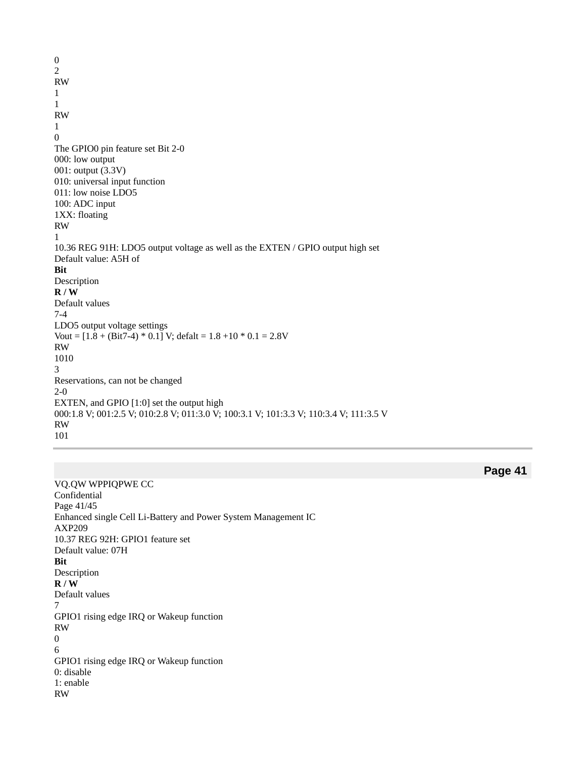| | | | |
|---|---|---|---|
| 0 | | | |
| 2 | | RW | 1 |
| 1 | | RW | 1 |
| 0 | The GPIO0 pin feature set Bit 2-0<br>000: low output<br>001: output (3.3V)<br>010: universal input function<br>011: low noise LDO5<br>100: ADC input<br>1XX: floating | RW | 1 |

### 10.36 REG 91H: LDO5 output voltage as well as the EXTEN / GPIO output high set

Default value: A5H of

| **Bit** | Description | **R / W** | Default values |
|---|---|---|---|
| 7-4 | LDO5 output voltage settings<br>Vout = [1.8 + (Bit7-4) * 0.1] V; defalt = 1.8 +10 * 0.1 = 2.8V | RW | 1010 |
| 3 | Reservations, can not be changed | | |
| 2-0 | EXTEN, and GPIO [1:0] set the output high<br>000:1.8 V; 001:2.5 V; 010:2.8 V; 011:3.0 V; 100:3.1 V; 101:3.3 V; 110:3.4 V; 111:3.5 V | RW | 101 |

### 10.37 REG 92H: GPIO1 feature set

Default value: 07H

| **Bit** | Description | **R / W** | Default values |
|---|---|---|---|
| 7 | GPIO1 rising edge IRQ or Wakeup function | RW | 0 |
| 6 | GPIO1 rising edge IRQ or Wakeup function<br>0: disable<br>1: enable | RW | |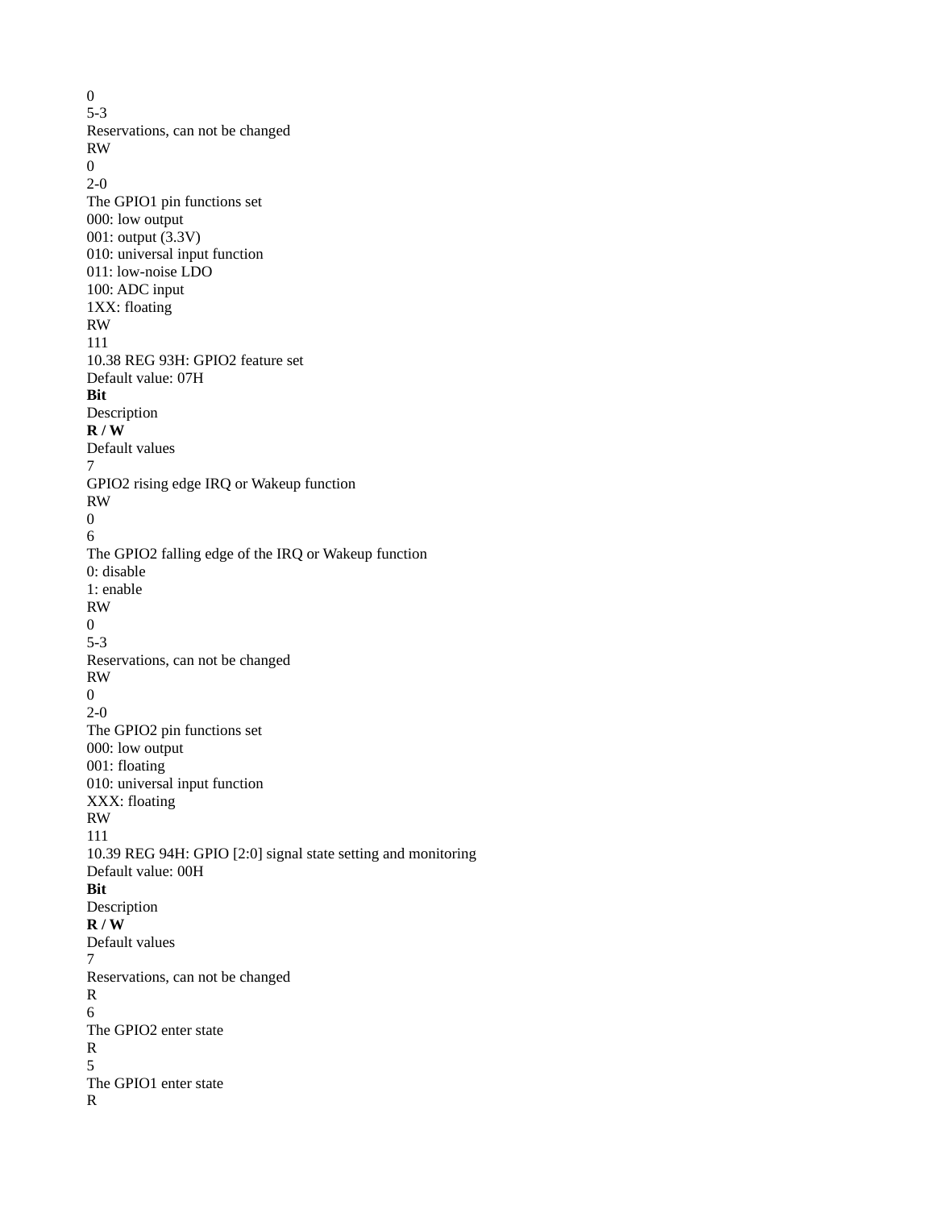| | | | |
|---|---|---|---|
| | | | 0 |
| 5-3 | Reservations, can not be changed | RW | 0 |
| 2-0 | The GPIO1 pin functions set<br>000: low output<br>001: output (3.3V)<br>010: universal input function<br>011: low-noise LDO<br>100: ADC input<br>1XX: floating | RW | 111 |

### 10.38 REG 93H: GPIO2 feature set

Default value: 07H

| **Bit** | Description | **R / W** | Default values |
|---|---|---|---|
| 7 | GPIO2 rising edge IRQ or Wakeup function | RW | 0 |
| 6 | The GPIO2 falling edge of the IRQ or Wakeup function<br>0: disable<br>1: enable | RW | 0 |
| 5-3 | Reservations, can not be changed | RW | 0 |
| 2-0 | The GPIO2 pin functions set<br>000: low output<br>001: floating<br>010: universal input function<br>XXX: floating | RW | 111 |

### 10.39 REG 94H: GPIO [2:0] signal state setting and monitoring

Default value: 00H

| **Bit** | Description | **R / W** | Default values |
|---|---|---|---|
| 7 | Reservations, can not be changed | R | |
| 6 | The GPIO2 enter state | R | |
| 5 | The GPIO1 enter state | R | |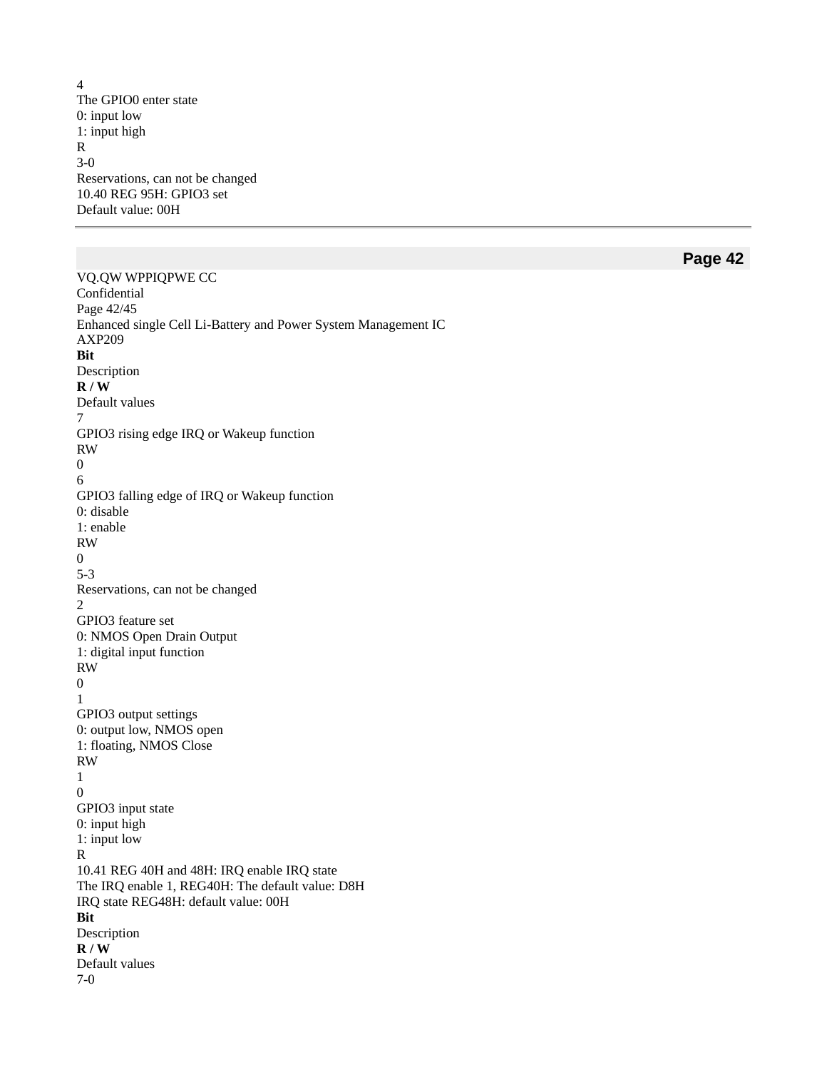| Bit | Description | R / W | Default values |
|---|---|---|---|
| 4 | The GPIO0 enter state<br>0: input low<br>1: input high | R | |
| 3-0 | Reservations, can not be changed | | |

### 10.40 REG 95H: GPIO3 set

Default value: 00H

| Bit | Description | R / W | Default values |
|---|---|---|---|
| 7 | GPIO3 rising edge IRQ or Wakeup function | RW | 0 |
| 6 | GPIO3 falling edge of IRQ or Wakeup function<br>0: disable<br>1: enable | RW | 0 |
| 5-3 | Reservations, can not be changed | | |
| 2 | GPIO3 feature set<br>0: NMOS Open Drain Output<br>1: digital input function | RW | 0 |
| 1 | GPIO3 output settings<br>0: output low, NMOS open<br>1: floating, NMOS Close | RW | 1 |
| 0 | GPIO3 input state<br>0: input high<br>1: input low | R | |

### 10.41 REG 40H and 48H: IRQ enable IRQ state

The IRQ enable 1, REG40H: The default value: D8H

IRQ state REG48H: default value: 00H

| Bit | Description | R / W | Default values |
|---|---|---|---|
| 7-0 | | | |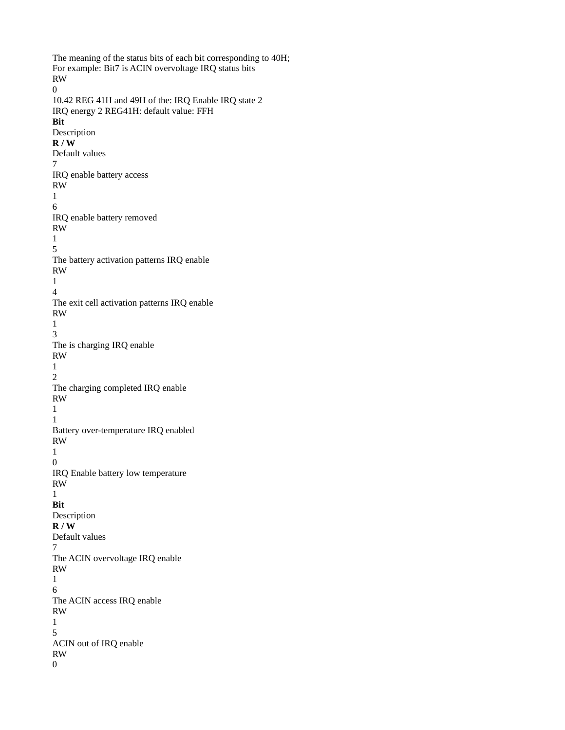The meaning of the status bits of each bit corresponding to 40H;
For example: Bit7 is ACIN overvoltage IRQ status bits
RW
0

## 10.42 REG 41H and 49H of the: IRQ Enable IRQ state 2

IRQ energy 2 REG41H: default value: FFH

| **Bit** | Description | **R / W** | Default values |
| --- | --- | --- | --- |
| 7 | IRQ enable battery access | RW | 1 |
| 6 | IRQ enable battery removed | RW | 1 |
| 5 | The battery activation patterns IRQ enable | RW | 1 |
| 4 | The exit cell activation patterns IRQ enable | RW | 1 |
| 3 | The is charging IRQ enable | RW | 1 |
| 2 | The charging completed IRQ enable | RW | 1 |
| 1 | Battery over-temperature IRQ enabled | RW | 1 |
| 0 | IRQ Enable battery low temperature | RW | 1 |

| **Bit** | Description | **R / W** | Default values |
| --- | --- | --- | --- |
| 7 | The ACIN overvoltage IRQ enable | RW | 1 |
| 6 | The ACIN access IRQ enable | RW | 1 |
| 5 | ACIN out of IRQ enable | RW | 0 |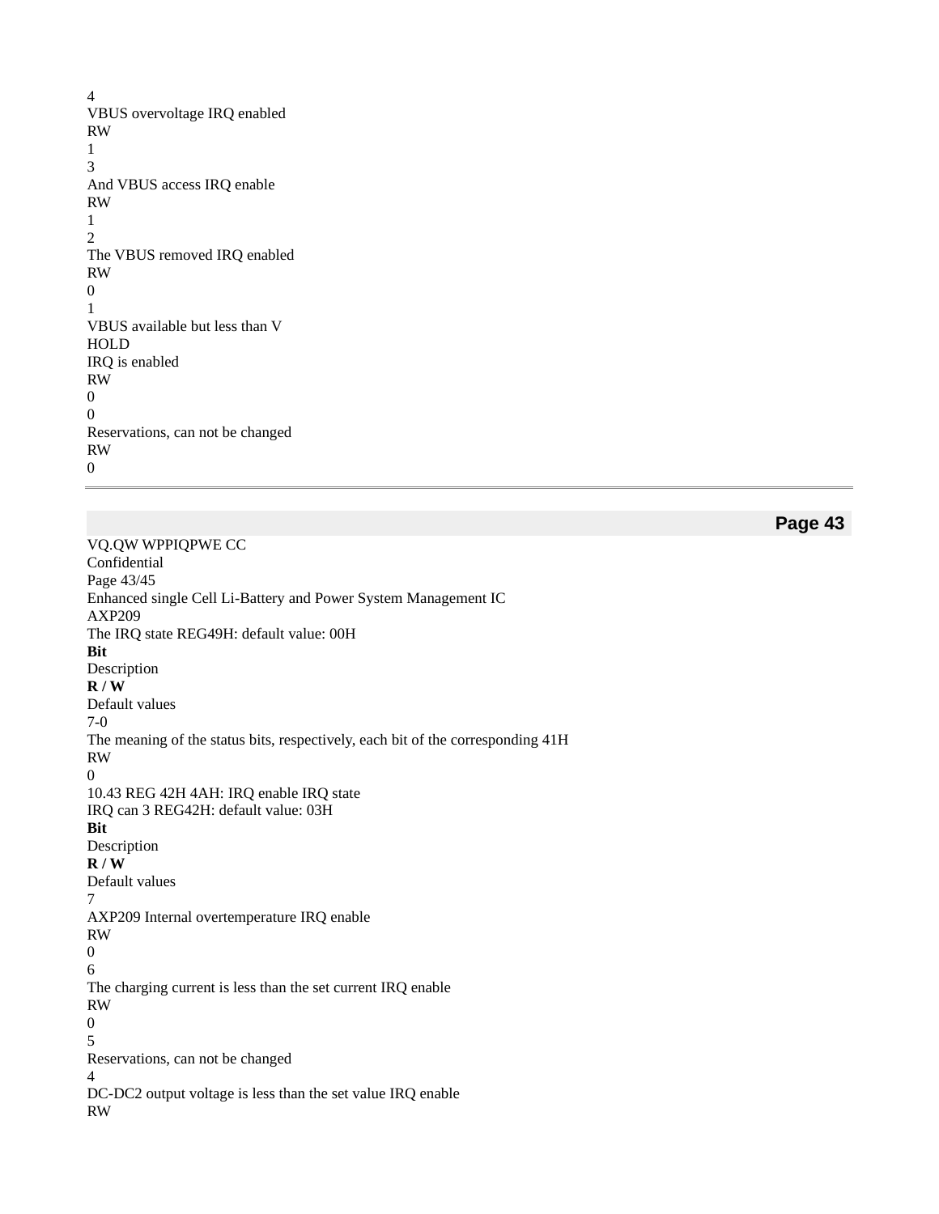| Bit | Description | R / W | Default values |
| --- | --- | --- | --- |
| 4 | VBUS overvoltage IRQ enabled | RW | 1 |
| 3 | And VBUS access IRQ enable | RW | 1 |
| 2 | The VBUS removed IRQ enabled | RW | 0 |
| 1 | VBUS available but less than $V_{HOLD}$ IRQ is enabled | RW | 0 |
| 0 | Reservations, can not be changed | RW | 0 |

The IRQ state REG49H: default value: 00H

| Bit | Description | R / W | Default values |
| --- | --- | --- | --- |
| 7-0 | The meaning of the status bits, respectively, each bit of the corresponding 41H | RW | 0 |

## 10.43 REG 42H 4AH: IRQ enable IRQ state

IRQ can 3 REG42H: default value: 03H

| Bit | Description | R / W | Default values |
| --- | --- | --- | --- |
| 7 | AXP209 Internal overtemperature IRQ enable | RW | 0 |
| 6 | The charging current is less than the set current IRQ enable | RW | 0 |
| 5 | Reservations, can not be changed | | |
| 4 | DC-DC2 output voltage is less than the set value IRQ enable | RW | |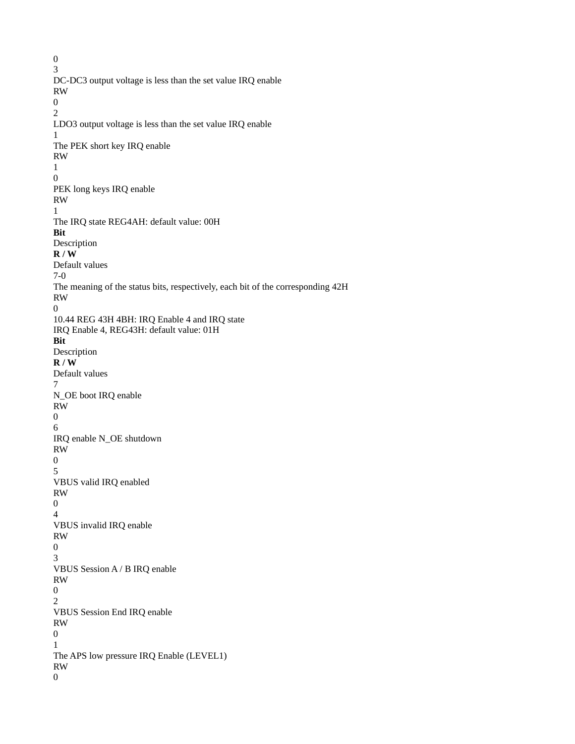| Bit | Description | R / W | Default values |
| --- | --- | --- | --- |
| | | | 0 |
| 3 | DC-DC3 output voltage is less than the set value IRQ enable | RW | 0 |
| 2 | LDO3 output voltage is less than the set value IRQ enable | | |
| 1 | The PEK short key IRQ enable | RW | 1 |
| 0 | PEK long keys IRQ enable | RW | 1 |

The IRQ state REG4AH: default value: 00H

| **Bit** | Description | **R / W** | Default values |
| --- | --- | --- | --- |
| 7-0 | The meaning of the status bits, respectively, each bit of the corresponding 42H | RW | 0 |

10.44 REG 43H 4BH: IRQ Enable 4 and IRQ state

IRQ Enable 4, REG43H: default value: 01H

| **Bit** | Description | **R / W** | Default values |
| --- | --- | --- | --- |
| 7 | N_OE boot IRQ enable | RW | 0 |
| 6 | IRQ enable N_OE shutdown | RW | 0 |
| 5 | VBUS valid IRQ enabled | RW | 0 |
| 4 | VBUS invalid IRQ enable | RW | 0 |
| 3 | VBUS Session A / B IRQ enable | RW | 0 |
| 2 | VBUS Session End IRQ enable | RW | 0 |
| 1 | The APS low pressure IRQ Enable (LEVEL1) | RW | 0 |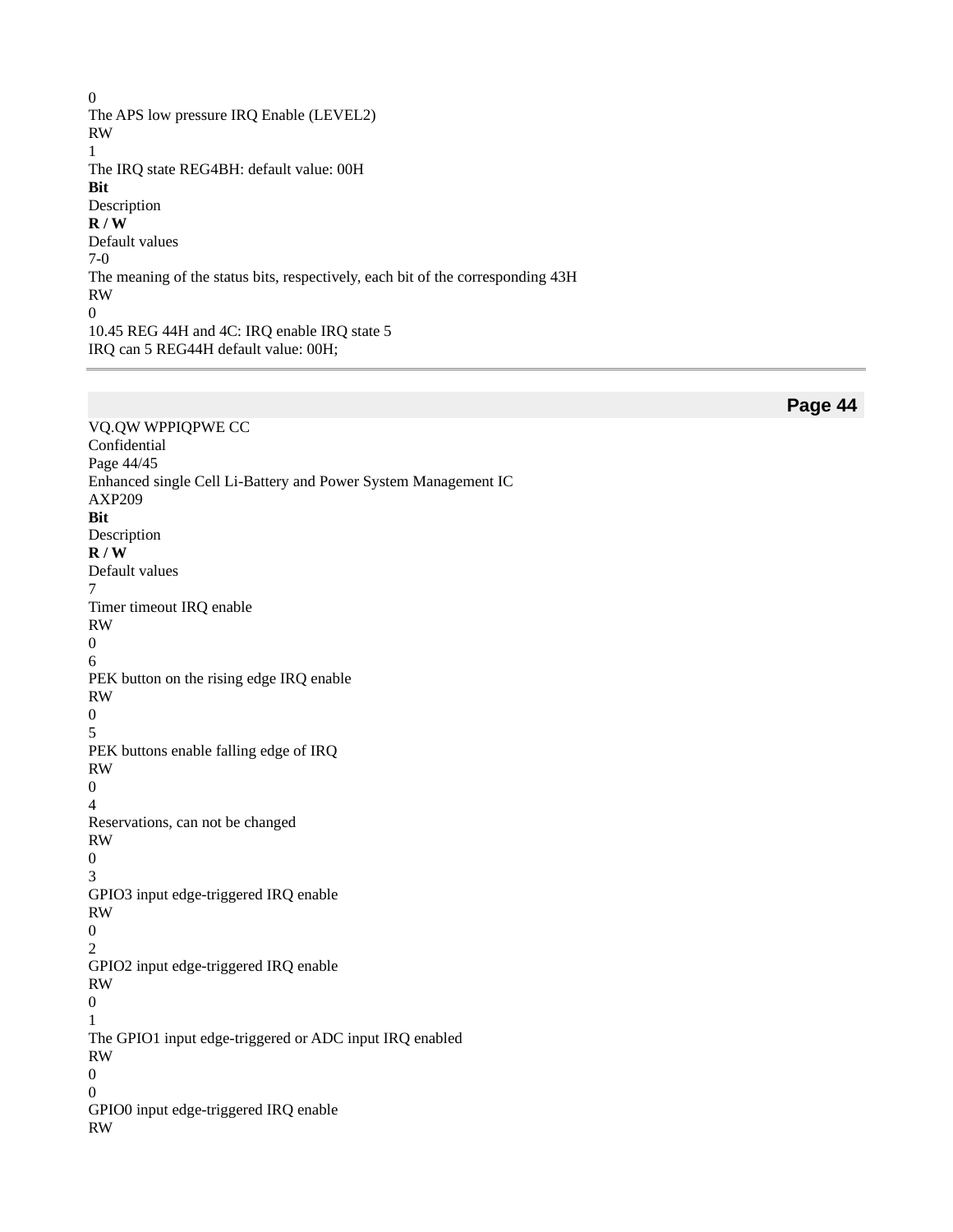| Bit | Description | R / W | Default values |
|---|---|---|---|
| 0 | The APS low pressure IRQ Enable (LEVEL2) | RW | 1 |

The IRQ state REG4BH: default value: 00H

| Bit | Description | R / W | Default values |
|---|---|---|---|
| 7-0 | The meaning of the status bits, respectively, each bit of the corresponding 43H | RW | 0 |

### 10.45 REG 44H and 4C: IRQ enable IRQ state 5

IRQ can 5 REG44H default value: 00H;

| Bit | Description | R / W | Default values |
|---|---|---|---|
| 7 | Timer timeout IRQ enable | RW | 0 |
| 6 | PEK button on the rising edge IRQ enable | RW | 0 |
| 5 | PEK buttons enable falling edge of IRQ | RW | 0 |
| 4 | Reservations, can not be changed | RW | 0 |
| 3 | GPIO3 input edge-triggered IRQ enable | RW | 0 |
| 2 | GPIO2 input edge-triggered IRQ enable | RW | 0 |
| 1 | The GPIO1 input edge-triggered or ADC input IRQ enabled | RW | 0 |
| 0 | GPIO0 input edge-triggered IRQ enable | RW | |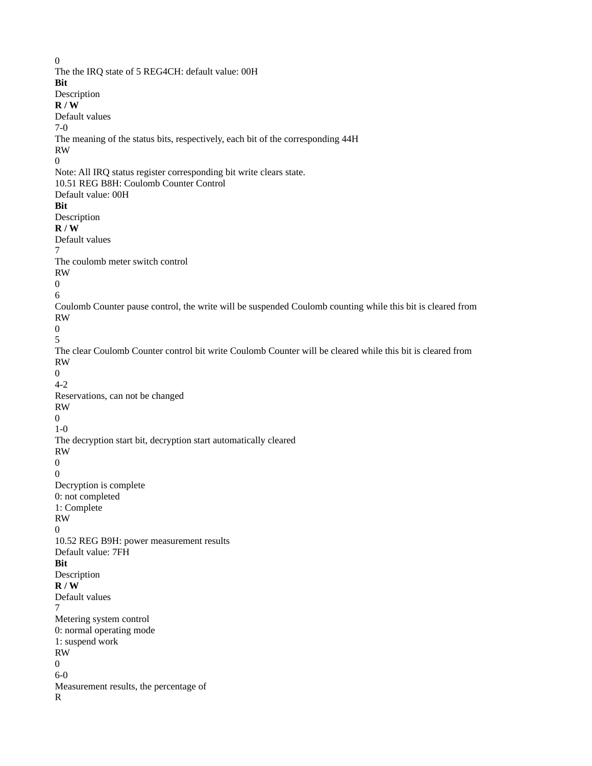0

The the IRQ state of 5 REG4CH: default value: 00H

| Bit | Description | R / W | Default values |
| --- | --- | --- | --- |
| 7-0 | The meaning of the status bits, respectively, each bit of the corresponding 44H | RW | 0 |

Note: All IRQ status register corresponding bit write clears state.

### 10.51 REG B8H: Coulomb Counter Control

Default value: 00H

| Bit | Description | R / W | Default values |
| --- | --- | --- | --- |
| 7 | The coulomb meter switch control | RW | 0 |
| 6 | Coulomb Counter pause control, the write will be suspended Coulomb counting while this bit is cleared from | RW | 0 |
| 5 | The clear Coulomb Counter control bit write Coulomb Counter will be cleared while this bit is cleared from | RW | 0 |
| 4-2 | Reservations, can not be changed | RW | 0 |
| 1-0 | The decryption start bit, decryption start automatically cleared | RW | 0 |
| 0 | Decryption is complete<br>0: not completed<br>1: Complete | RW | 0 |

### 10.52 REG B9H: power measurement results

Default value: 7FH

| Bit | Description | R / W | Default values |
| --- | --- | --- | --- |
| 7 | Metering system control<br>0: normal operating mode<br>1: suspend work | RW | 0 |
| 6-0 | Measurement results, the percentage of | R | |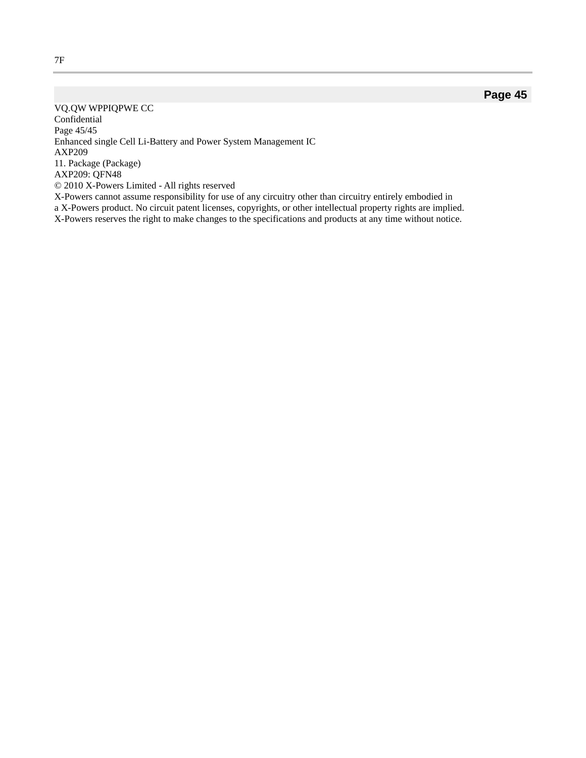VQ.QW WPPIQPWE CC

Confidential

Enhanced single Cell Li-Battery and Power System Management IC

AXP209

## 11. Package (Package)

AXP209: QFN48

© 2010 X-Powers Limited - All rights reserved

X-Powers cannot assume responsibility for use of any circuitry other than circuitry entirely embodied in a X-Powers product. No circuit patent licenses, copyrights, or other intellectual property rights are implied. X-Powers reserves the right to make changes to the specifications and products at any time without notice.